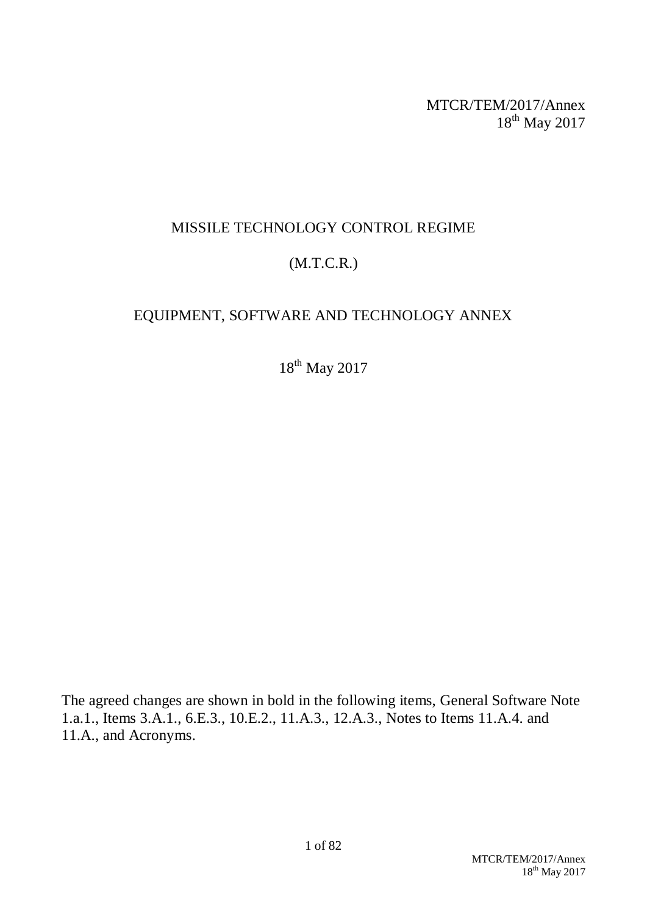MTCR/TEM/2017/Annex
18th May 2017

# MISSILE TECHNOLOGY CONTROL REGIME

# (M.T.C.R.)

# EQUIPMENT, SOFTWARE AND TECHNOLOGY ANNEX

18th May 2017

The agreed changes are shown in bold in the following items, General Software Note 1.a.1., Items 3.A.1., 6.E.3., 10.E.2., 11.A.3., 12.A.3., Notes to Items 11.A.4. and 11.A., and Acronyms.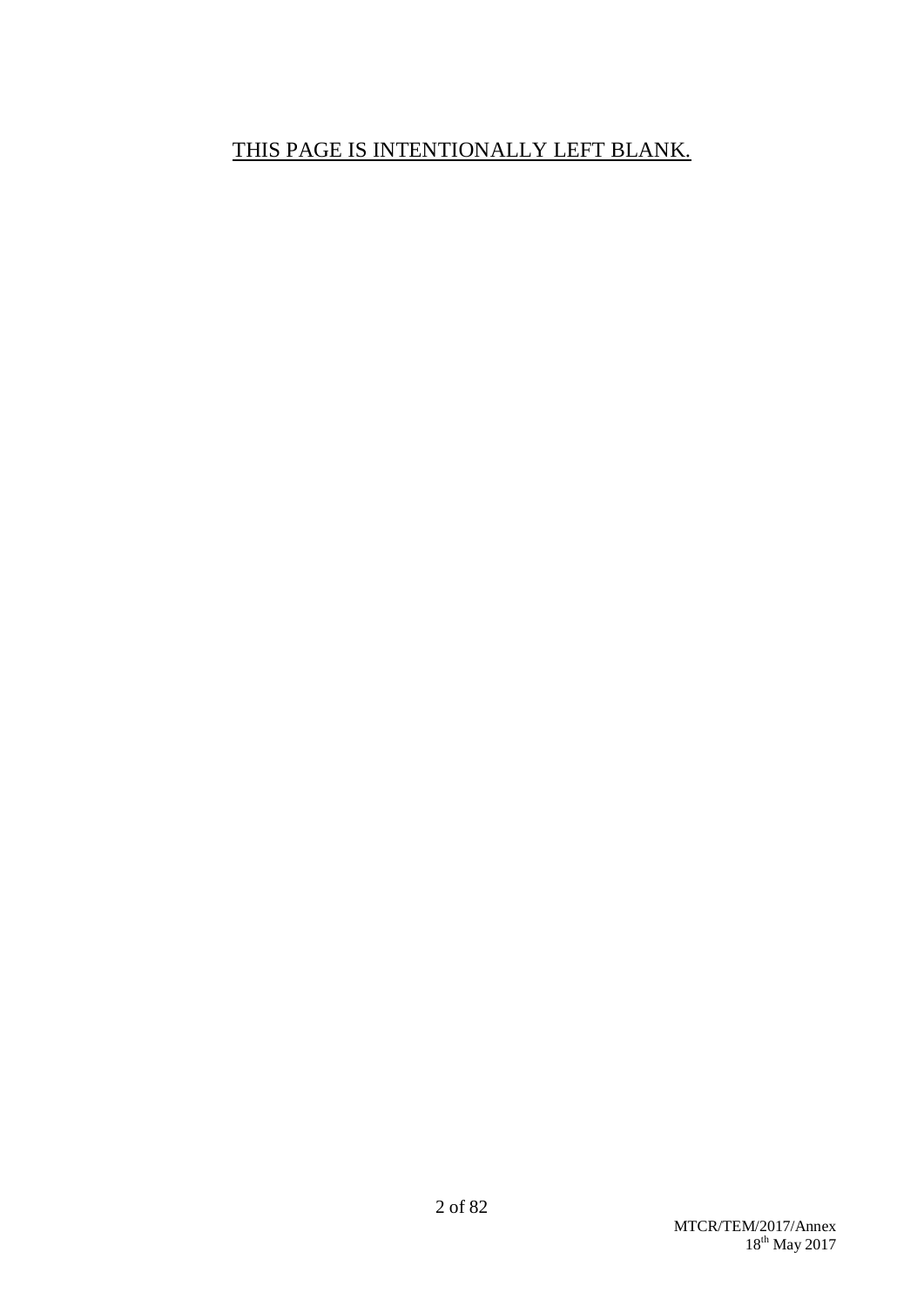<u>THIS PAGE IS INTENTIONALLY LEFT BLANK.</u>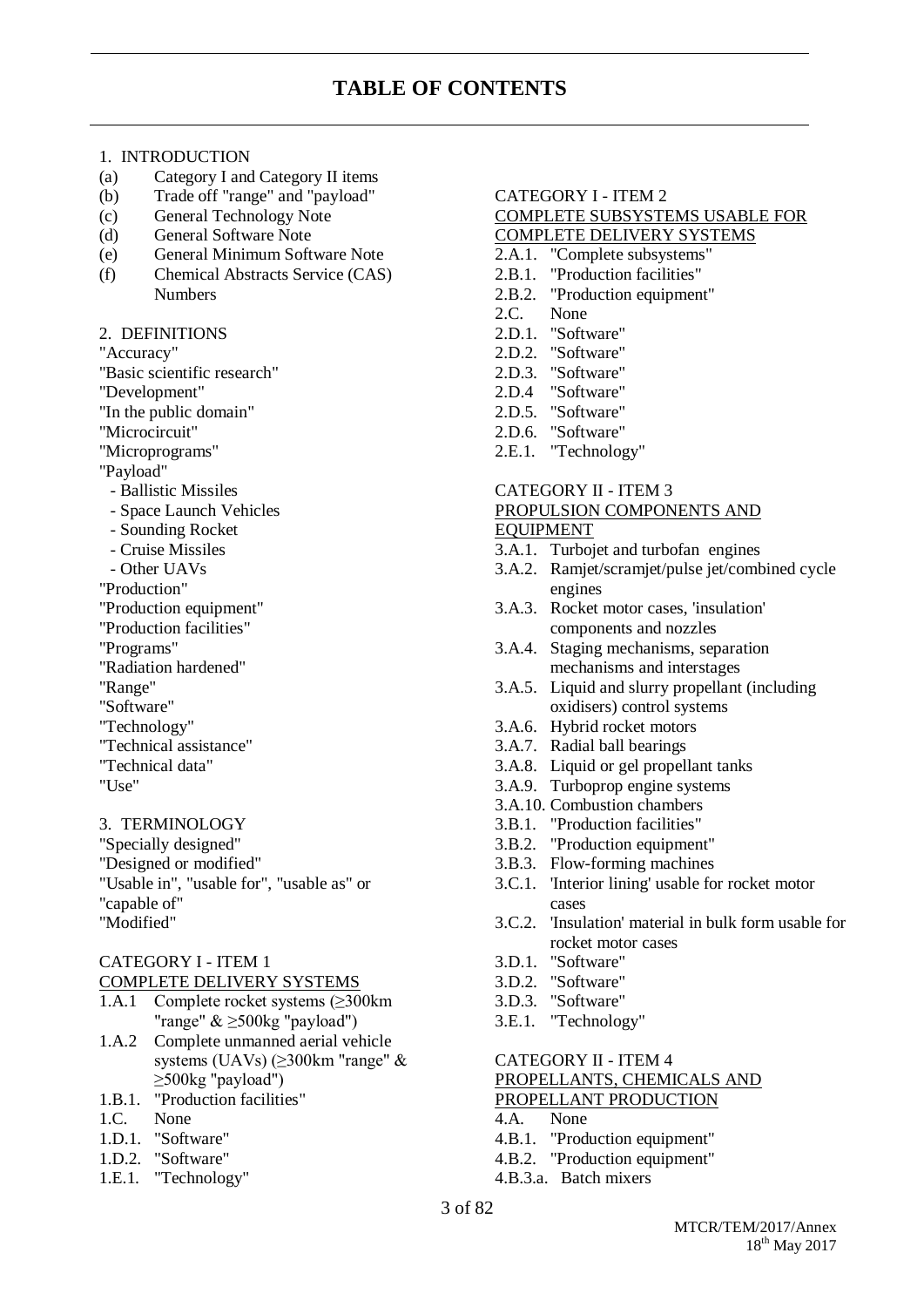# TABLE OF CONTENTS

1. INTRODUCTION
- (a) Category I and Category II items
- (b) Trade off "range" and "payload"
- (c) General Technology Note
- (d) General Software Note
- (e) General Minimum Software Note
- (f) Chemical Abstracts Service (CAS) Numbers

2. DEFINITIONS

"Accuracy"
"Basic scientific research"
"Development"
"In the public domain"
"Microcircuit"
"Microprograms"
"Payload"
- Ballistic Missiles
- Space Launch Vehicles
- Sounding Rocket
- Cruise Missiles
- Other UAVs

"Production"
"Production equipment"
"Production facilities"
"Programs"
"Radiation hardened"
"Range"
"Software"
"Technology"
"Technical assistance"
"Technical data"
"Use"

3. TERMINOLOGY

"Specially designed"
"Designed or modified"
"Usable in", "usable for", "usable as" or "capable of"
"Modified"

CATEGORY I - ITEM 1
COMPLETE DELIVERY SYSTEMS
- 1.A.1 Complete rocket systems (≥300km "range" & ≥500kg "payload")
- 1.A.2 Complete unmanned aerial vehicle systems (UAVs) (≥300km "range" & ≥500kg "payload")
- 1.B.1. "Production facilities"
- 1.C. None
- 1.D.1. "Software"
- 1.D.2. "Software"
- 1.E.1. "Technology"

CATEGORY I - ITEM 2
COMPLETE SUBSYSTEMS USABLE FOR COMPLETE DELIVERY SYSTEMS
- 2.A.1. "Complete subsystems"
- 2.B.1. "Production facilities"
- 2.B.2. "Production equipment"
- 2.C. None
- 2.D.1. "Software"
- 2.D.2. "Software"
- 2.D.3. "Software"
- 2.D.4 "Software"
- 2.D.5. "Software"
- 2.D.6. "Software"
- 2.E.1. "Technology"

CATEGORY II - ITEM 3
PROPULSION COMPONENTS AND EQUIPMENT
- 3.A.1. Turbojet and turbofan engines
- 3.A.2. Ramjet/scramjet/pulse jet/combined cycle engines
- 3.A.3. Rocket motor cases, 'insulation' components and nozzles
- 3.A.4. Staging mechanisms, separation mechanisms and interstages
- 3.A.5. Liquid and slurry propellant (including oxidisers) control systems
- 3.A.6. Hybrid rocket motors
- 3.A.7. Radial ball bearings
- 3.A.8. Liquid or gel propellant tanks
- 3.A.9. Turboprop engine systems
- 3.A.10. Combustion chambers
- 3.B.1. "Production facilities"
- 3.B.2. "Production equipment"
- 3.B.3. Flow-forming machines
- 3.C.1. 'Interior lining' usable for rocket motor cases
- 3.C.2. 'Insulation' material in bulk form usable for rocket motor cases
- 3.D.1. "Software"
- 3.D.2. "Software"
- 3.D.3. "Software"
- 3.E.1. "Technology"

CATEGORY II - ITEM 4
PROPELLANTS, CHEMICALS AND PROPELLANT PRODUCTION
- 4.A. None
- 4.B.1. "Production equipment"
- 4.B.2. "Production equipment"
- 4.B.3.a. Batch mixers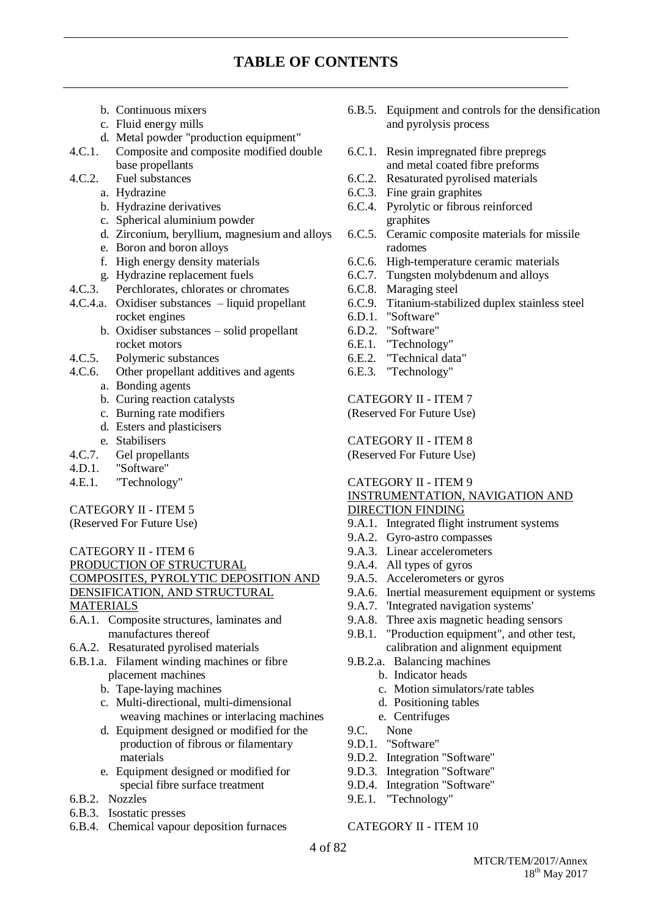## TABLE OF CONTENTS

- b. Continuous mixers
- c. Fluid energy mills
- d. Metal powder "production equipment"

4.C.1. Composite and composite modified double base propellants

4.C.2. Fuel substances

- a. Hydrazine
- b. Hydrazine derivatives
- c. Spherical aluminium powder
- d. Zirconium, beryllium, magnesium and alloys
- e. Boron and boron alloys
- f. High energy density materials
- g. Hydrazine replacement fuels

4.C.3. Perchlorates, chlorates or chromates

4.C.4.a. Oxidiser substances – liquid propellant rocket engines

- b. Oxidiser substances – solid propellant rocket motors

4.C.5. Polymeric substances

4.C.6. Other propellant additives and agents

- a. Bonding agents
- b. Curing reaction catalysts
- c. Burning rate modifiers
- d. Esters and plasticisers
- e. Stabilisers

4.C.7. Gel propellants

4.D.1. "Software"

4.E.1. "Technology"

CATEGORY II - ITEM 5
(Reserved For Future Use)

CATEGORY II - ITEM 6
PRODUCTION OF STRUCTURAL COMPOSITES, PYROLYTIC DEPOSITION AND DENSIFICATION, AND STRUCTURAL MATERIALS

6.A.1. Composite structures, laminates and manufactures thereof

6.A.2. Resaturated pyrolised materials

6.B.1.a. Filament winding machines or fibre placement machines

- b. Tape-laying machines
- c. Multi-directional, multi-dimensional weaving machines or interlacing machines
- d. Equipment designed or modified for the production of fibrous or filamentary materials
- e. Equipment designed or modified for special fibre surface treatment

6.B.2. Nozzles

6.B.3. Isostatic presses

6.B.4. Chemical vapour deposition furnaces

6.B.5. Equipment and controls for the densification and pyrolysis process

6.C.1. Resin impregnated fibre prepregs and metal coated fibre preforms

6.C.2. Resaturated pyrolised materials

6.C.3. Fine grain graphites

6.C.4. Pyrolytic or fibrous reinforced graphites

6.C.5. Ceramic composite materials for missile radomes

6.C.6. High-temperature ceramic materials

6.C.7. Tungsten molybdenum and alloys

6.C.8. Maraging steel

6.C.9. Titanium-stabilized duplex stainless steel

6.D.1. "Software"

6.D.2. "Software"

6.E.1. "Technology"

6.E.2. "Technical data"

6.E.3. "Technology"

CATEGORY II - ITEM 7
(Reserved For Future Use)

CATEGORY II - ITEM 8
(Reserved For Future Use)

CATEGORY II - ITEM 9
INSTRUMENTATION, NAVIGATION AND DIRECTION FINDING

9.A.1. Integrated flight instrument systems

9.A.2. Gyro-astro compasses

9.A.3. Linear accelerometers

9.A.4. All types of gyros

9.A.5. Accelerometers or gyros

9.A.6. Inertial measurement equipment or systems

9.A.7. 'Integrated navigation systems'

9.A.8. Three axis magnetic heading sensors

9.B.1. "Production equipment", and other test, calibration and alignment equipment

9.B.2.a. Balancing machines

- b. Indicator heads
- c. Motion simulators/rate tables
- d. Positioning tables
- e. Centrifuges

9.C. None

9.D.1. "Software"

9.D.2. Integration "Software"

9.D.3. Integration "Software"

9.D.4. Integration "Software"

9.E.1. "Technology"

CATEGORY II - ITEM 10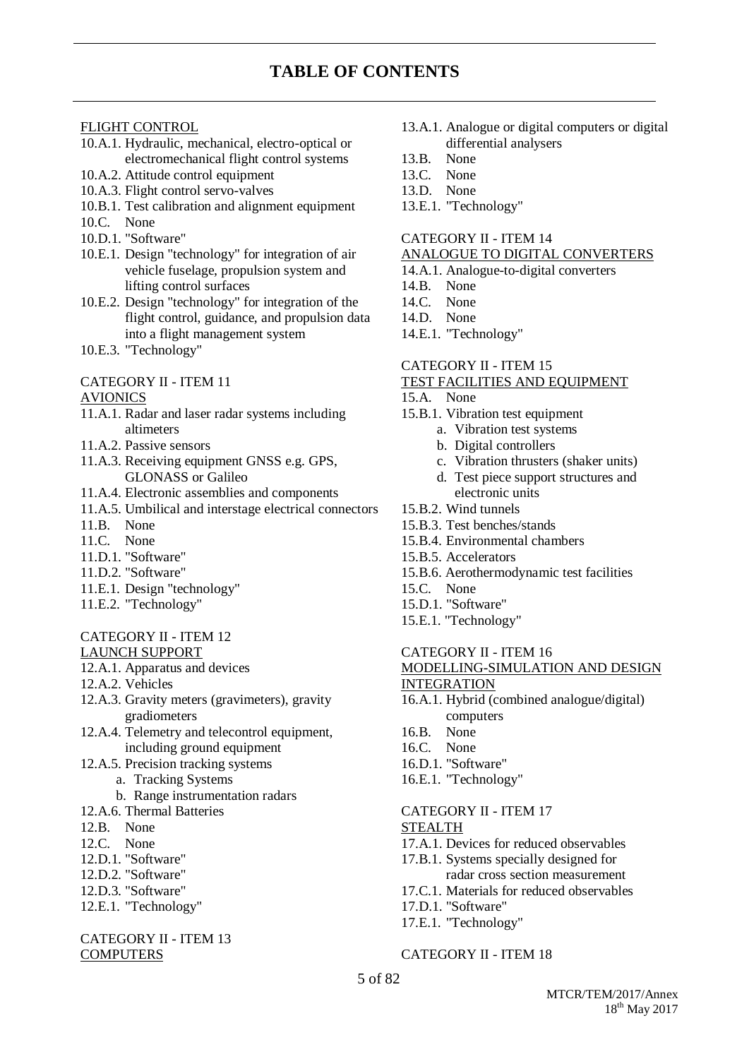# TABLE OF CONTENTS

FLIGHT CONTROL

- 10.A.1. Hydraulic, mechanical, electro-optical or electromechanical flight control systems
- 10.A.2. Attitude control equipment
- 10.A.3. Flight control servo-valves
- 10.B.1. Test calibration and alignment equipment
- 10.C. None
- 10.D.1. "Software"
- 10.E.1. Design "technology" for integration of air vehicle fuselage, propulsion system and lifting control surfaces
- 10.E.2. Design "technology" for integration of the flight control, guidance, and propulsion data into a flight management system
- 10.E.3. "Technology"

CATEGORY II - ITEM 11
AVIONICS

- 11.A.1. Radar and laser radar systems including altimeters
- 11.A.2. Passive sensors
- 11.A.3. Receiving equipment GNSS e.g. GPS, GLONASS or Galileo
- 11.A.4. Electronic assemblies and components
- 11.A.5. Umbilical and interstage electrical connectors
- 11.B. None
- 11.C. None
- 11.D.1. "Software"
- 11.D.2. "Software"
- 11.E.1. Design "technology"
- 11.E.2. "Technology"

CATEGORY II - ITEM 12
LAUNCH SUPPORT

- 12.A.1. Apparatus and devices
- 12.A.2. Vehicles
- 12.A.3. Gravity meters (gravimeters), gravity gradiometers
- 12.A.4. Telemetry and telecontrol equipment, including ground equipment
- 12.A.5. Precision tracking systems
  - a. Tracking Systems
  - b. Range instrumentation radars
- 12.A.6. Thermal Batteries
- 12.B. None
- 12.C. None
- 12.D.1. "Software"
- 12.D.2. "Software"
- 12.D.3. "Software"
- 12.E.1. "Technology"

CATEGORY II - ITEM 13
COMPUTERS

- 13.A.1. Analogue or digital computers or digital differential analysers
- 13.B. None
- 13.C. None
- 13.D. None
- 13.E.1. "Technology"

CATEGORY II - ITEM 14
ANALOGUE TO DIGITAL CONVERTERS

- 14.A.1. Analogue-to-digital converters
- 14.B. None
- 14.C. None
- 14.D. None
- 14.E.1. "Technology"

CATEGORY II - ITEM 15
TEST FACILITIES AND EQUIPMENT

- 15.A. None
- 15.B.1. Vibration test equipment
  - a. Vibration test systems
  - b. Digital controllers
  - c. Vibration thrusters (shaker units)
  - d. Test piece support structures and electronic units
- 15.B.2. Wind tunnels
- 15.B.3. Test benches/stands
- 15.B.4. Environmental chambers
- 15.B.5. Accelerators
- 15.B.6. Aerothermodynamic test facilities
- 15.C. None
- 15.D.1. "Software"
- 15.E.1. "Technology"

CATEGORY II - ITEM 16
MODELLING-SIMULATION AND DESIGN INTEGRATION

- 16.A.1. Hybrid (combined analogue/digital) computers
- 16.B. None
- 16.C. None
- 16.D.1. "Software"
- 16.E.1. "Technology"

CATEGORY II - ITEM 17
STEALTH

- 17.A.1. Devices for reduced observables
- 17.B.1. Systems specially designed for radar cross section measurement
- 17.C.1. Materials for reduced observables
- 17.D.1. "Software"
- 17.E.1. "Technology"

CATEGORY II - ITEM 18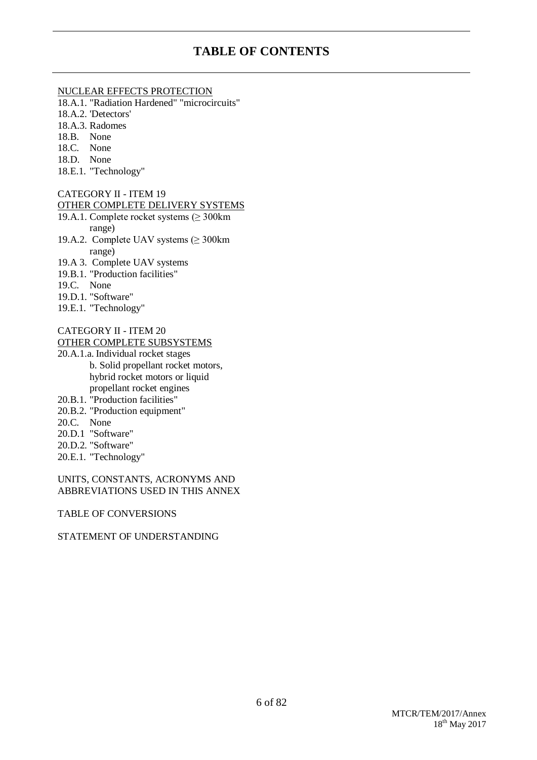# TABLE OF CONTENTS

NUCLEAR EFFECTS PROTECTION

18.A.1. "Radiation Hardened" "microcircuits"
18.A.2. 'Detectors'
18.A.3. Radomes
18.B. None
18.C. None
18.D. None
18.E.1. "Technology"

CATEGORY II - ITEM 19
OTHER COMPLETE DELIVERY SYSTEMS

19.A.1. Complete rocket systems (≥ 300km range)
19.A.2. Complete UAV systems (≥ 300km range)
19.A 3. Complete UAV systems
19.B.1. "Production facilities"
19.C. None
19.D.1. "Software"
19.E.1. "Technology"

CATEGORY II - ITEM 20
OTHER COMPLETE SUBSYSTEMS

20.A.1.a. Individual rocket stages
b. Solid propellant rocket motors, hybrid rocket motors or liquid propellant rocket engines
20.B.1. "Production facilities"
20.B.2. "Production equipment"
20.C. None
20.D.1 "Software"
20.D.2. "Software"
20.E.1. "Technology"

UNITS, CONSTANTS, ACRONYMS AND ABBREVIATIONS USED IN THIS ANNEX

TABLE OF CONVERSIONS

STATEMENT OF UNDERSTANDING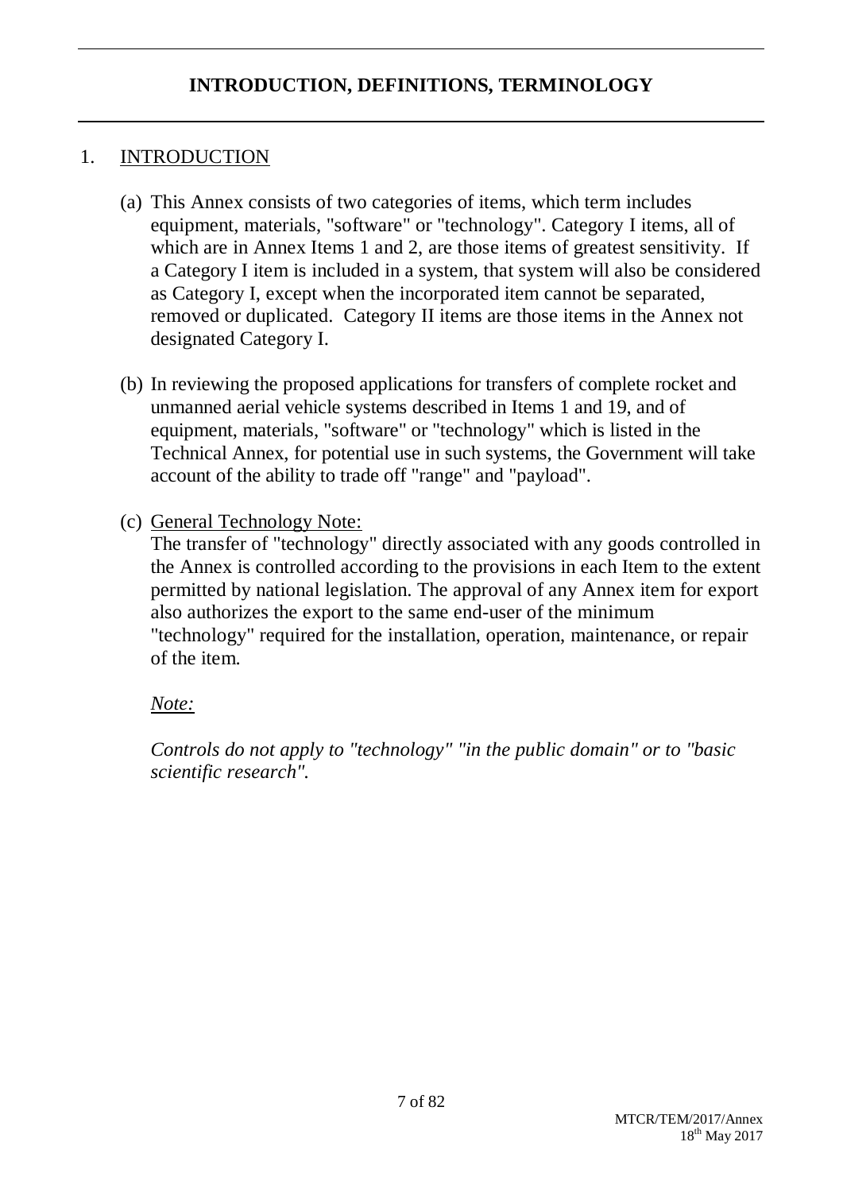## INTRODUCTION, DEFINITIONS, TERMINOLOGY

### 1. INTRODUCTION

(a) This Annex consists of two categories of items, which term includes equipment, materials, "software" or "technology". Category I items, all of which are in Annex Items 1 and 2, are those items of greatest sensitivity. If a Category I item is included in a system, that system will also be considered as Category I, except when the incorporated item cannot be separated, removed or duplicated. Category II items are those items in the Annex not designated Category I.

(b) In reviewing the proposed applications for transfers of complete rocket and unmanned aerial vehicle systems described in Items 1 and 19, and of equipment, materials, "software" or "technology" which is listed in the Technical Annex, for potential use in such systems, the Government will take account of the ability to trade off "range" and "payload".

(c) General Technology Note:

The transfer of "technology" directly associated with any goods controlled in the Annex is controlled according to the provisions in each Item to the extent permitted by national legislation. The approval of any Annex item for export also authorizes the export to the same end-user of the minimum "technology" required for the installation, operation, maintenance, or repair of the item.

*Note:*

*Controls do not apply to "technology" "in the public domain" or to "basic scientific research".*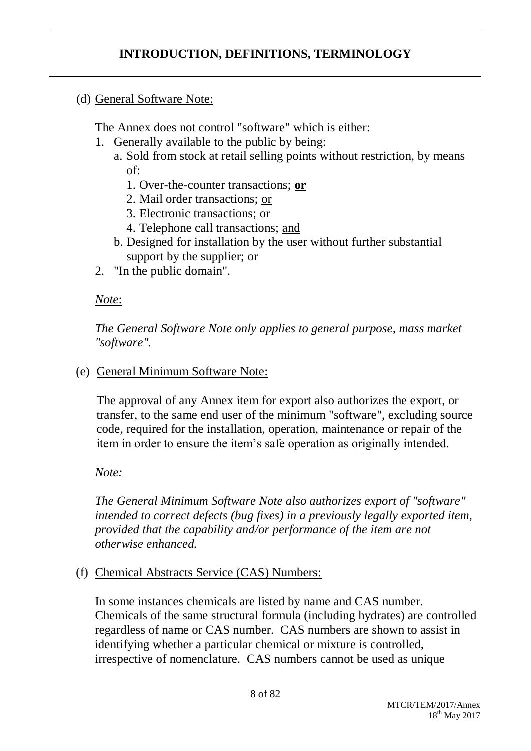## INTRODUCTION, DEFINITIONS, TERMINOLOGY

(d) General Software Note:

The Annex does not control "software" which is either:

1. Generally available to the public by being:
   a. Sold from stock at retail selling points without restriction, by means of:
      1. Over-the-counter transactions; **or**
      2. Mail order transactions; or
      3. Electronic transactions; or
      4. Telephone call transactions; and
   b. Designed for installation by the user without further substantial support by the supplier; or
2. "In the public domain".

*Note*:

*The General Software Note only applies to general purpose, mass market "software".*

(e) General Minimum Software Note:

The approval of any Annex item for export also authorizes the export, or transfer, to the same end user of the minimum "software", excluding source code, required for the installation, operation, maintenance or repair of the item in order to ensure the item's safe operation as originally intended.

*Note:*

*The General Minimum Software Note also authorizes export of "software" intended to correct defects (bug fixes) in a previously legally exported item, provided that the capability and/or performance of the item are not otherwise enhanced.*

(f) Chemical Abstracts Service (CAS) Numbers:

In some instances chemicals are listed by name and CAS number. Chemicals of the same structural formula (including hydrates) are controlled regardless of name or CAS number. CAS numbers are shown to assist in identifying whether a particular chemical or mixture is controlled, irrespective of nomenclature. CAS numbers cannot be used as unique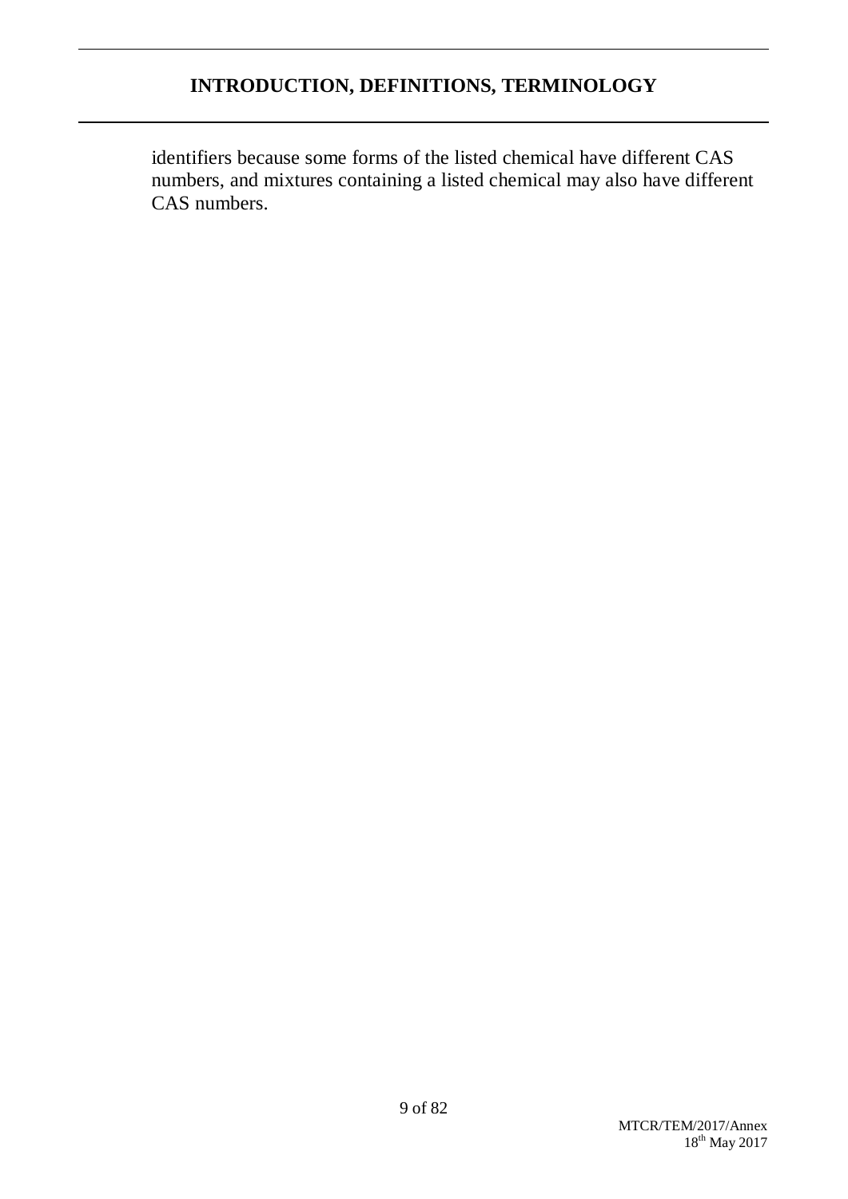identifiers because some forms of the listed chemical have different CAS numbers, and mixtures containing a listed chemical may also have different CAS numbers.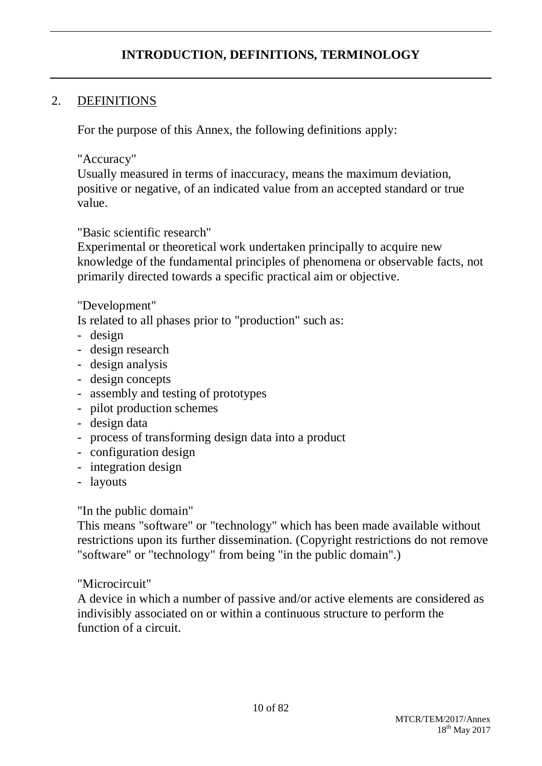## INTRODUCTION, DEFINITIONS, TERMINOLOGY

### 2. DEFINITIONS

For the purpose of this Annex, the following definitions apply:

"Accuracy"
Usually measured in terms of inaccuracy, means the maximum deviation, positive or negative, of an indicated value from an accepted standard or true value.

"Basic scientific research"
Experimental or theoretical work undertaken principally to acquire new knowledge of the fundamental principles of phenomena or observable facts, not primarily directed towards a specific practical aim or objective.

"Development"
Is related to all phases prior to "production" such as:

- design
- design research
- design analysis
- design concepts
- assembly and testing of prototypes
- pilot production schemes
- design data
- process of transforming design data into a product
- configuration design
- integration design
- layouts

"In the public domain"
This means "software" or "technology" which has been made available without restrictions upon its further dissemination. (Copyright restrictions do not remove "software" or "technology" from being "in the public domain".)

"Microcircuit"
A device in which a number of passive and/or active elements are considered as indivisibly associated on or within a continuous structure to perform the function of a circuit.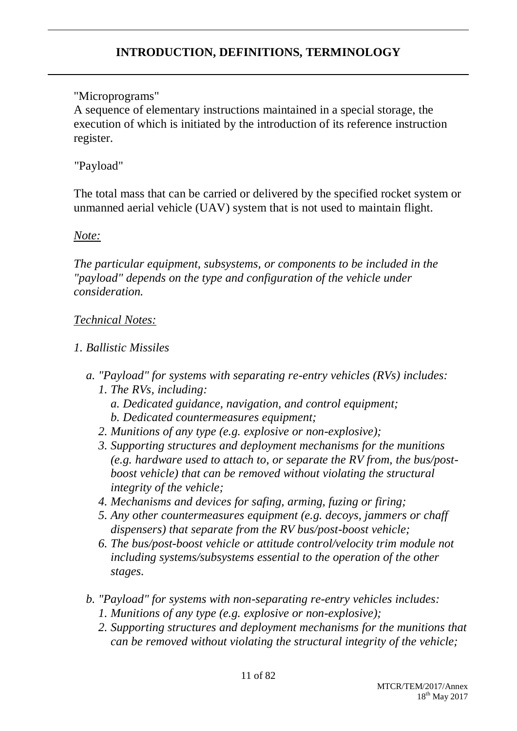"Microprograms"

A sequence of elementary instructions maintained in a special storage, the execution of which is initiated by the introduction of its reference instruction register.

"Payload"

The total mass that can be carried or delivered by the specified rocket system or unmanned aerial vehicle (UAV) system that is not used to maintain flight.

*Note:*

*The particular equipment, subsystems, or components to be included in the "payload" depends on the type and configuration of the vehicle under consideration.*

*Technical Notes:*

*1. Ballistic Missiles*

- *a. "Payload" for systems with separating re-entry vehicles (RVs) includes:*
    - *1. The RVs, including:*
        - *a. Dedicated guidance, navigation, and control equipment;*
        - *b. Dedicated countermeasures equipment;*
    - *2. Munitions of any type (e.g. explosive or non-explosive);*
    - *3. Supporting structures and deployment mechanisms for the munitions (e.g. hardware used to attach to, or separate the RV from, the bus/post-boost vehicle) that can be removed without violating the structural integrity of the vehicle;*
    - *4. Mechanisms and devices for safing, arming, fuzing or firing;*
    - *5. Any other countermeasures equipment (e.g. decoys, jammers or chaff dispensers) that separate from the RV bus/post-boost vehicle;*
    - *6. The bus/post-boost vehicle or attitude control/velocity trim module not including systems/subsystems essential to the operation of the other stages.*
- *b. "Payload" for systems with non-separating re-entry vehicles includes:*
    - *1. Munitions of any type (e.g. explosive or non-explosive);*
    - *2. Supporting structures and deployment mechanisms for the munitions that can be removed without violating the structural integrity of the vehicle;*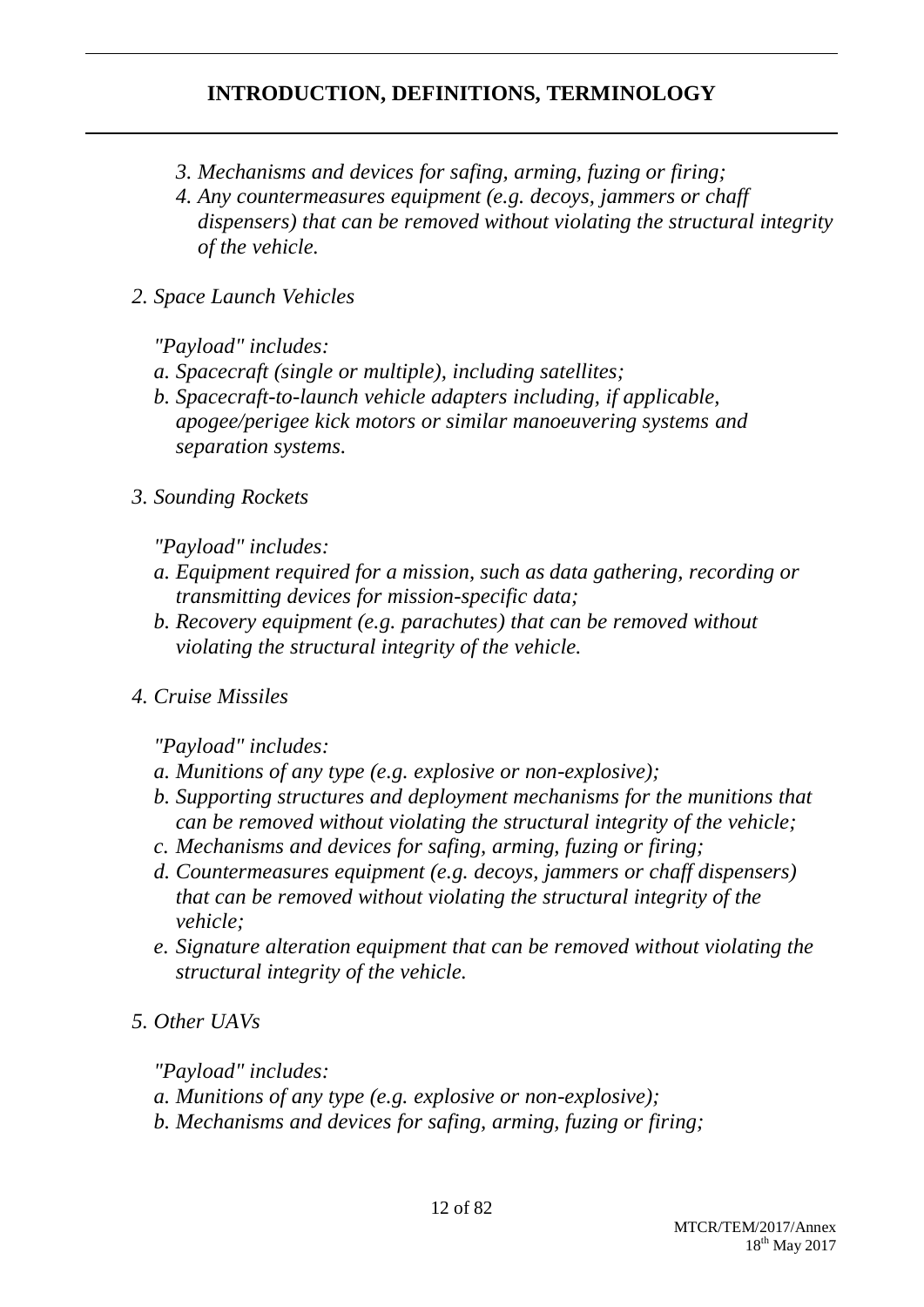*3. Mechanisms and devices for safing, arming, fuzing or firing;*

*4. Any countermeasures equipment (e.g. decoys, jammers or chaff dispensers) that can be removed without violating the structural integrity of the vehicle.*

*2. Space Launch Vehicles*

*"Payload" includes:*

*a. Spacecraft (single or multiple), including satellites;*

*b. Spacecraft-to-launch vehicle adapters including, if applicable, apogee/perigee kick motors or similar manoeuvering systems and separation systems.*

*3. Sounding Rockets*

*"Payload" includes:*

*a. Equipment required for a mission, such as data gathering, recording or transmitting devices for mission-specific data;*

*b. Recovery equipment (e.g. parachutes) that can be removed without violating the structural integrity of the vehicle.*

*4. Cruise Missiles*

*"Payload" includes:*

*a. Munitions of any type (e.g. explosive or non-explosive);*

*b. Supporting structures and deployment mechanisms for the munitions that can be removed without violating the structural integrity of the vehicle;*

*c. Mechanisms and devices for safing, arming, fuzing or firing;*

*d. Countermeasures equipment (e.g. decoys, jammers or chaff dispensers) that can be removed without violating the structural integrity of the vehicle;*

*e. Signature alteration equipment that can be removed without violating the structural integrity of the vehicle.*

*5. Other UAVs*

*"Payload" includes:*

*a. Munitions of any type (e.g. explosive or non-explosive);*

*b. Mechanisms and devices for safing, arming, fuzing or firing;*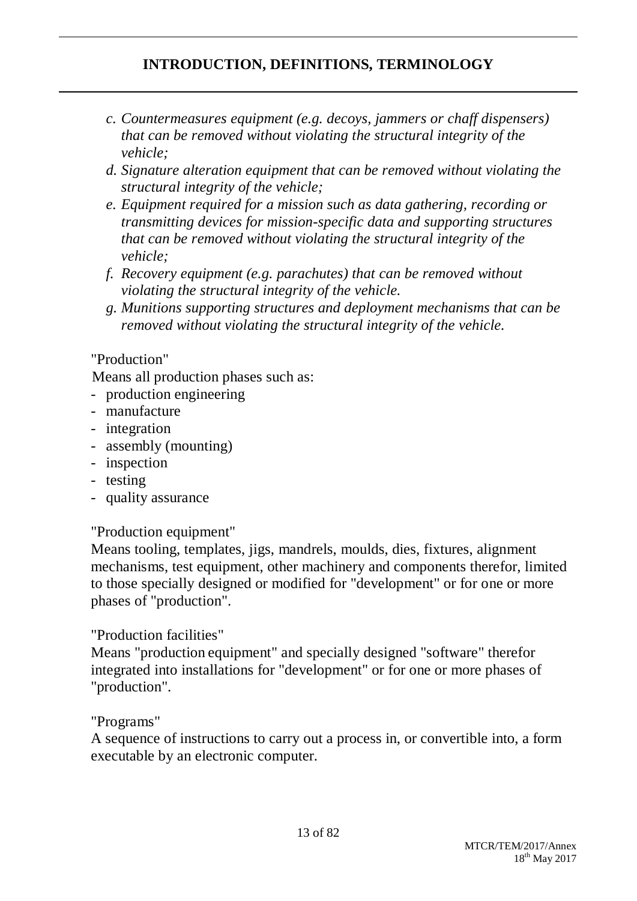*c. Countermeasures equipment (e.g. decoys, jammers or chaff dispensers) that can be removed without violating the structural integrity of the vehicle;*

*d. Signature alteration equipment that can be removed without violating the structural integrity of the vehicle;*

*e. Equipment required for a mission such as data gathering, recording or transmitting devices for mission-specific data and supporting structures that can be removed without violating the structural integrity of the vehicle;*

*f. Recovery equipment (e.g. parachutes) that can be removed without violating the structural integrity of the vehicle.*

*g. Munitions supporting structures and deployment mechanisms that can be removed without violating the structural integrity of the vehicle.*

"Production"

Means all production phases such as:

- production engineering
- manufacture
- integration
- assembly (mounting)
- inspection
- testing
- quality assurance

"Production equipment"

Means tooling, templates, jigs, mandrels, moulds, dies, fixtures, alignment mechanisms, test equipment, other machinery and components therefor, limited to those specially designed or modified for "development" or for one or more phases of "production".

"Production facilities"

Means "production equipment" and specially designed "software" therefor integrated into installations for "development" or for one or more phases of "production".

"Programs"

A sequence of instructions to carry out a process in, or convertible into, a form executable by an electronic computer.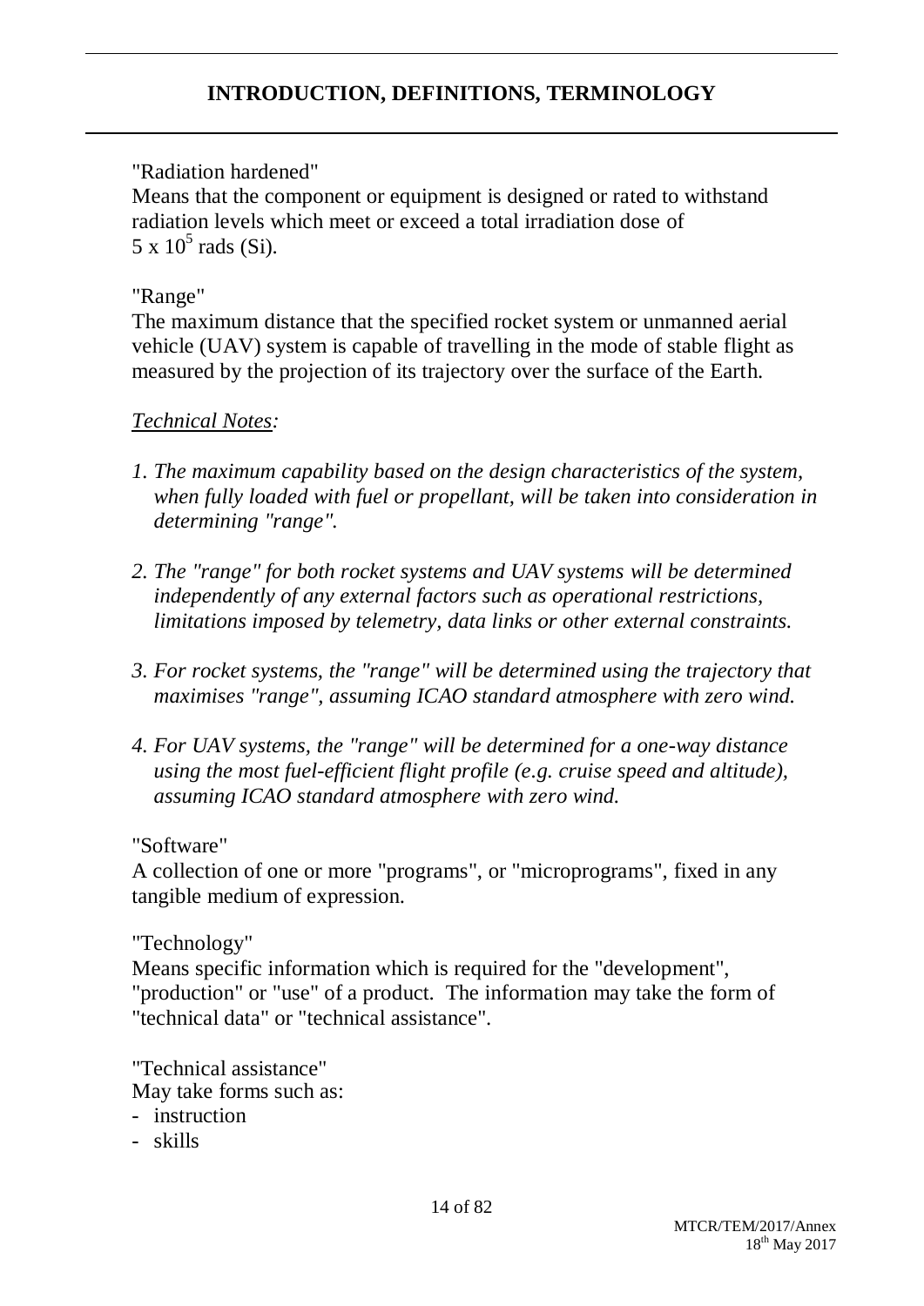## INTRODUCTION, DEFINITIONS, TERMINOLOGY

"Radiation hardened"
Means that the component or equipment is designed or rated to withstand radiation levels which meet or exceed a total irradiation dose of $5 \times 10^5$ rads (Si).

"Range"
The maximum distance that the specified rocket system or unmanned aerial vehicle (UAV) system is capable of travelling in the mode of stable flight as measured by the projection of its trajectory over the surface of the Earth.

*Technical Notes:*

1. *The maximum capability based on the design characteristics of the system, when fully loaded with fuel or propellant, will be taken into consideration in determining "range".*

2. *The "range" for both rocket systems and UAV systems will be determined independently of any external factors such as operational restrictions, limitations imposed by telemetry, data links or other external constraints.*

3. *For rocket systems, the "range" will be determined using the trajectory that maximises "range", assuming ICAO standard atmosphere with zero wind.*

4. *For UAV systems, the "range" will be determined for a one-way distance using the most fuel-efficient flight profile (e.g. cruise speed and altitude), assuming ICAO standard atmosphere with zero wind.*

"Software"
A collection of one or more "programs", or "microprograms", fixed in any tangible medium of expression.

"Technology"
Means specific information which is required for the "development", "production" or "use" of a product. The information may take the form of "technical data" or "technical assistance".

"Technical assistance"
May take forms such as:

- instruction
- skills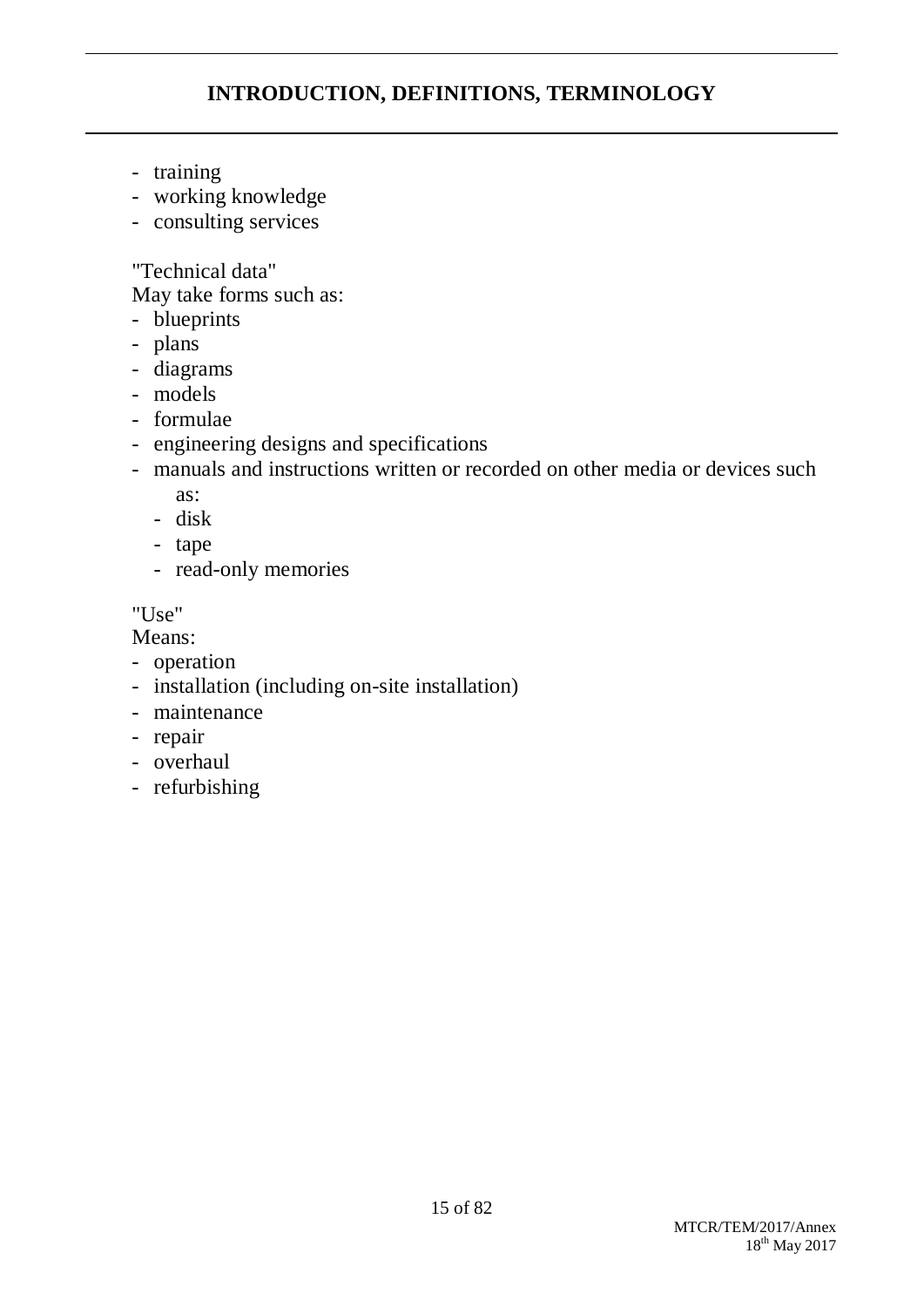- training
- working knowledge
- consulting services

"Technical data"
May take forms such as:
- blueprints
- plans
- diagrams
- models
- formulae
- engineering designs and specifications
- manuals and instructions written or recorded on other media or devices such as:
  - disk
  - tape
  - read-only memories

"Use"
Means:
- operation
- installation (including on-site installation)
- maintenance
- repair
- overhaul
- refurbishing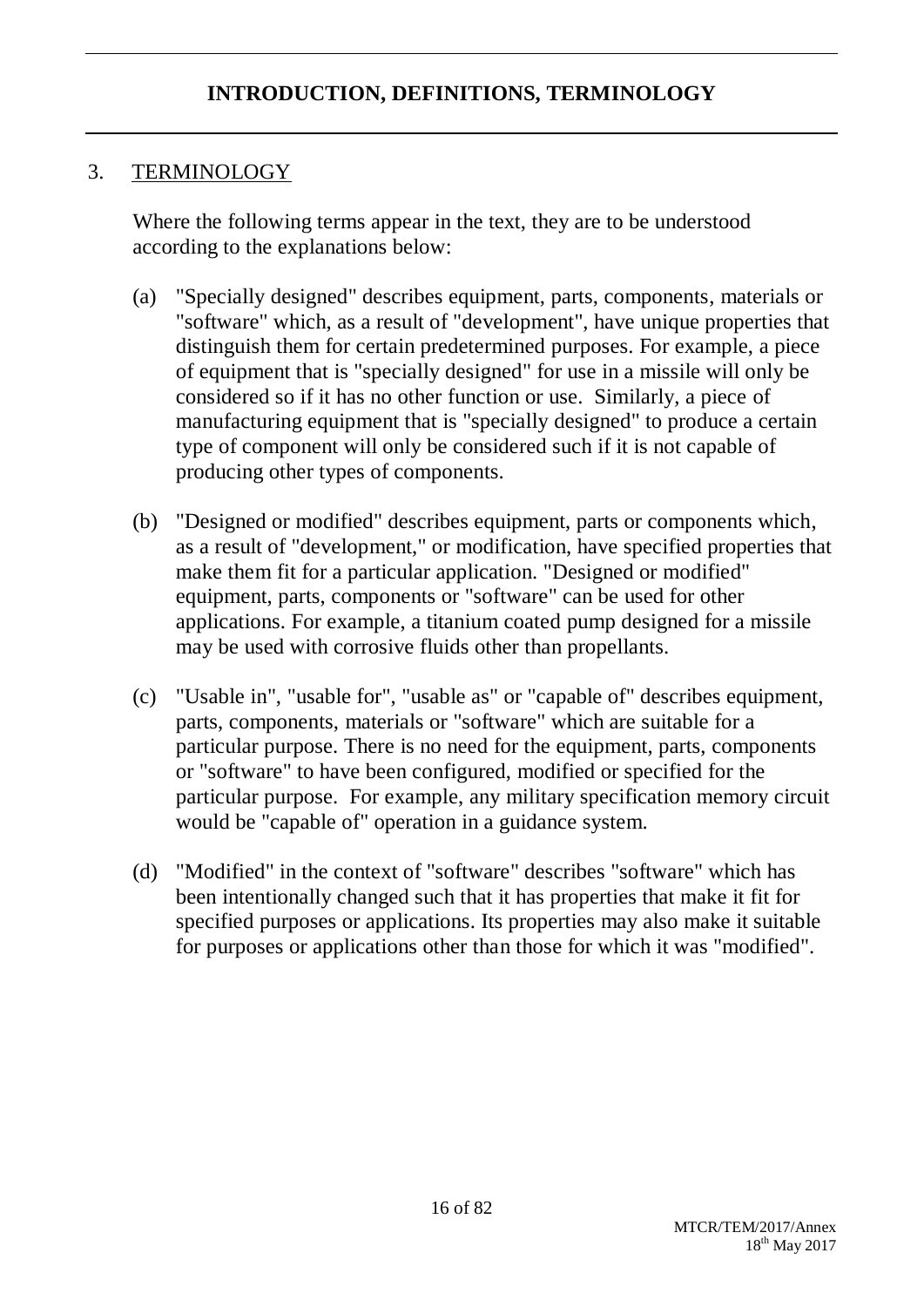## INTRODUCTION, DEFINITIONS, TERMINOLOGY

### 3. TERMINOLOGY

Where the following terms appear in the text, they are to be understood according to the explanations below:

(a) "Specially designed" describes equipment, parts, components, materials or "software" which, as a result of "development", have unique properties that distinguish them for certain predetermined purposes. For example, a piece of equipment that is "specially designed" for use in a missile will only be considered so if it has no other function or use. Similarly, a piece of manufacturing equipment that is "specially designed" to produce a certain type of component will only be considered such if it is not capable of producing other types of components.

(b) "Designed or modified" describes equipment, parts or components which, as a result of "development," or modification, have specified properties that make them fit for a particular application. "Designed or modified" equipment, parts, components or "software" can be used for other applications. For example, a titanium coated pump designed for a missile may be used with corrosive fluids other than propellants.

(c) "Usable in", "usable for", "usable as" or "capable of" describes equipment, parts, components, materials or "software" which are suitable for a particular purpose. There is no need for the equipment, parts, components or "software" to have been configured, modified or specified for the particular purpose. For example, any military specification memory circuit would be "capable of" operation in a guidance system.

(d) "Modified" in the context of "software" describes "software" which has been intentionally changed such that it has properties that make it fit for specified purposes or applications. Its properties may also make it suitable for purposes or applications other than those for which it was "modified".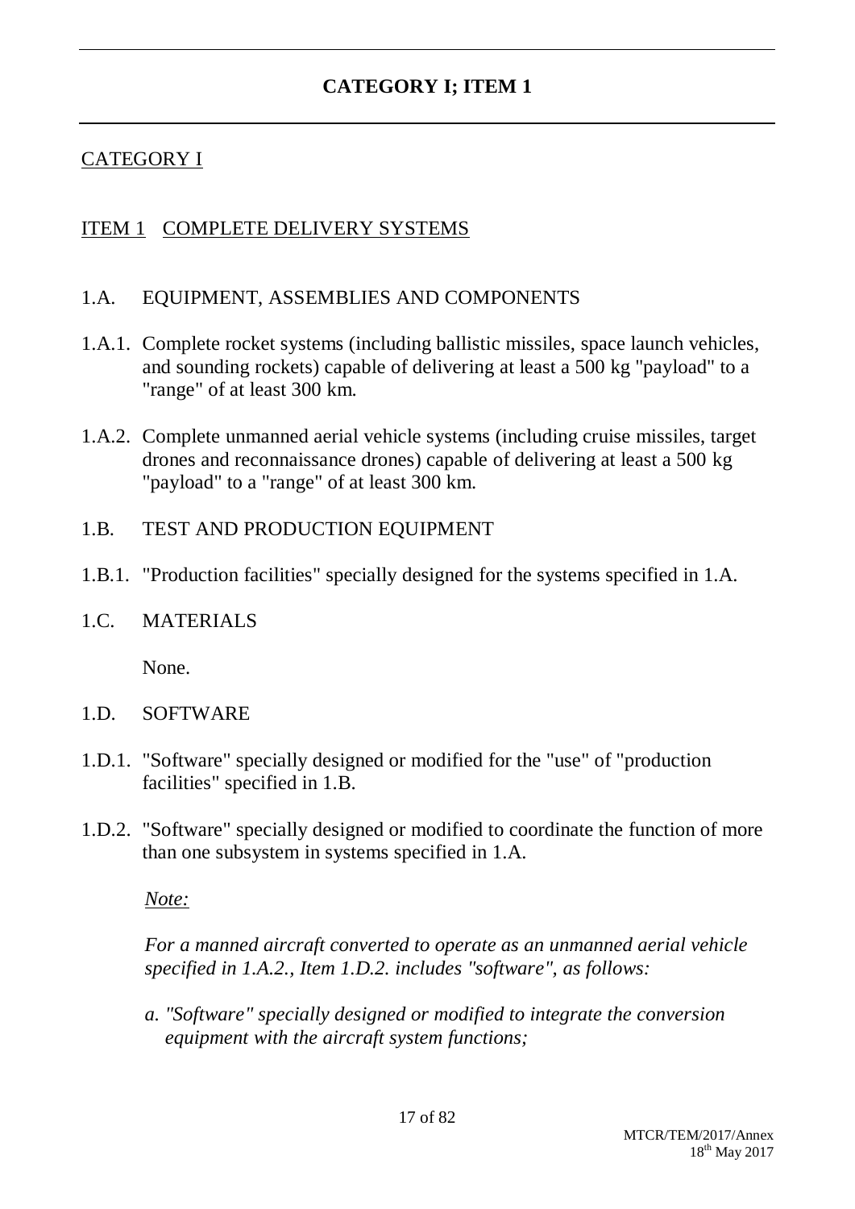# CATEGORY I; ITEM 1

## CATEGORY I

## ITEM 1 COMPLETE DELIVERY SYSTEMS

### 1.A. EQUIPMENT, ASSEMBLIES AND COMPONENTS

1.A.1. Complete rocket systems (including ballistic missiles, space launch vehicles, and sounding rockets) capable of delivering at least a 500 kg "payload" to a "range" of at least 300 km.

1.A.2. Complete unmanned aerial vehicle systems (including cruise missiles, target drones and reconnaissance drones) capable of delivering at least a 500 kg "payload" to a "range" of at least 300 km.

### 1.B. TEST AND PRODUCTION EQUIPMENT

1.B.1. "Production facilities" specially designed for the systems specified in 1.A.

### 1.C. MATERIALS

None.

### 1.D. SOFTWARE

1.D.1. "Software" specially designed or modified for the "use" of "production facilities" specified in 1.B.

1.D.2. "Software" specially designed or modified to coordinate the function of more than one subsystem in systems specified in 1.A.

*Note:*

*For a manned aircraft converted to operate as an unmanned aerial vehicle specified in 1.A.2., Item 1.D.2. includes "software", as follows:*

*a. "Software" specially designed or modified to integrate the conversion equipment with the aircraft system functions;*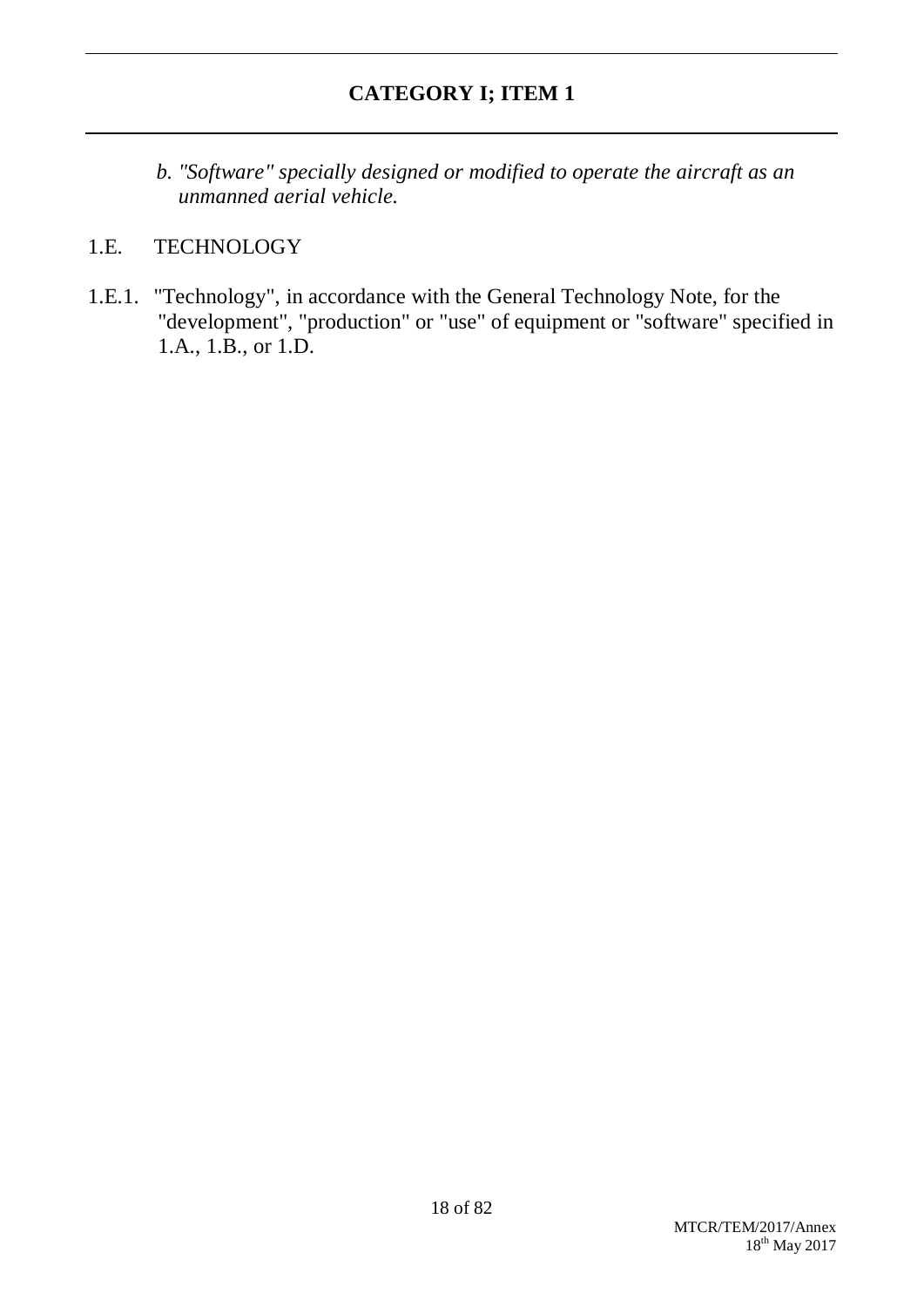*b. "Software" specially designed or modified to operate the aircraft as an unmanned aerial vehicle.*

## 1.E. TECHNOLOGY

1.E.1. "Technology", in accordance with the General Technology Note, for the "development", "production" or "use" of equipment or "software" specified in 1.A., 1.B., or 1.D.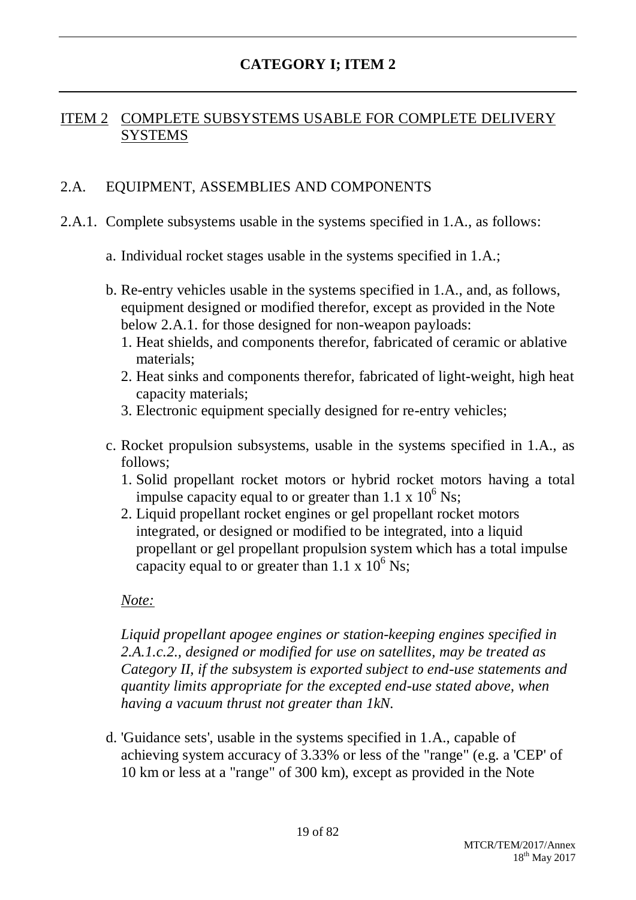# CATEGORY I; ITEM 2

## ITEM 2 COMPLETE SUBSYSTEMS USABLE FOR COMPLETE DELIVERY SYSTEMS

### 2.A. EQUIPMENT, ASSEMBLIES AND COMPONENTS

2.A.1. Complete subsystems usable in the systems specified in 1.A., as follows:

a. Individual rocket stages usable in the systems specified in 1.A.;

b. Re-entry vehicles usable in the systems specified in 1.A., and, as follows, equipment designed or modified therefor, except as provided in the Note below 2.A.1. for those designed for non-weapon payloads:
   1. Heat shields, and components therefor, fabricated of ceramic or ablative materials;
   2. Heat sinks and components therefor, fabricated of light-weight, high heat capacity materials;
   3. Electronic equipment specially designed for re-entry vehicles;

c. Rocket propulsion subsystems, usable in the systems specified in 1.A., as follows;
   1. Solid propellant rocket motors or hybrid rocket motors having a total impulse capacity equal to or greater than $1.1 \times 10^6$ Ns;
   2. Liquid propellant rocket engines or gel propellant rocket motors integrated, or designed or modified to be integrated, into a liquid propellant or gel propellant propulsion system which has a total impulse capacity equal to or greater than $1.1 \times 10^6$ Ns;

*Note:*

*Liquid propellant apogee engines or station-keeping engines specified in 2.A.1.c.2., designed or modified for use on satellites, may be treated as Category II, if the subsystem is exported subject to end-use statements and quantity limits appropriate for the excepted end-use stated above, when having a vacuum thrust not greater than 1kN.*

d. 'Guidance sets', usable in the systems specified in 1.A., capable of achieving system accuracy of 3.33% or less of the "range" (e.g. a 'CEP' of 10 km or less at a "range" of 300 km), except as provided in the Note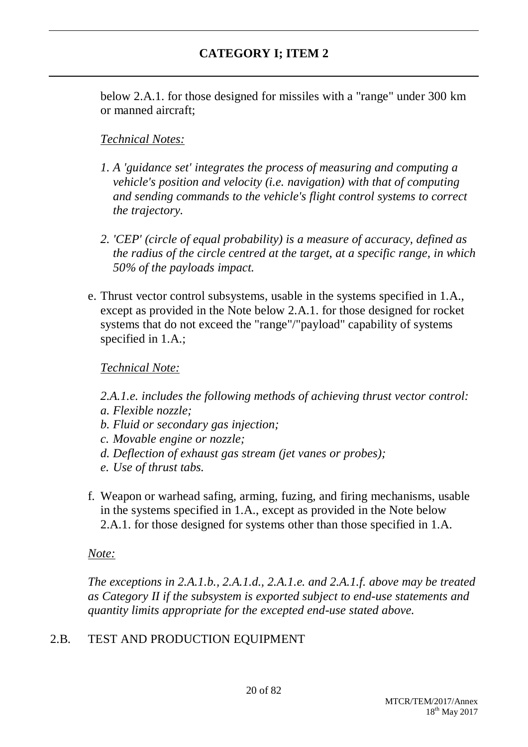below 2.A.1. for those designed for missiles with a "range" under 300 km or manned aircraft;

*Technical Notes:*

*1. A 'guidance set' integrates the process of measuring and computing a vehicle's position and velocity (i.e. navigation) with that of computing and sending commands to the vehicle's flight control systems to correct the trajectory.*

*2. 'CEP' (circle of equal probability) is a measure of accuracy, defined as the radius of the circle centred at the target, at a specific range, in which 50% of the payloads impact.*

e. Thrust vector control subsystems, usable in the systems specified in 1.A., except as provided in the Note below 2.A.1. for those designed for rocket systems that do not exceed the "range"/"payload" capability of systems specified in 1.A.;

*Technical Note:*

*2.A.1.e. includes the following methods of achieving thrust vector control:*
*a. Flexible nozzle;*
*b. Fluid or secondary gas injection;*
*c. Movable engine or nozzle;*
*d. Deflection of exhaust gas stream (jet vanes or probes);*
*e. Use of thrust tabs.*

f. Weapon or warhead safing, arming, fuzing, and firing mechanisms, usable in the systems specified in 1.A., except as provided in the Note below 2.A.1. for those designed for systems other than those specified in 1.A.

*Note:*

*The exceptions in 2.A.1.b., 2.A.1.d., 2.A.1.e. and 2.A.1.f. above may be treated as Category II if the subsystem is exported subject to end-use statements and quantity limits appropriate for the excepted end-use stated above.*

## 2.B. TEST AND PRODUCTION EQUIPMENT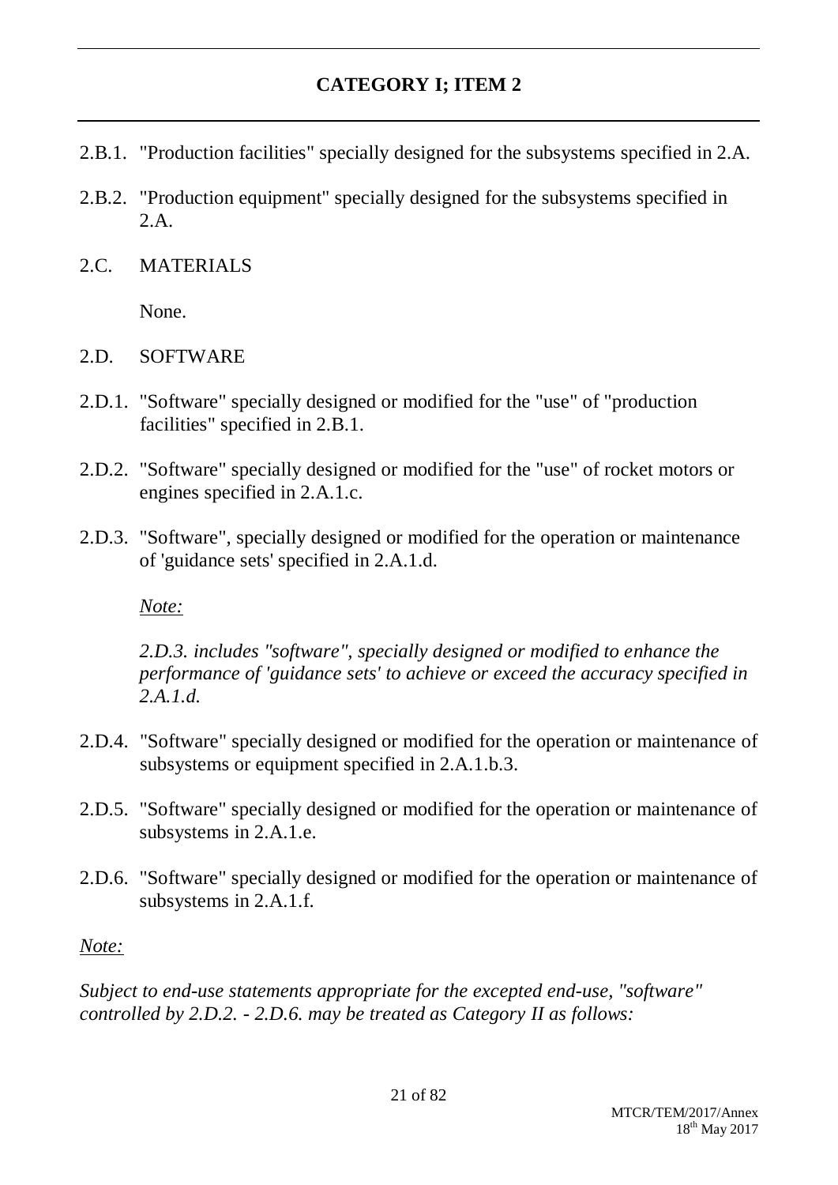## CATEGORY I; ITEM 2

2.B.1. "Production facilities" specially designed for the subsystems specified in 2.A.

2.B.2. "Production equipment" specially designed for the subsystems specified in 2.A.

2.C. MATERIALS

None.

2.D. SOFTWARE

2.D.1. "Software" specially designed or modified for the "use" of "production facilities" specified in 2.B.1.

2.D.2. "Software" specially designed or modified for the "use" of rocket motors or engines specified in 2.A.1.c.

2.D.3. "Software", specially designed or modified for the operation or maintenance of 'guidance sets' specified in 2.A.1.d.

*Note:*

*2.D.3. includes "software", specially designed or modified to enhance the performance of 'guidance sets' to achieve or exceed the accuracy specified in 2.A.1.d.*

2.D.4. "Software" specially designed or modified for the operation or maintenance of subsystems or equipment specified in 2.A.1.b.3.

2.D.5. "Software" specially designed or modified for the operation or maintenance of subsystems in 2.A.1.e.

2.D.6. "Software" specially designed or modified for the operation or maintenance of subsystems in 2.A.1.f.

*Note:*

*Subject to end-use statements appropriate for the excepted end-use, "software" controlled by 2.D.2. - 2.D.6. may be treated as Category II as follows:*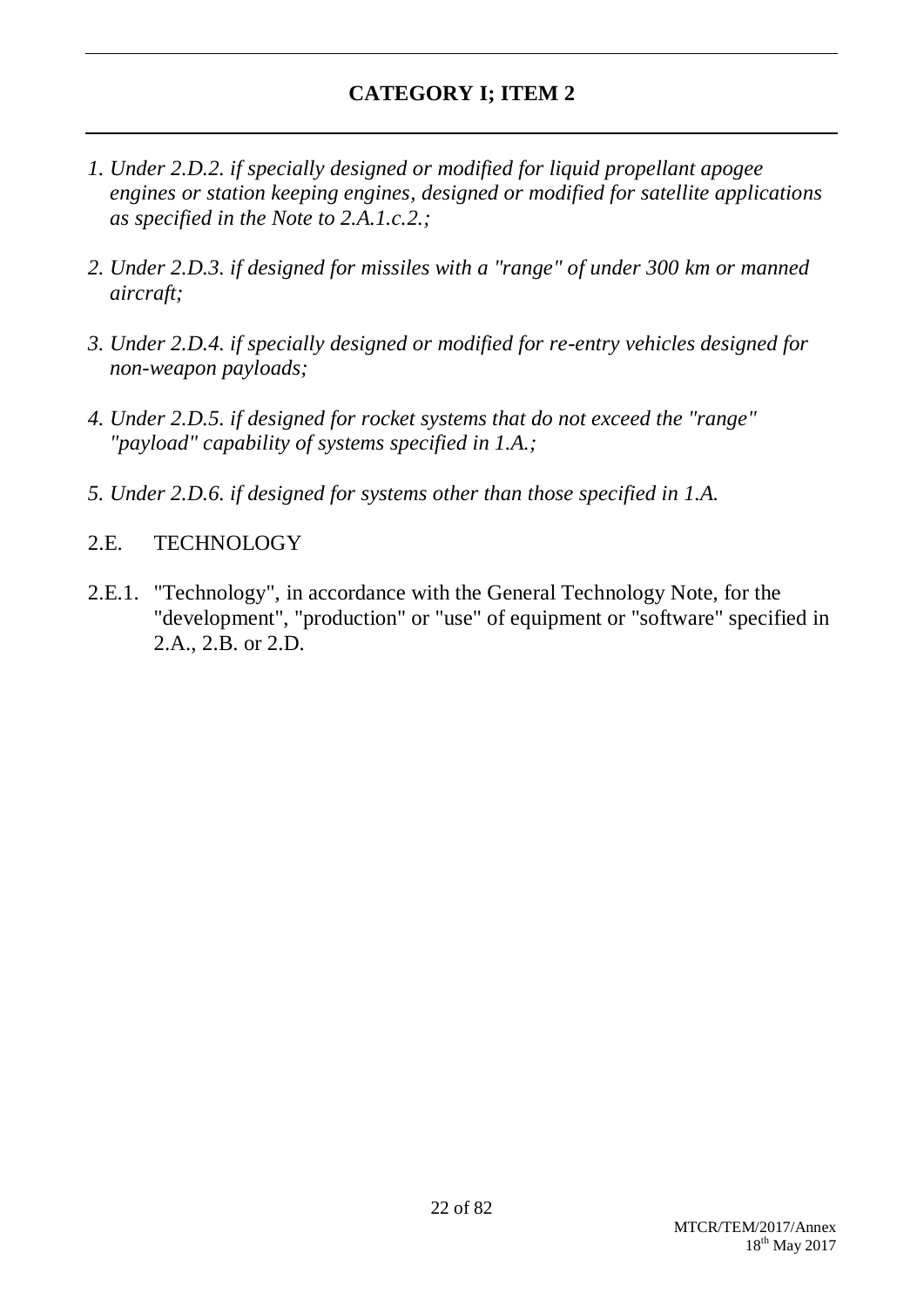## CATEGORY I; ITEM 2

*1. Under 2.D.2. if specially designed or modified for liquid propellant apogee engines or station keeping engines, designed or modified for satellite applications as specified in the Note to 2.A.1.c.2.;*

*2. Under 2.D.3. if designed for missiles with a "range" of under 300 km or manned aircraft;*

*3. Under 2.D.4. if specially designed or modified for re-entry vehicles designed for non-weapon payloads;*

*4. Under 2.D.5. if designed for rocket systems that do not exceed the "range" "payload" capability of systems specified in 1.A.;*

*5. Under 2.D.6. if designed for systems other than those specified in 1.A.*

2.E. TECHNOLOGY

2.E.1. "Technology", in accordance with the General Technology Note, for the "development", "production" or "use" of equipment or "software" specified in 2.A., 2.B. or 2.D.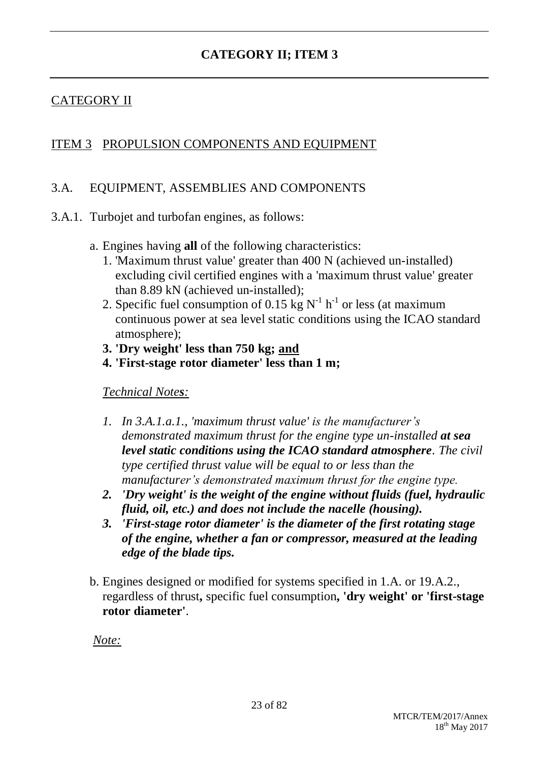CATEGORY II

ITEM 3 PROPULSION COMPONENTS AND EQUIPMENT

3.A. EQUIPMENT, ASSEMBLIES AND COMPONENTS

3.A.1. Turbojet and turbofan engines, as follows:

a. Engines having **all** of the following characteristics:
   1. 'Maximum thrust value' greater than 400 N (achieved un-installed) excluding civil certified engines with a 'maximum thrust value' greater than 8.89 kN (achieved un-installed);
   2. Specific fuel consumption of 0.15 kg $N^{-1}$ $h^{-1}$ or less (at maximum continuous power at sea level static conditions using the ICAO standard atmosphere);
   3. **'Dry weight' less than 750 kg; and**
   4. **'First-stage rotor diameter' less than 1 m;**

*Technical Notes:*

1. *In 3.A.1.a.1., 'maximum thrust value' is the manufacturer's demonstrated maximum thrust for the engine type un-installed **at sea level static conditions using the ICAO standard atmosphere**. The civil type certified thrust value will be equal to or less than the manufacturer's demonstrated maximum thrust for the engine type.*
2. ***'Dry weight' is the weight of the engine without fluids (fuel, hydraulic fluid, oil, etc.) and does not include the nacelle (housing).***
3. ***'First-stage rotor diameter' is the diameter of the first rotating stage of the engine, whether a fan or compressor, measured at the leading edge of the blade tips.***

b. Engines designed or modified for systems specified in 1.A. or 19.A.2., regardless of thrust**,** specific fuel consumption**, 'dry weight' or 'first-stage rotor diameter'**.

*Note:*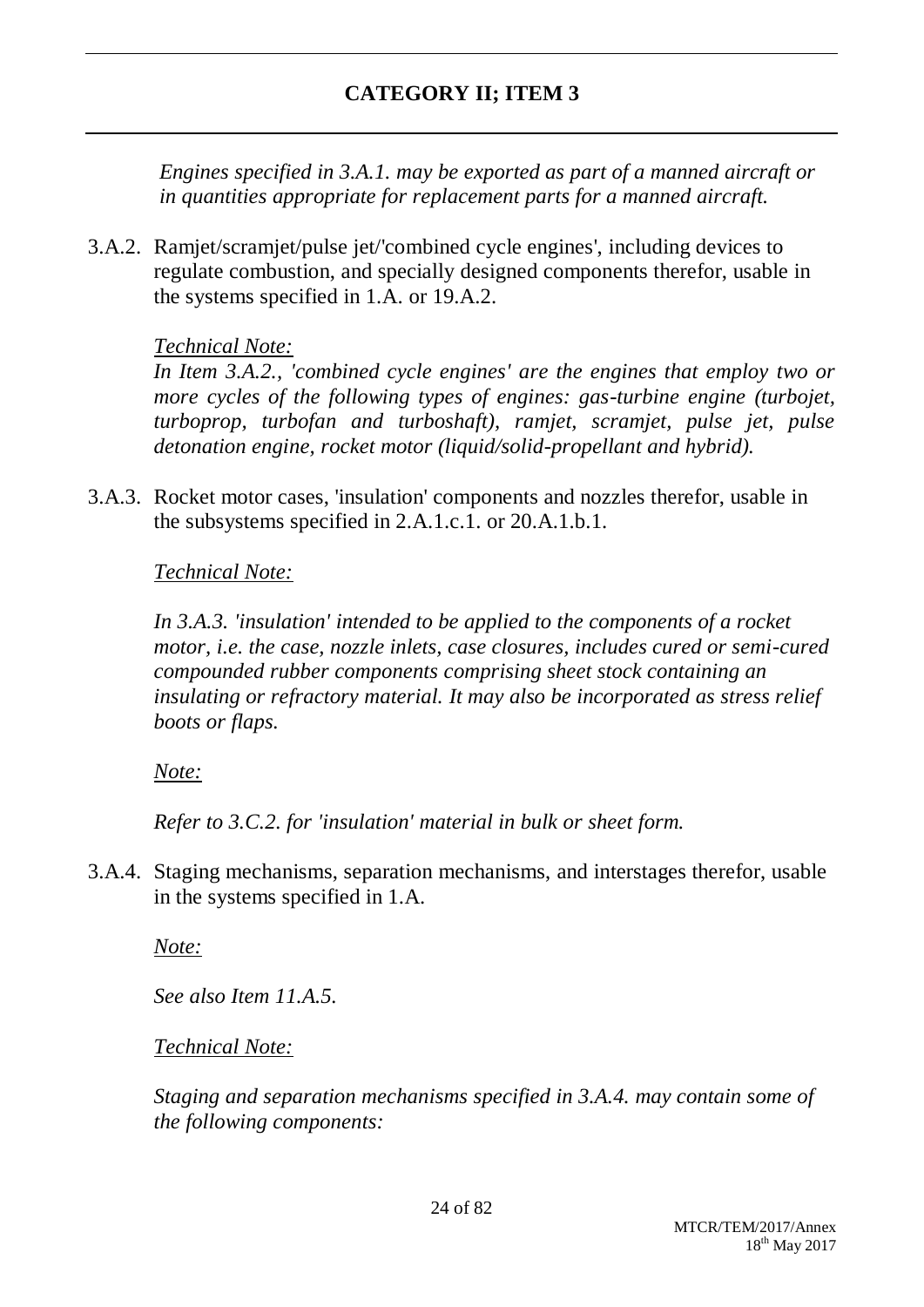## CATEGORY II; ITEM 3

*Engines specified in 3.A.1. may be exported as part of a manned aircraft or in quantities appropriate for replacement parts for a manned aircraft.*

3.A.2. Ramjet/scramjet/pulse jet/'combined cycle engines', including devices to regulate combustion, and specially designed components therefor, usable in the systems specified in 1.A. or 19.A.2.

*Technical Note:*

*In Item 3.A.2., 'combined cycle engines' are the engines that employ two or more cycles of the following types of engines: gas-turbine engine (turbojet, turboprop, turbofan and turboshaft), ramjet, scramjet, pulse jet, pulse detonation engine, rocket motor (liquid/solid-propellant and hybrid).*

3.A.3. Rocket motor cases, 'insulation' components and nozzles therefor, usable in the subsystems specified in 2.A.1.c.1. or 20.A.1.b.1.

*Technical Note:*

*In 3.A.3. 'insulation' intended to be applied to the components of a rocket motor, i.e. the case, nozzle inlets, case closures, includes cured or semi-cured compounded rubber components comprising sheet stock containing an insulating or refractory material. It may also be incorporated as stress relief boots or flaps.*

*Note:*

*Refer to 3.C.2. for 'insulation' material in bulk or sheet form.*

3.A.4. Staging mechanisms, separation mechanisms, and interstages therefor, usable in the systems specified in 1.A.

*Note:*

*See also Item 11.A.5.*

*Technical Note:*

*Staging and separation mechanisms specified in 3.A.4. may contain some of the following components:*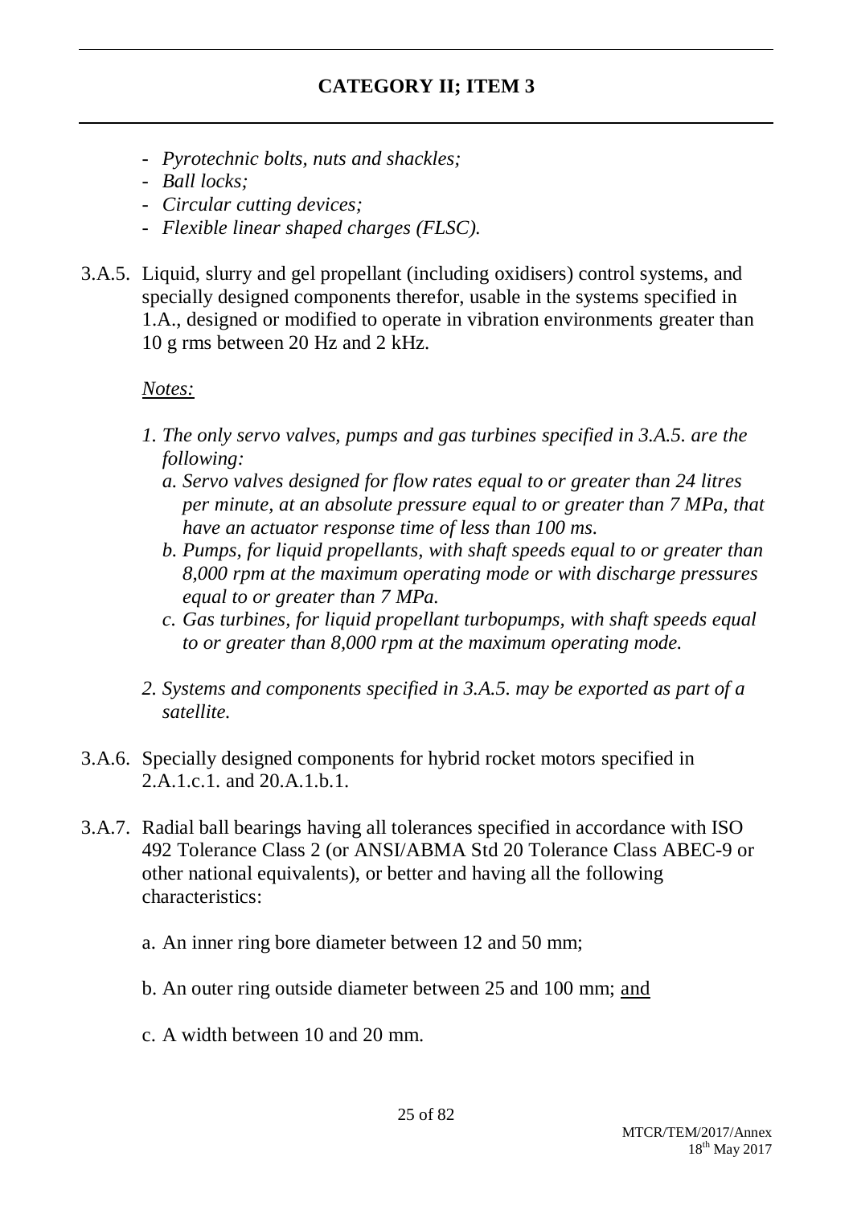## CATEGORY II; ITEM 3

- *Pyrotechnic bolts, nuts and shackles;*
- *Ball locks;*
- *Circular cutting devices;*
- *Flexible linear shaped charges (FLSC).*

3.A.5. Liquid, slurry and gel propellant (including oxidisers) control systems, and specially designed components therefor, usable in the systems specified in 1.A., designed or modified to operate in vibration environments greater than 10 g rms between 20 Hz and 2 kHz.

*Notes:*

*1. The only servo valves, pumps and gas turbines specified in 3.A.5. are the following:*

*a. Servo valves designed for flow rates equal to or greater than 24 litres per minute, at an absolute pressure equal to or greater than 7 MPa, that have an actuator response time of less than 100 ms.*

*b. Pumps, for liquid propellants, with shaft speeds equal to or greater than 8,000 rpm at the maximum operating mode or with discharge pressures equal to or greater than 7 MPa.*

*c. Gas turbines, for liquid propellant turbopumps, with shaft speeds equal to or greater than 8,000 rpm at the maximum operating mode.*

*2. Systems and components specified in 3.A.5. may be exported as part of a satellite.*

3.A.6. Specially designed components for hybrid rocket motors specified in 2.A.1.c.1. and 20.A.1.b.1.

3.A.7. Radial ball bearings having all tolerances specified in accordance with ISO 492 Tolerance Class 2 (or ANSI/ABMA Std 20 Tolerance Class ABEC-9 or other national equivalents), or better and having all the following characteristics:

a. An inner ring bore diameter between 12 and 50 mm;

b. An outer ring outside diameter between 25 and 100 mm; and

c. A width between 10 and 20 mm.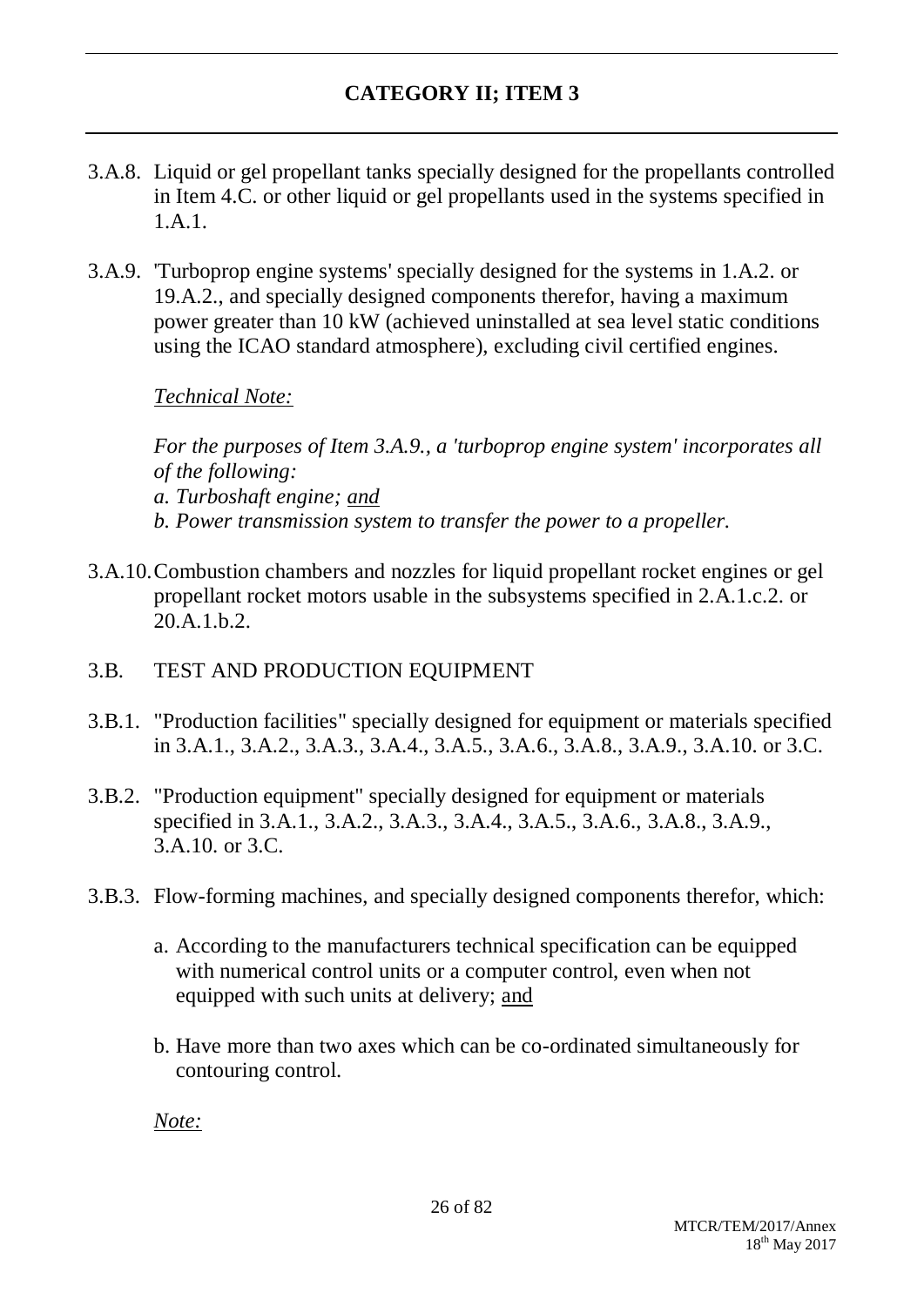## CATEGORY II; ITEM 3

3.A.8. Liquid or gel propellant tanks specially designed for the propellants controlled in Item 4.C. or other liquid or gel propellants used in the systems specified in 1.A.1.

3.A.9. 'Turboprop engine systems' specially designed for the systems in 1.A.2. or 19.A.2., and specially designed components therefor, having a maximum power greater than 10 kW (achieved uninstalled at sea level static conditions using the ICAO standard atmosphere), excluding civil certified engines.

*Technical Note:*

*For the purposes of Item 3.A.9., a 'turboprop engine system' incorporates all of the following:*
*a. Turboshaft engine; and*
*b. Power transmission system to transfer the power to a propeller.*

3.A.10. Combustion chambers and nozzles for liquid propellant rocket engines or gel propellant rocket motors usable in the subsystems specified in 2.A.1.c.2. or 20.A.1.b.2.

3.B. TEST AND PRODUCTION EQUIPMENT

3.B.1. "Production facilities" specially designed for equipment or materials specified in 3.A.1., 3.A.2., 3.A.3., 3.A.4., 3.A.5., 3.A.6., 3.A.8., 3.A.9., 3.A.10. or 3.C.

3.B.2. "Production equipment" specially designed for equipment or materials specified in 3.A.1., 3.A.2., 3.A.3., 3.A.4., 3.A.5., 3.A.6., 3.A.8., 3.A.9., 3.A.10. or 3.C.

3.B.3. Flow-forming machines, and specially designed components therefor, which:

a. According to the manufacturers technical specification can be equipped with numerical control units or a computer control, even when not equipped with such units at delivery; and

b. Have more than two axes which can be co-ordinated simultaneously for contouring control.

*Note:*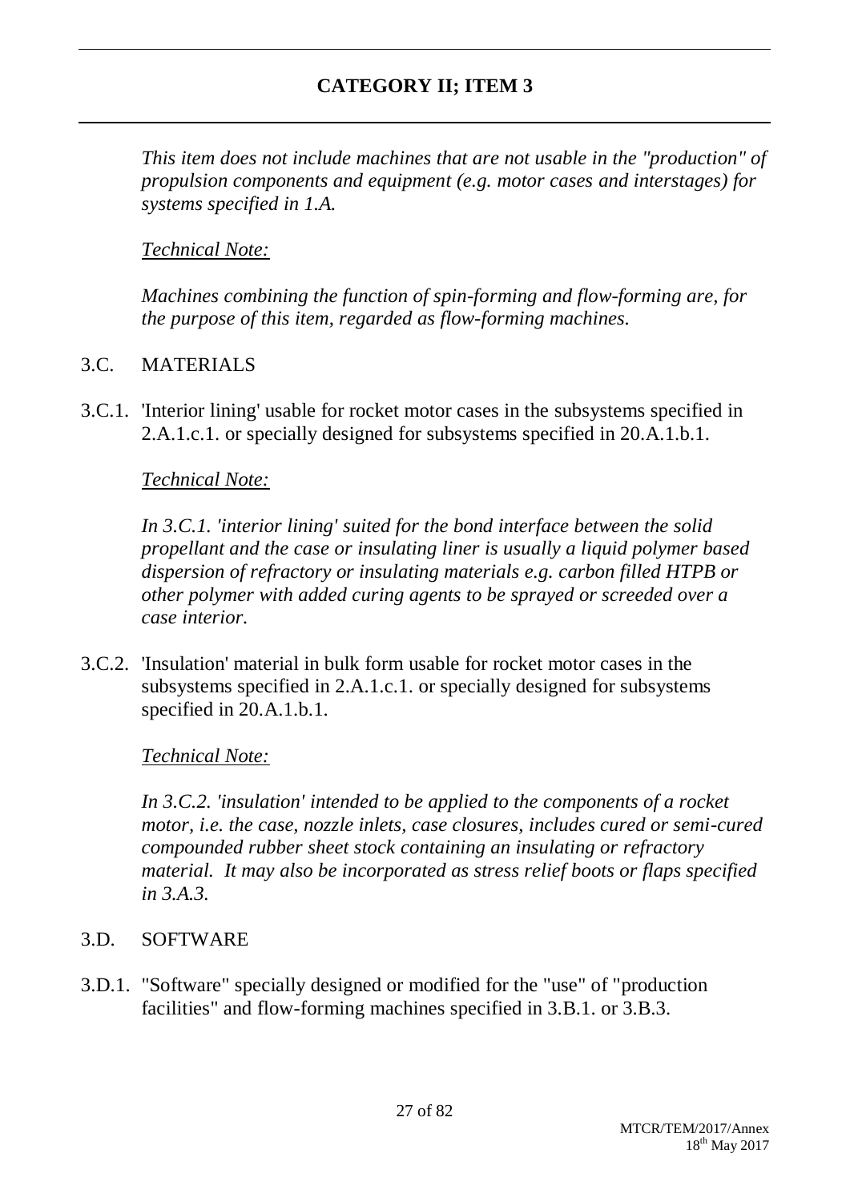## CATEGORY II; ITEM 3

*This item does not include machines that are not usable in the "production" of propulsion components and equipment (e.g. motor cases and interstages) for systems specified in 1.A.*

*Technical Note:*

*Machines combining the function of spin-forming and flow-forming are, for the purpose of this item, regarded as flow-forming machines.*

### 3.C. MATERIALS

3.C.1. 'Interior lining' usable for rocket motor cases in the subsystems specified in 2.A.1.c.1. or specially designed for subsystems specified in 20.A.1.b.1.

*Technical Note:*

*In 3.C.1. 'interior lining' suited for the bond interface between the solid propellant and the case or insulating liner is usually a liquid polymer based dispersion of refractory or insulating materials e.g. carbon filled HTPB or other polymer with added curing agents to be sprayed or screeded over a case interior.*

3.C.2. 'Insulation' material in bulk form usable for rocket motor cases in the subsystems specified in 2.A.1.c.1. or specially designed for subsystems specified in 20.A.1.b.1.

*Technical Note:*

*In 3.C.2. 'insulation' intended to be applied to the components of a rocket motor, i.e. the case, nozzle inlets, case closures, includes cured or semi-cured compounded rubber sheet stock containing an insulating or refractory material. It may also be incorporated as stress relief boots or flaps specified in 3.A.3.*

### 3.D. SOFTWARE

3.D.1. "Software" specially designed or modified for the "use" of "production facilities" and flow-forming machines specified in 3.B.1. or 3.B.3.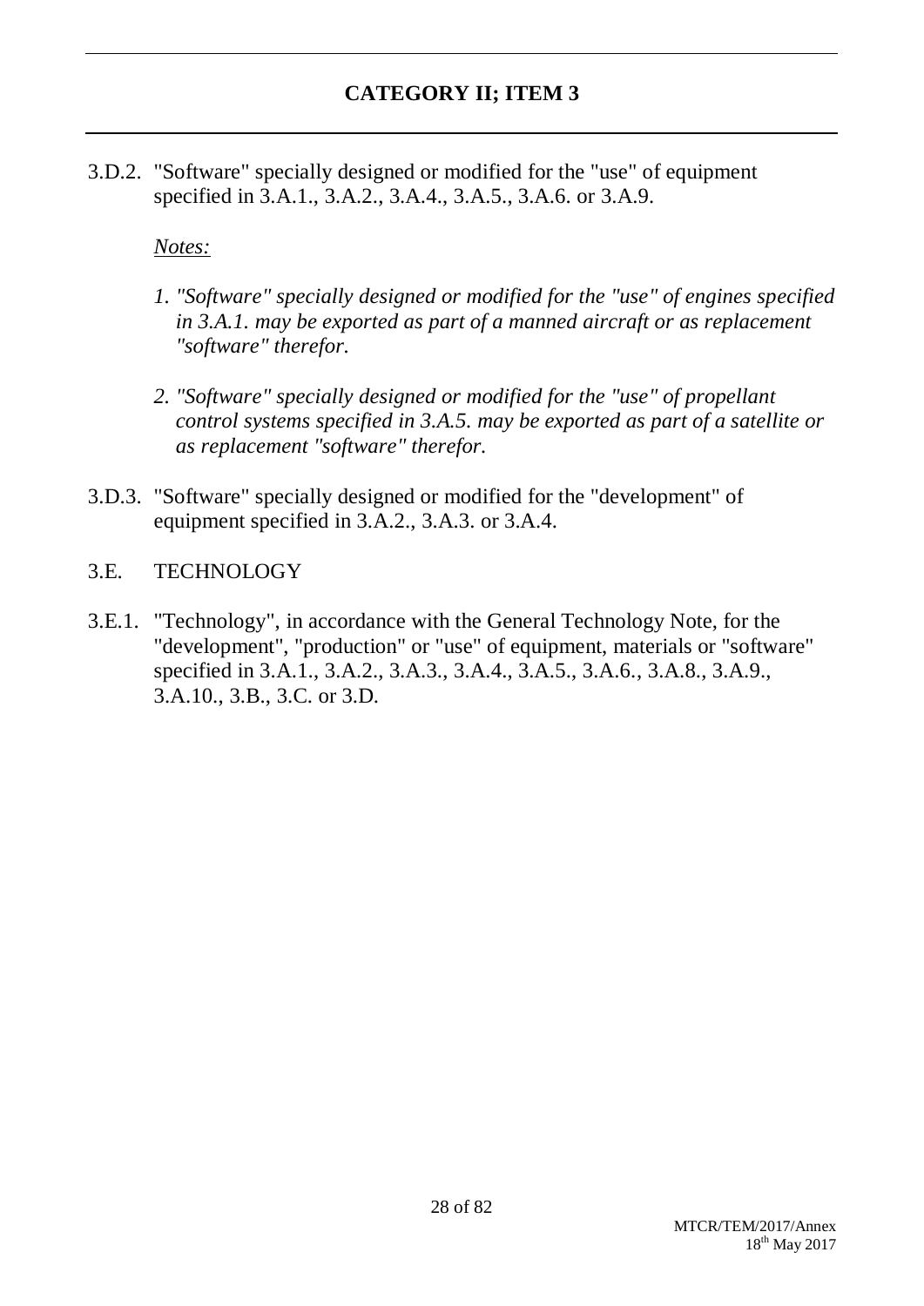3.D.2. "Software" specially designed or modified for the "use" of equipment specified in 3.A.1., 3.A.2., 3.A.4., 3.A.5., 3.A.6. or 3.A.9.

*Notes:*

1. *"Software" specially designed or modified for the "use" of engines specified in 3.A.1. may be exported as part of a manned aircraft or as replacement "software" therefor.*

2. *"Software" specially designed or modified for the "use" of propellant control systems specified in 3.A.5. may be exported as part of a satellite or as replacement "software" therefor.*

3.D.3. "Software" specially designed or modified for the "development" of equipment specified in 3.A.2., 3.A.3. or 3.A.4.

## 3.E. TECHNOLOGY

3.E.1. "Technology", in accordance with the General Technology Note, for the "development", "production" or "use" of equipment, materials or "software" specified in 3.A.1., 3.A.2., 3.A.3., 3.A.4., 3.A.5., 3.A.6., 3.A.8., 3.A.9., 3.A.10., 3.B., 3.C. or 3.D.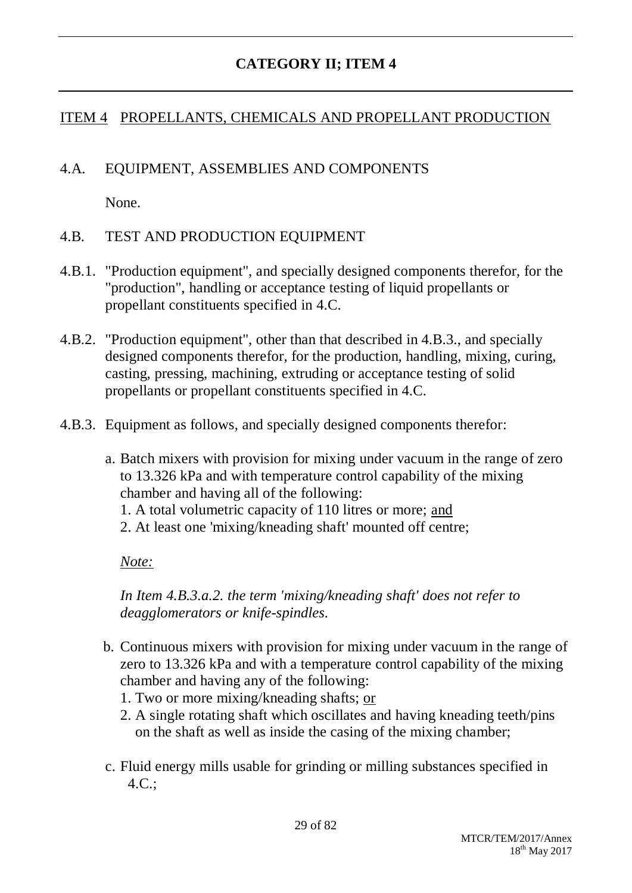## CATEGORY II; ITEM 4

### ITEM 4 PROPELLANTS, CHEMICALS AND PROPELLANT PRODUCTION

#### 4.A. EQUIPMENT, ASSEMBLIES AND COMPONENTS

None.

#### 4.B. TEST AND PRODUCTION EQUIPMENT

4.B.1. "Production equipment", and specially designed components therefor, for the "production", handling or acceptance testing of liquid propellants or propellant constituents specified in 4.C.

4.B.2. "Production equipment", other than that described in 4.B.3., and specially designed components therefor, for the production, handling, mixing, curing, casting, pressing, machining, extruding or acceptance testing of solid propellants or propellant constituents specified in 4.C.

4.B.3. Equipment as follows, and specially designed components therefor:

a. Batch mixers with provision for mixing under vacuum in the range of zero to 13.326 kPa and with temperature control capability of the mixing chamber and having all of the following:
   1. A total volumetric capacity of 110 litres or more; and
   2. At least one 'mixing/kneading shaft' mounted off centre;

   *Note:*

   *In Item 4.B.3.a.2. the term 'mixing/kneading shaft' does not refer to deagglomerators or knife-spindles.*

b. Continuous mixers with provision for mixing under vacuum in the range of zero to 13.326 kPa and with a temperature control capability of the mixing chamber and having any of the following:
   1. Two or more mixing/kneading shafts; or
   2. A single rotating shaft which oscillates and having kneading teeth/pins on the shaft as well as inside the casing of the mixing chamber;

c. Fluid energy mills usable for grinding or milling substances specified in 4.C.;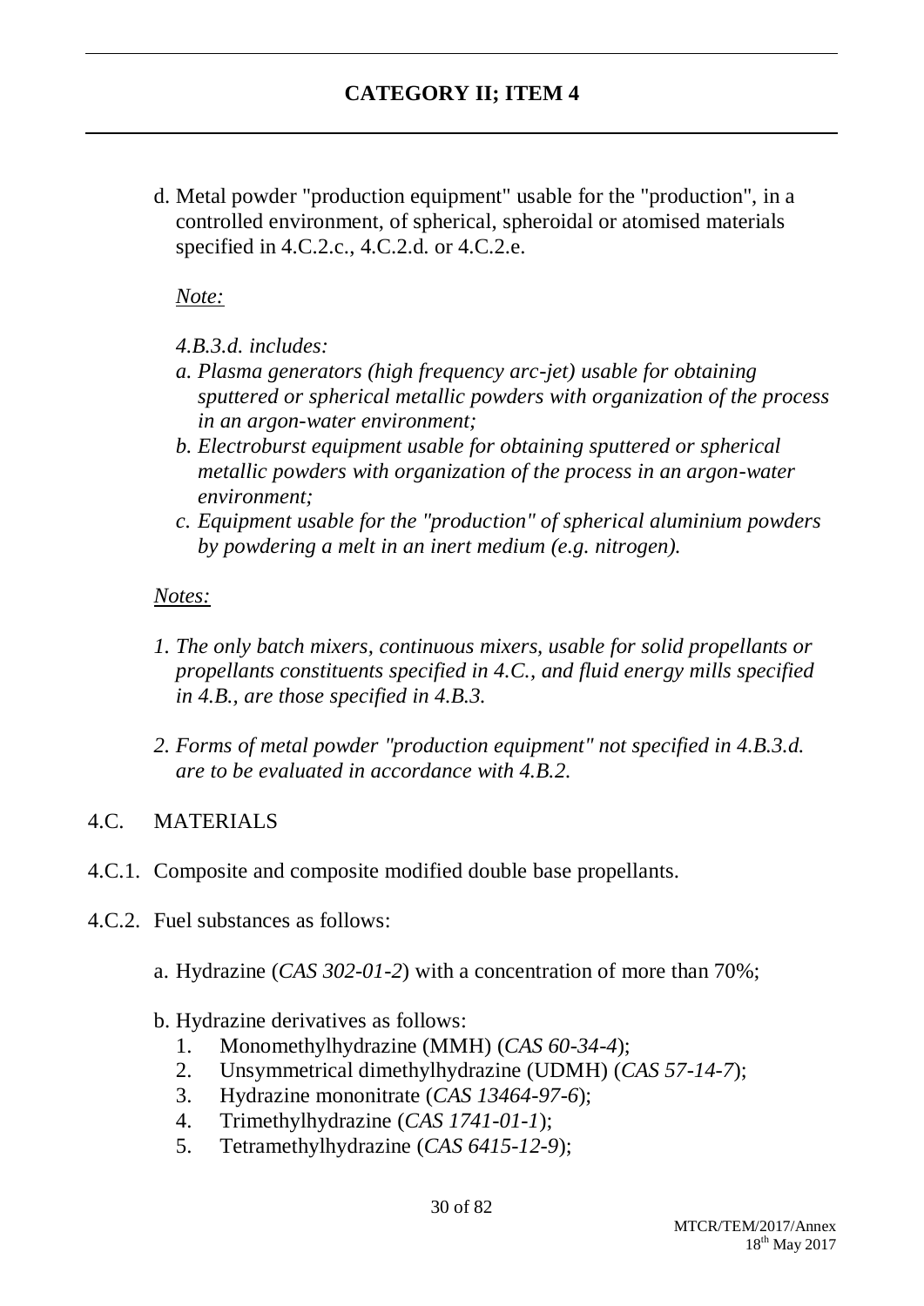## CATEGORY II; ITEM 4

d. Metal powder "production equipment" usable for the "production", in a controlled environment, of spherical, spheroidal or atomised materials specified in 4.C.2.c., 4.C.2.d. or 4.C.2.e.

*Note:*

*4.B.3.d. includes:*

*a. Plasma generators (high frequency arc-jet) usable for obtaining sputtered or spherical metallic powders with organization of the process in an argon-water environment;*

*b. Electroburst equipment usable for obtaining sputtered or spherical metallic powders with organization of the process in an argon-water environment;*

*c. Equipment usable for the "production" of spherical aluminium powders by powdering a melt in an inert medium (e.g. nitrogen).*

*Notes:*

*1. The only batch mixers, continuous mixers, usable for solid propellants or propellants constituents specified in 4.C., and fluid energy mills specified in 4.B., are those specified in 4.B.3.*

*2. Forms of metal powder "production equipment" not specified in 4.B.3.d. are to be evaluated in accordance with 4.B.2.*

4.C. MATERIALS

4.C.1. Composite and composite modified double base propellants.

4.C.2. Fuel substances as follows:

a. Hydrazine (*CAS 302-01-2*) with a concentration of more than 70%;

b. Hydrazine derivatives as follows:

1. Monomethylhydrazine (MMH) (*CAS 60-34-4*);
2. Unsymmetrical dimethylhydrazine (UDMH) (*CAS 57-14-7*);
3. Hydrazine mononitrate (*CAS 13464-97-6*);
4. Trimethylhydrazine (*CAS 1741-01-1*);
5. Tetramethylhydrazine (*CAS 6415-12-9*);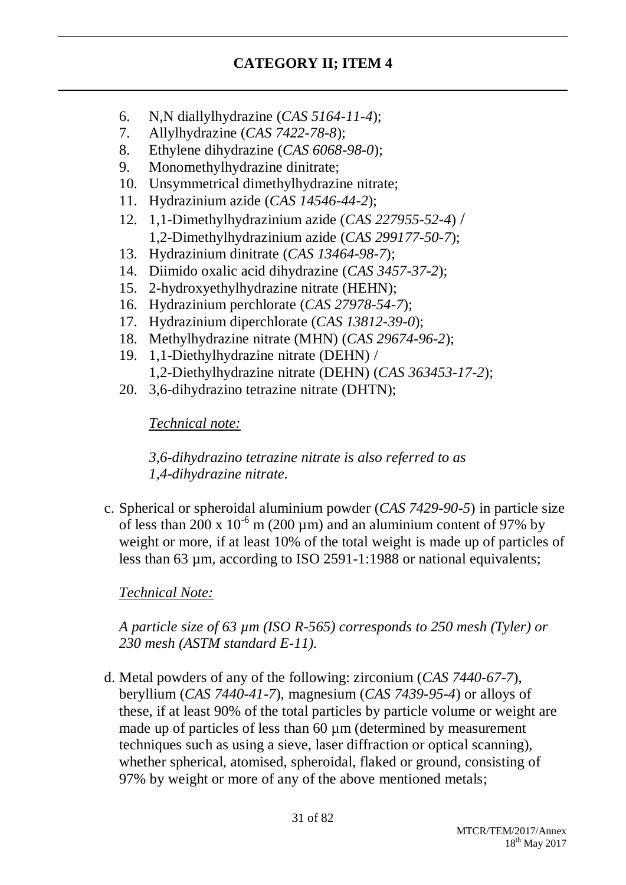## CATEGORY II; ITEM 4

6. N,N diallylhydrazine (*CAS 5164-11-4*);
7. Allylhydrazine (*CAS 7422-78-8*);
8. Ethylene dihydrazine (*CAS 6068-98-0*);
9. Monomethylhydrazine dinitrate;
10. Unsymmetrical dimethylhydrazine nitrate;
11. Hydrazinium azide (*CAS 14546-44-2*);
12. 1,1-Dimethylhydrazinium azide (*CAS 227955-52-4*) / 1,2-Dimethylhydrazinium azide (*CAS 299177-50-7*);
13. Hydrazinium dinitrate (*CAS 13464-98-7*);
14. Diimido oxalic acid dihydrazine (*CAS 3457-37-2*);
15. 2-hydroxyethylhydrazine nitrate (HEHN);
16. Hydrazinium perchlorate (*CAS 27978-54-7*);
17. Hydrazinium diperchlorate (*CAS 13812-39-0*);
18. Methylhydrazine nitrate (MHN) (*CAS 29674-96-2*);
19. 1,1-Diethylhydrazine nitrate (DEHN) / 1,2-Diethylhydrazine nitrate (DEHN) (*CAS 363453-17-2*);
20. 3,6-dihydrazino tetrazine nitrate (DHTN);

    *Technical note:*

    *3,6-dihydrazino tetrazine nitrate is also referred to as 1,4-dihydrazine nitrate.*

c. Spherical or spheroidal aluminium powder (*CAS 7429-90-5*) in particle size of less than 200 x $10^{-6}$ m (200 µm) and an aluminium content of 97% by weight or more, if at least 10% of the total weight is made up of particles of less than 63 µm, according to ISO 2591-1:1988 or national equivalents;

   *Technical Note:*

   *A particle size of 63 µm (ISO R-565) corresponds to 250 mesh (Tyler) or 230 mesh (ASTM standard E-11).*

d. Metal powders of any of the following: zirconium (*CAS 7440-67-7*), beryllium (*CAS 7440-41-7*), magnesium (*CAS 7439-95-4*) or alloys of these, if at least 90% of the total particles by particle volume or weight are made up of particles of less than 60 µm (determined by measurement techniques such as using a sieve, laser diffraction or optical scanning), whether spherical, atomised, spheroidal, flaked or ground, consisting of 97% by weight or more of any of the above mentioned metals;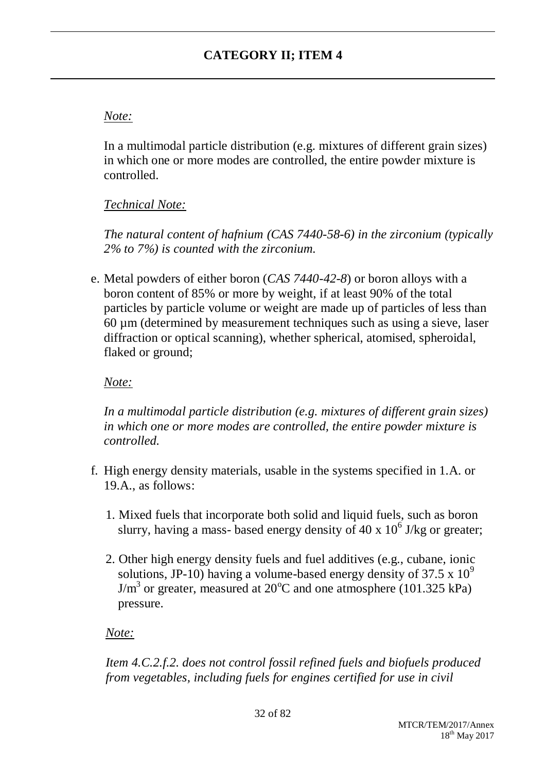## CATEGORY II; ITEM 4

*Note:*

In a multimodal particle distribution (e.g. mixtures of different grain sizes) in which one or more modes are controlled, the entire powder mixture is controlled.

*Technical Note:*

*The natural content of hafnium (CAS 7440-58-6) in the zirconium (typically 2% to 7%) is counted with the zirconium.*

e. Metal powders of either boron (*CAS 7440-42-8*) or boron alloys with a boron content of 85% or more by weight, if at least 90% of the total particles by particle volume or weight are made up of particles of less than 60 µm (determined by measurement techniques such as using a sieve, laser diffraction or optical scanning), whether spherical, atomised, spheroidal, flaked or ground;

*Note:*

*In a multimodal particle distribution (e.g. mixtures of different grain sizes) in which one or more modes are controlled, the entire powder mixture is controlled.*

f. High energy density materials, usable in the systems specified in 1.A. or 19.A., as follows:

1. Mixed fuels that incorporate both solid and liquid fuels, such as boron slurry, having a mass- based energy density of $40 \times 10^6$ J/kg or greater;

2. Other high energy density fuels and fuel additives (e.g., cubane, ionic solutions, JP-10) having a volume-based energy density of $37.5 \times 10^9$ $J/m^3$ or greater, measured at $20^oC$ and one atmosphere (101.325 kPa) pressure.

*Note:*

*Item 4.C.2.f.2. does not control fossil refined fuels and biofuels produced from vegetables, including fuels for engines certified for use in civil*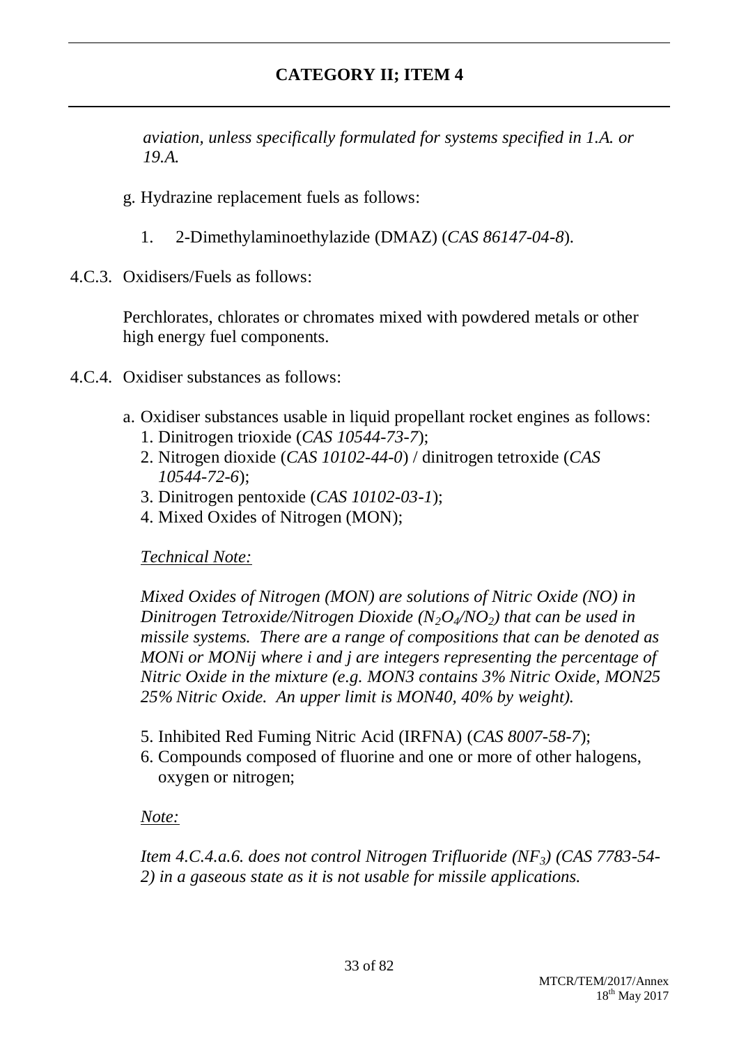*aviation, unless specifically formulated for systems specified in 1.A. or 19.A.*

g. Hydrazine replacement fuels as follows:

1. 2-Dimethylaminoethylazide (DMAZ) (*CAS 86147-04-8*).

4.C.3. Oxidisers/Fuels as follows:

Perchlorates, chlorates or chromates mixed with powdered metals or other high energy fuel components.

4.C.4. Oxidiser substances as follows:

a. Oxidiser substances usable in liquid propellant rocket engines as follows:
   1. Dinitrogen trioxide (*CAS 10544-73-7*);
   2. Nitrogen dioxide (*CAS 10102-44-0*) / dinitrogen tetroxide (*CAS 10544-72-6*);
   3. Dinitrogen pentoxide (*CAS 10102-03-1*);
   4. Mixed Oxides of Nitrogen (MON);

   *Technical Note:*

   *Mixed Oxides of Nitrogen (MON) are solutions of Nitric Oxide (NO) in Dinitrogen Tetroxide/Nitrogen Dioxide ($N_2O_4/NO_2$) that can be used in missile systems. There are a range of compositions that can be denoted as MONi or MONij where i and j are integers representing the percentage of Nitric Oxide in the mixture (e.g. MON3 contains 3% Nitric Oxide, MON25 25% Nitric Oxide. An upper limit is MON40, 40% by weight).*

   5. Inhibited Red Fuming Nitric Acid (IRFNA) (*CAS 8007-58-7*);
   6. Compounds composed of fluorine and one or more of other halogens, oxygen or nitrogen;

   *Note:*

   *Item 4.C.4.a.6. does not control Nitrogen Trifluoride ($NF_3$) (CAS 7783-54-2) in a gaseous state as it is not usable for missile applications.*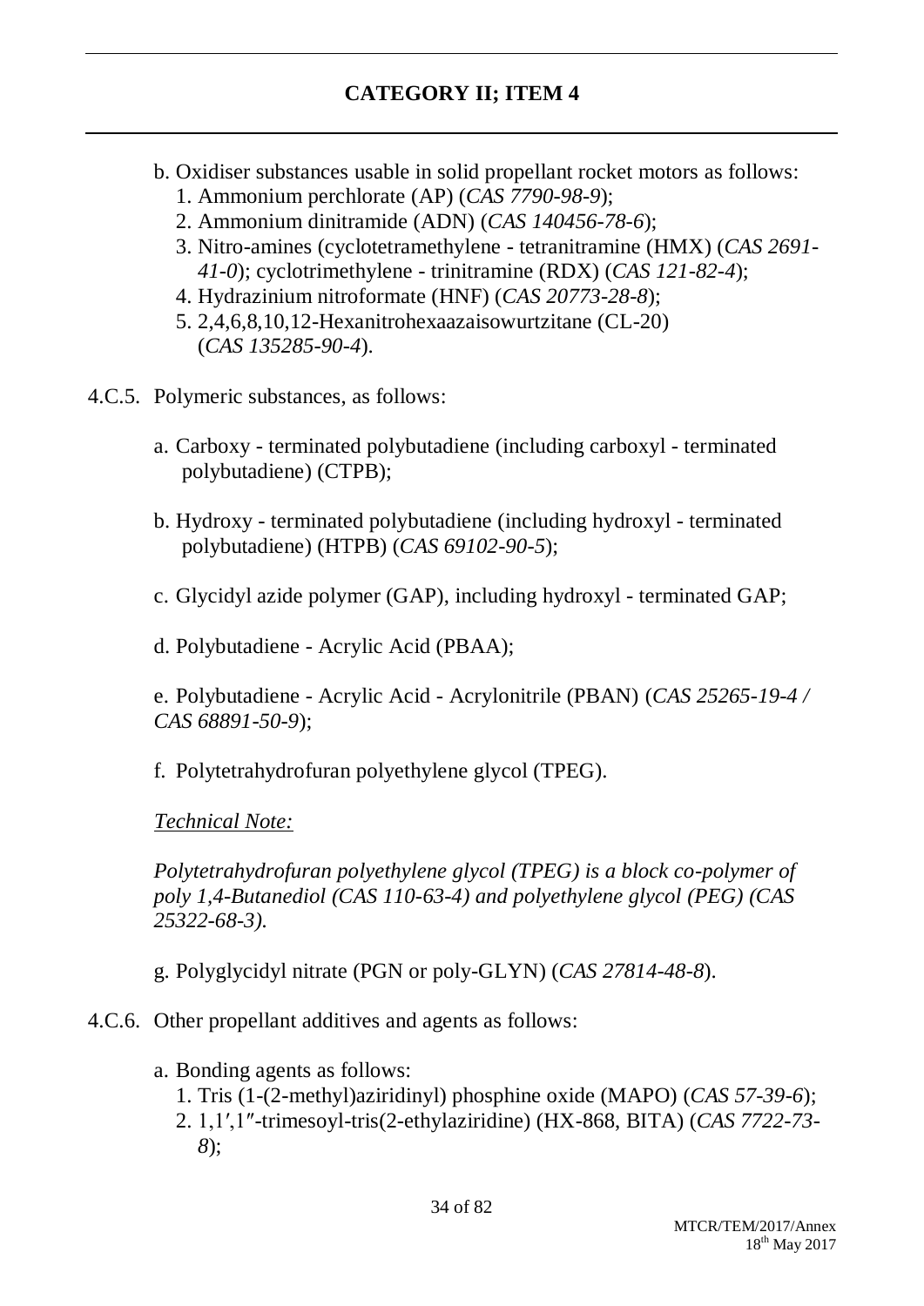## CATEGORY II; ITEM 4

b. Oxidiser substances usable in solid propellant rocket motors as follows:
   1. Ammonium perchlorate (AP) (*CAS 7790-98-9*);
   2. Ammonium dinitramide (ADN) (*CAS 140456-78-6*);
   3. Nitro-amines (cyclotetramethylene - tetranitramine (HMX) (*CAS 2691-41-0*); cyclotrimethylene - trinitramine (RDX) (*CAS 121-82-4*);
   4. Hydrazinium nitroformate (HNF) (*CAS 20773-28-8*);
   5. 2,4,6,8,10,12-Hexanitrohexaazaisowurtzitane (CL-20) (*CAS 135285-90-4*).

4.C.5. Polymeric substances, as follows:

a. Carboxy - terminated polybutadiene (including carboxyl - terminated polybutadiene) (CTPB);

b. Hydroxy - terminated polybutadiene (including hydroxyl - terminated polybutadiene) (HTPB) (*CAS 69102-90-5*);

c. Glycidyl azide polymer (GAP), including hydroxyl - terminated GAP;

d. Polybutadiene - Acrylic Acid (PBAA);

e. Polybutadiene - Acrylic Acid - Acrylonitrile (PBAN) (*CAS 25265-19-4 / CAS 68891-50-9*);

f. Polytetrahydrofuran polyethylene glycol (TPEG).

*Technical Note:*

*Polytetrahydrofuran polyethylene glycol (TPEG) is a block co-polymer of poly 1,4-Butanediol (CAS 110-63-4) and polyethylene glycol (PEG) (CAS 25322-68-3).*

g. Polyglycidyl nitrate (PGN or poly-GLYN) (*CAS 27814-48-8*).

4.C.6. Other propellant additives and agents as follows:

a. Bonding agents as follows:
   1. Tris (1-(2-methyl)aziridinyl) phosphine oxide (MAPO) (*CAS 57-39-6*);
   2. 1,1′,1″-trimesoyl-tris(2-ethylaziridine) (HX-868, BITA) (*CAS 7722-73-8*);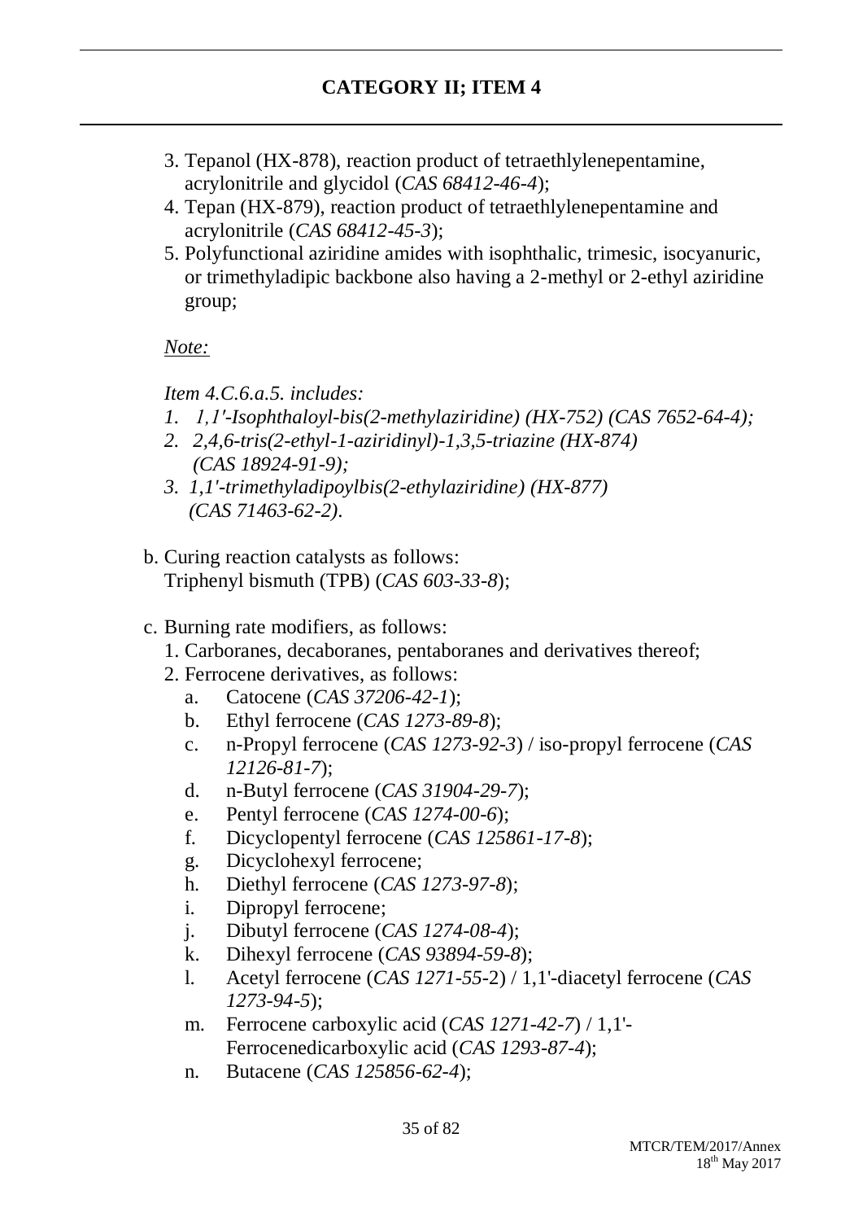## CATEGORY II; ITEM 4

3. Tepanol (HX-878), reaction product of tetraethlylenepentamine, acrylonitrile and glycidol (*CAS 68412-46-4*);
4. Tepan (HX-879), reaction product of tetraethlylenepentamine and acrylonitrile (*CAS 68412-45-3*);
5. Polyfunctional aziridine amides with isophthalic, trimesic, isocyanuric, or trimethyladipic backbone also having a 2-methyl or 2-ethyl aziridine group;

*Note:*

*Item 4.C.6.a.5. includes:*

1. *1,1'-Isophthaloyl-bis(2-methylaziridine) (HX-752) (CAS 7652-64-4);*
2. *2,4,6-tris(2-ethyl-1-aziridinyl)-1,3,5-triazine (HX-874) (CAS 18924-91-9);*
3. *1,1'-trimethyladipoylbis(2-ethylaziridine) (HX-877) (CAS 71463-62-2).*

b. Curing reaction catalysts as follows:
   Triphenyl bismuth (TPB) (*CAS 603-33-8*);

c. Burning rate modifiers, as follows:
   1. Carboranes, decaboranes, pentaboranes and derivatives thereof;
   2. Ferrocene derivatives, as follows:
      a. Catocene (*CAS 37206-42-1*);
      b. Ethyl ferrocene (*CAS 1273-89-8*);
      c. n-Propyl ferrocene (*CAS 1273-92-3*) / iso-propyl ferrocene (*CAS 12126-81-7*);
      d. n-Butyl ferrocene (*CAS 31904-29-7*);
      e. Pentyl ferrocene (*CAS 1274-00-6*);
      f. Dicyclopentyl ferrocene (*CAS 125861-17-8*);
      g. Dicyclohexyl ferrocene;
      h. Diethyl ferrocene (*CAS 1273-97-8*);
      i. Dipropyl ferrocene;
      j. Dibutyl ferrocene (*CAS 1274-08-4*);
      k. Dihexyl ferrocene (*CAS 93894-59-8*);
      l. Acetyl ferrocene (*CAS 1271-55-2*) / 1,1'-diacetyl ferrocene (*CAS 1273-94-5*);
      m. Ferrocene carboxylic acid (*CAS 1271-42-7*) / 1,1'-Ferrocenedicarboxylic acid (*CAS 1293-87-4*);
      n. Butacene (*CAS 125856-62-4*);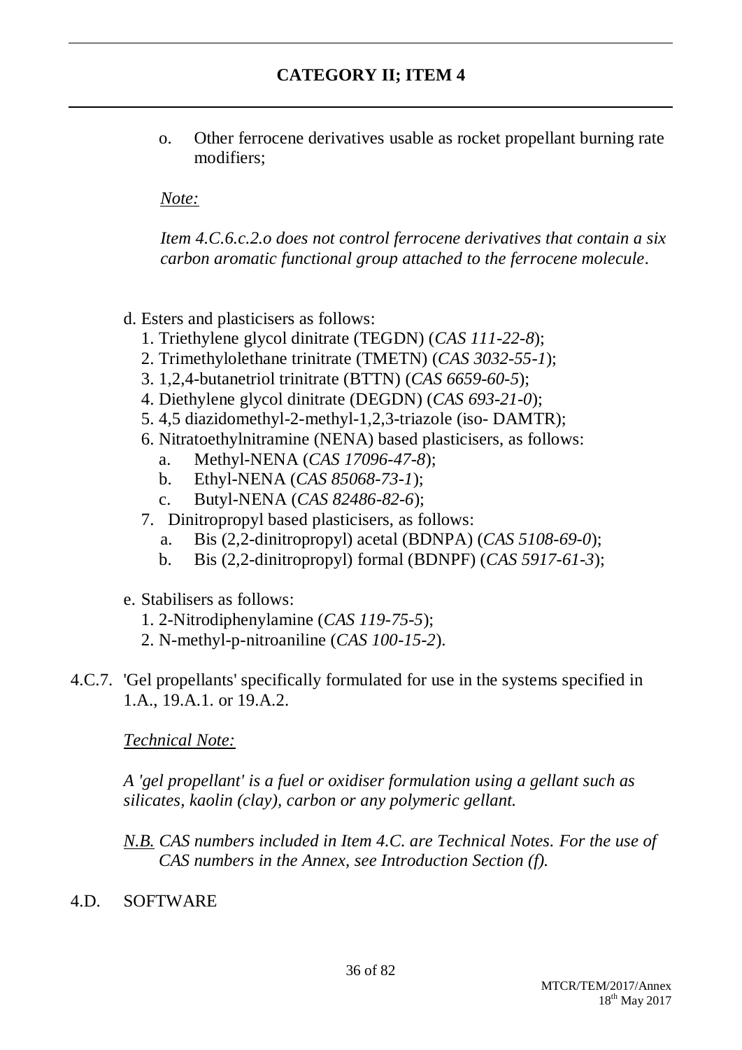## CATEGORY II; ITEM 4

o. Other ferrocene derivatives usable as rocket propellant burning rate modifiers;

*Note:*

*Item 4.C.6.c.2.o does not control ferrocene derivatives that contain a six carbon aromatic functional group attached to the ferrocene molecule.*

d. Esters and plasticisers as follows:

1. Triethylene glycol dinitrate (TEGDN) (*CAS 111-22-8*);
2. Trimethylolethane trinitrate (TMETN) (*CAS 3032-55-1*);
3. 1,2,4-butanetriol trinitrate (BTTN) (*CAS 6659-60-5*);
4. Diethylene glycol dinitrate (DEGDN) (*CAS 693-21-0*);
5. 4,5 diazidomethyl-2-methyl-1,2,3-triazole (iso- DAMTR);
6. Nitratoethylnitramine (NENA) based plasticisers, as follows:
   a. Methyl-NENA (*CAS 17096-47-8*);
   b. Ethyl-NENA (*CAS 85068-73-1*);
   c. Butyl-NENA (*CAS 82486-82-6*);
7. Dinitropropyl based plasticisers, as follows:
   a. Bis (2,2-dinitropropyl) acetal (BDNPA) (*CAS 5108-69-0*);
   b. Bis (2,2-dinitropropyl) formal (BDNPF) (*CAS 5917-61-3*);

e. Stabilisers as follows:

1. 2-Nitrodiphenylamine (*CAS 119-75-5*);
2. N-methyl-p-nitroaniline (*CAS 100-15-2*).

4.C.7. 'Gel propellants' specifically formulated for use in the systems specified in 1.A., 19.A.1. or 19.A.2.

*Technical Note:*

*A 'gel propellant' is a fuel or oxidiser formulation using a gellant such as silicates, kaolin (clay), carbon or any polymeric gellant.*

*N.B. CAS numbers included in Item 4.C. are Technical Notes. For the use of CAS numbers in the Annex, see Introduction Section (f).*

4.D. SOFTWARE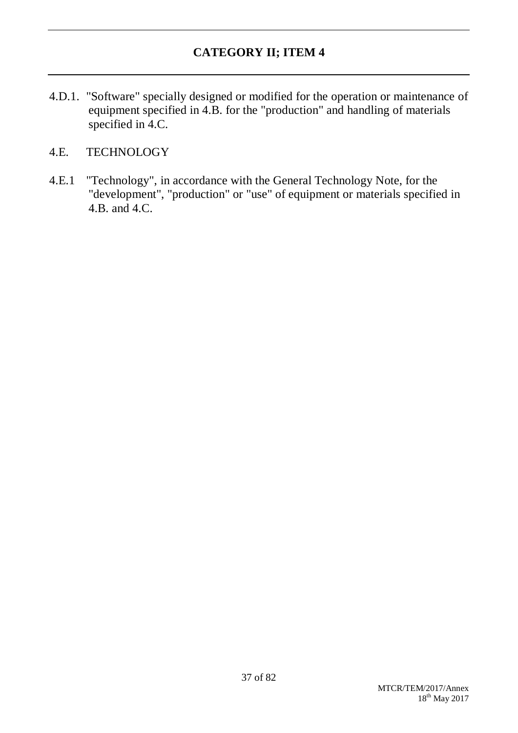## CATEGORY II; ITEM 4

4.D.1. "Software" specially designed or modified for the operation or maintenance of equipment specified in 4.B. for the "production" and handling of materials specified in 4.C.

4.E. TECHNOLOGY

4.E.1 "Technology", in accordance with the General Technology Note, for the "development", "production" or "use" of equipment or materials specified in 4.B. and 4.C.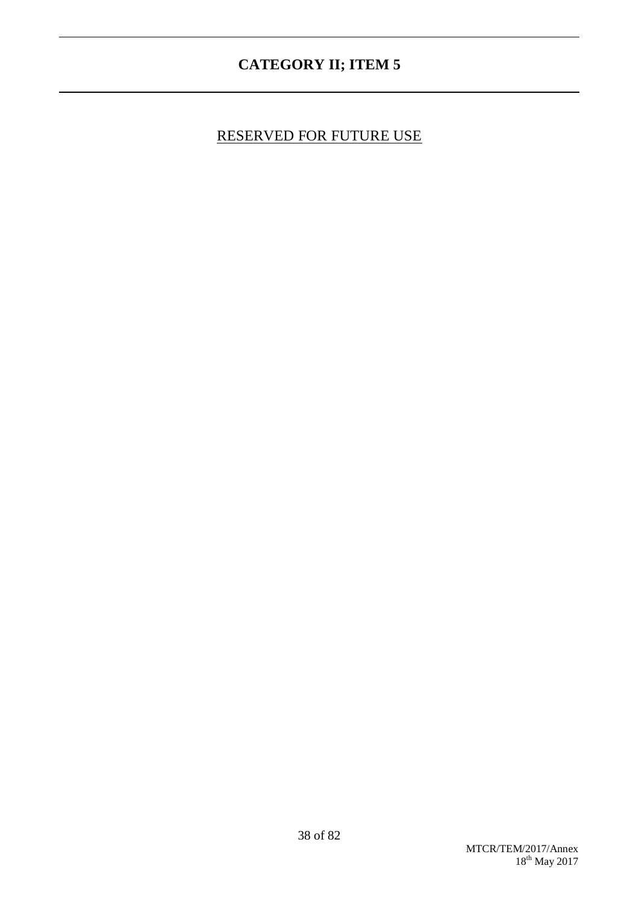## CATEGORY II; ITEM 5

<u>RESERVED FOR FUTURE USE</u>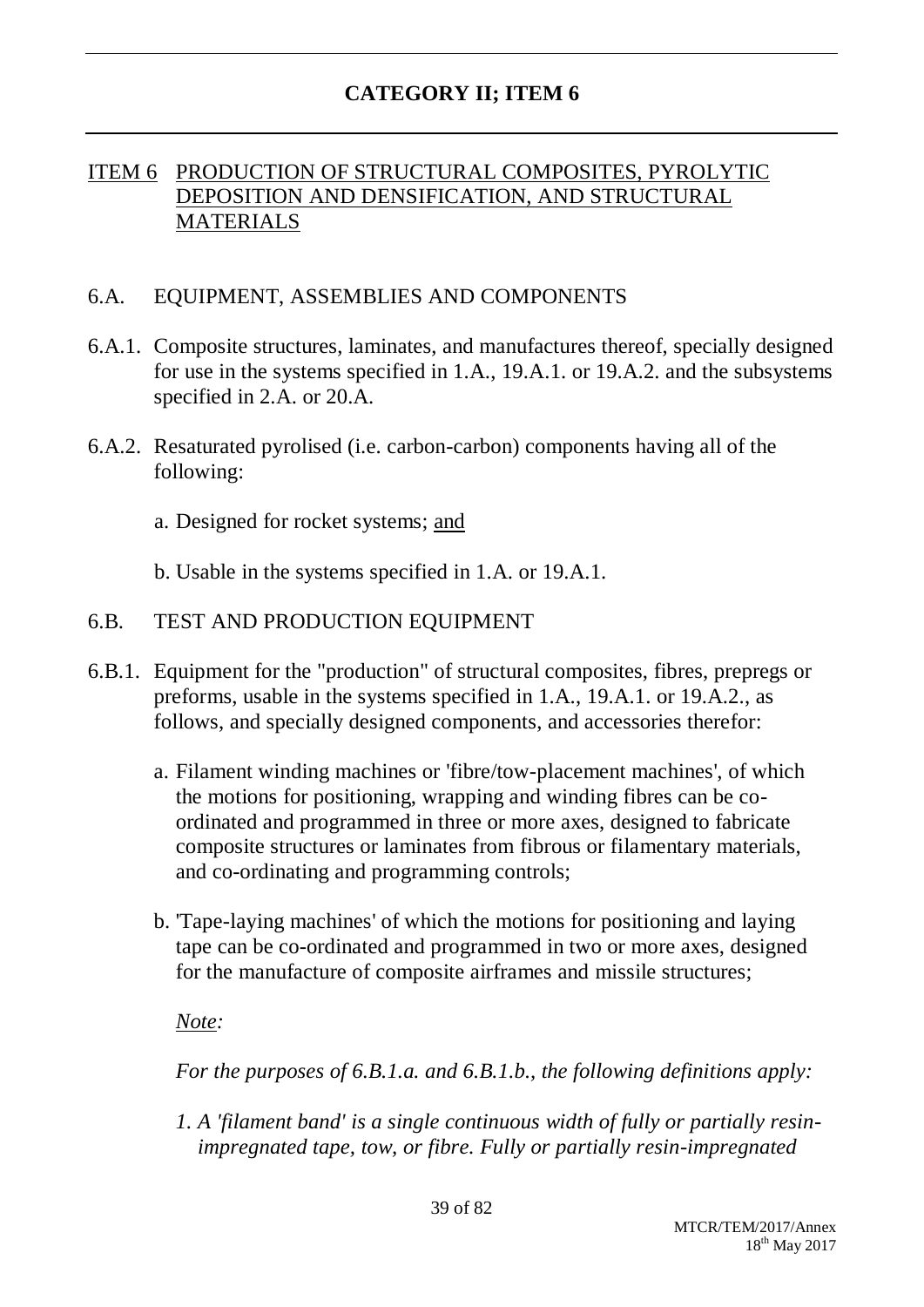## CATEGORY II; ITEM 6

### ITEM 6 PRODUCTION OF STRUCTURAL COMPOSITES, PYROLYTIC DEPOSITION AND DENSIFICATION, AND STRUCTURAL MATERIALS

6.A. EQUIPMENT, ASSEMBLIES AND COMPONENTS

6.A.1. Composite structures, laminates, and manufactures thereof, specially designed for use in the systems specified in 1.A., 19.A.1. or 19.A.2. and the subsystems specified in 2.A. or 20.A.

6.A.2. Resaturated pyrolised (i.e. carbon-carbon) components having all of the following:

a. Designed for rocket systems; and

b. Usable in the systems specified in 1.A. or 19.A.1.

6.B. TEST AND PRODUCTION EQUIPMENT

6.B.1. Equipment for the "production" of structural composites, fibres, prepregs or preforms, usable in the systems specified in 1.A., 19.A.1. or 19.A.2., as follows, and specially designed components, and accessories therefor:

a. Filament winding machines or 'fibre/tow-placement machines', of which the motions for positioning, wrapping and winding fibres can be co-ordinated and programmed in three or more axes, designed to fabricate composite structures or laminates from fibrous or filamentary materials, and co-ordinating and programming controls;

b. 'Tape-laying machines' of which the motions for positioning and laying tape can be co-ordinated and programmed in two or more axes, designed for the manufacture of composite airframes and missile structures;

*Note:*

*For the purposes of 6.B.1.a. and 6.B.1.b., the following definitions apply:*

*1. A 'filament band' is a single continuous width of fully or partially resin-impregnated tape, tow, or fibre. Fully or partially resin-impregnated*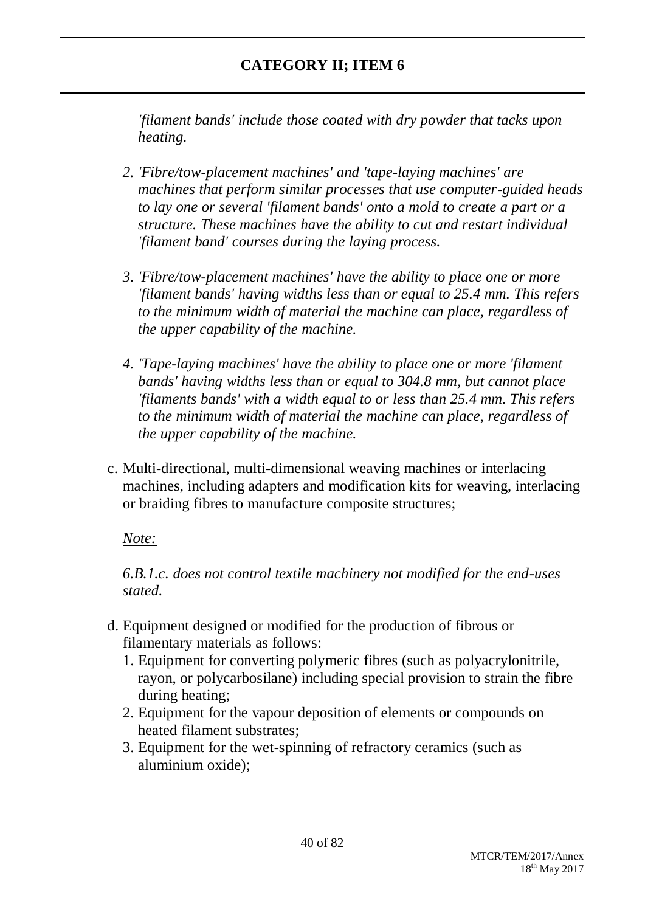*'filament bands' include those coated with dry powder that tacks upon heating.*

2. *'Fibre/tow-placement machines' and 'tape-laying machines' are machines that perform similar processes that use computer-guided heads to lay one or several 'filament bands' onto a mold to create a part or a structure. These machines have the ability to cut and restart individual 'filament band' courses during the laying process.*

3. *'Fibre/tow-placement machines' have the ability to place one or more 'filament bands' having widths less than or equal to 25.4 mm. This refers to the minimum width of material the machine can place, regardless of the upper capability of the machine.*

4. *'Tape-laying machines' have the ability to place one or more 'filament bands' having widths less than or equal to 304.8 mm, but cannot place 'filaments bands' with a width equal to or less than 25.4 mm. This refers to the minimum width of material the machine can place, regardless of the upper capability of the machine.*

c. Multi-directional, multi-dimensional weaving machines or interlacing machines, including adapters and modification kits for weaving, interlacing or braiding fibres to manufacture composite structures;

<u>*Note:*</u>

*6.B.1.c. does not control textile machinery not modified for the end-uses stated.*

d. Equipment designed or modified for the production of fibrous or filamentary materials as follows:
   1. Equipment for converting polymeric fibres (such as polyacrylonitrile, rayon, or polycarbosilane) including special provision to strain the fibre during heating;
   2. Equipment for the vapour deposition of elements or compounds on heated filament substrates;
   3. Equipment for the wet-spinning of refractory ceramics (such as aluminium oxide);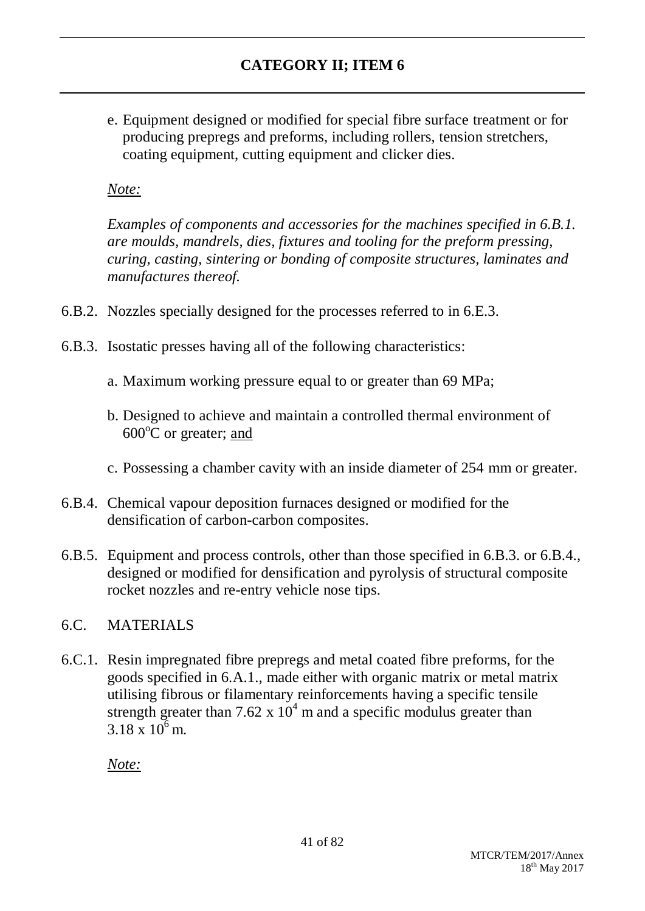e. Equipment designed or modified for special fibre surface treatment or for producing prepregs and preforms, including rollers, tension stretchers, coating equipment, cutting equipment and clicker dies.

*Note:*

*Examples of components and accessories for the machines specified in 6.B.1. are moulds, mandrels, dies, fixtures and tooling for the preform pressing, curing, casting, sintering or bonding of composite structures, laminates and manufactures thereof.*

6.B.2. Nozzles specially designed for the processes referred to in 6.E.3.

6.B.3. Isostatic presses having all of the following characteristics:

a. Maximum working pressure equal to or greater than 69 MPa;

b. Designed to achieve and maintain a controlled thermal environment of $600^{o}$C or greater; and

c. Possessing a chamber cavity with an inside diameter of 254 mm or greater.

6.B.4. Chemical vapour deposition furnaces designed or modified for the densification of carbon-carbon composites.

6.B.5. Equipment and process controls, other than those specified in 6.B.3. or 6.B.4., designed or modified for densification and pyrolysis of structural composite rocket nozzles and re-entry vehicle nose tips.

## 6.C. MATERIALS

6.C.1. Resin impregnated fibre prepregs and metal coated fibre preforms, for the goods specified in 6.A.1., made either with organic matrix or metal matrix utilising fibrous or filamentary reinforcements having a specific tensile strength greater than $7.62 \times 10^{4}$ m and a specific modulus greater than $3.18 \times 10^{6}$ m.

*Note:*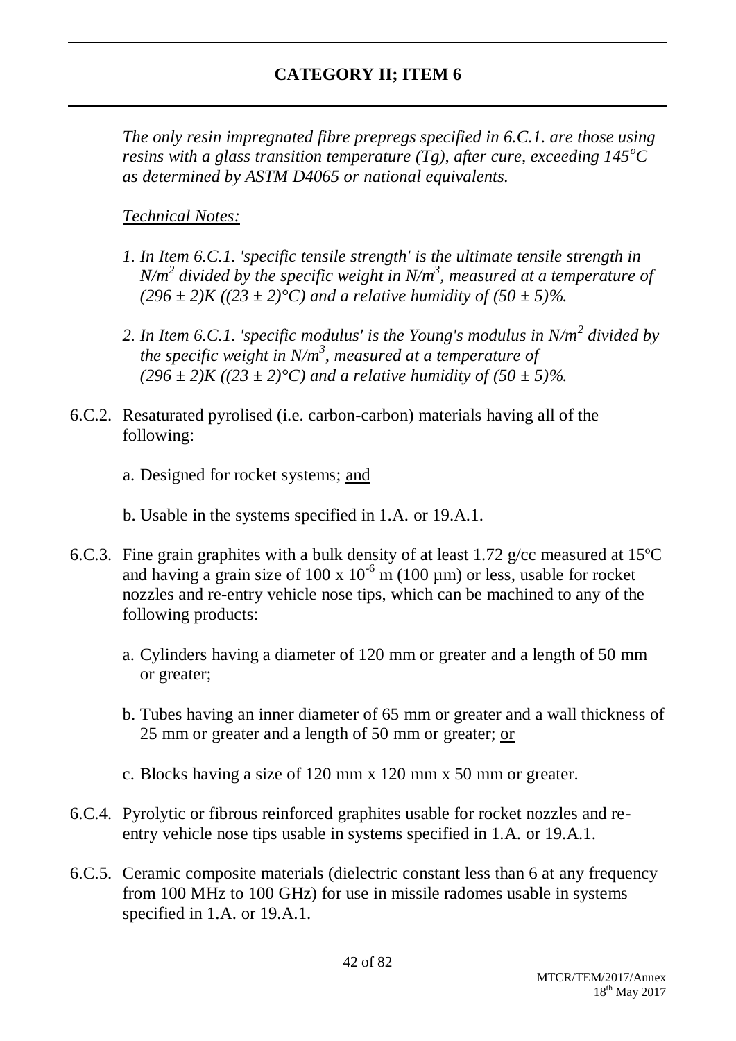## CATEGORY II; ITEM 6

*The only resin impregnated fibre prepregs specified in 6.C.1. are those using resins with a glass transition temperature (Tg), after cure, exceeding 145°C as determined by ASTM D4065 or national equivalents.*

*Technical Notes:*

1. *In Item 6.C.1. 'specific tensile strength' is the ultimate tensile strength in $N/m^2$ divided by the specific weight in $N/m^3$, measured at a temperature of $(296 \pm 2)K$ ($(23 \pm 2)°C$) and a relative humidity of $(50 \pm 5)\%$.*
2. *In Item 6.C.1. 'specific modulus' is the Young's modulus in $N/m^2$ divided by the specific weight in $N/m^3$, measured at a temperature of $(296 \pm 2)K$ ($(23 \pm 2)°C$) and a relative humidity of $(50 \pm 5)\%$.*

6.C.2. Resaturated pyrolised (i.e. carbon-carbon) materials having all of the following:

a. Designed for rocket systems; and

b. Usable in the systems specified in 1.A. or 19.A.1.

6.C.3. Fine grain graphites with a bulk density of at least 1.72 g/cc measured at 15ºC and having a grain size of $100 \times 10^{-6}$ m (100 µm) or less, usable for rocket nozzles and re-entry vehicle nose tips, which can be machined to any of the following products:

a. Cylinders having a diameter of 120 mm or greater and a length of 50 mm or greater;

b. Tubes having an inner diameter of 65 mm or greater and a wall thickness of 25 mm or greater and a length of 50 mm or greater; or

c. Blocks having a size of 120 mm x 120 mm x 50 mm or greater.

6.C.4. Pyrolytic or fibrous reinforced graphites usable for rocket nozzles and re-entry vehicle nose tips usable in systems specified in 1.A. or 19.A.1.

6.C.5. Ceramic composite materials (dielectric constant less than 6 at any frequency from 100 MHz to 100 GHz) for use in missile radomes usable in systems specified in 1.A. or 19.A.1.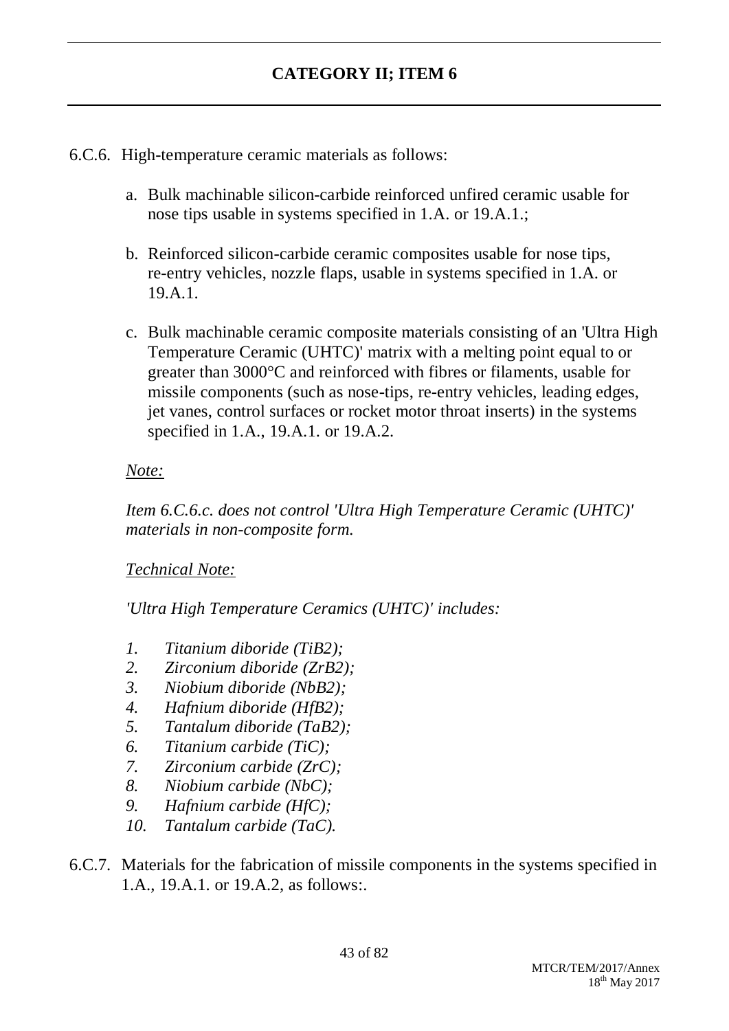## CATEGORY II; ITEM 6

6.C.6. High-temperature ceramic materials as follows:

a. Bulk machinable silicon-carbide reinforced unfired ceramic usable for nose tips usable in systems specified in 1.A. or 19.A.1.;

b. Reinforced silicon-carbide ceramic composites usable for nose tips, re-entry vehicles, nozzle flaps, usable in systems specified in 1.A. or 19.A.1.

c. Bulk machinable ceramic composite materials consisting of an 'Ultra High Temperature Ceramic (UHTC)' matrix with a melting point equal to or greater than 3000°C and reinforced with fibres or filaments, usable for missile components (such as nose-tips, re-entry vehicles, leading edges, jet vanes, control surfaces or rocket motor throat inserts) in the systems specified in 1.A., 19.A.1. or 19.A.2.

*Note:*

*Item 6.C.6.c. does not control 'Ultra High Temperature Ceramic (UHTC)' materials in non-composite form.*

*Technical Note:*

*'Ultra High Temperature Ceramics (UHTC)' includes:*

1. *Titanium diboride ($TiB_2$);*
2. *Zirconium diboride ($ZrB_2$);*
3. *Niobium diboride ($NbB_2$);*
4. *Hafnium diboride ($HfB_2$);*
5. *Tantalum diboride ($TaB_2$);*
6. *Titanium carbide (TiC);*
7. *Zirconium carbide (ZrC);*
8. *Niobium carbide (NbC);*
9. *Hafnium carbide (HfC);*
10. *Tantalum carbide (TaC).*

6.C.7. Materials for the fabrication of missile components in the systems specified in 1.A., 19.A.1. or 19.A.2, as follows:.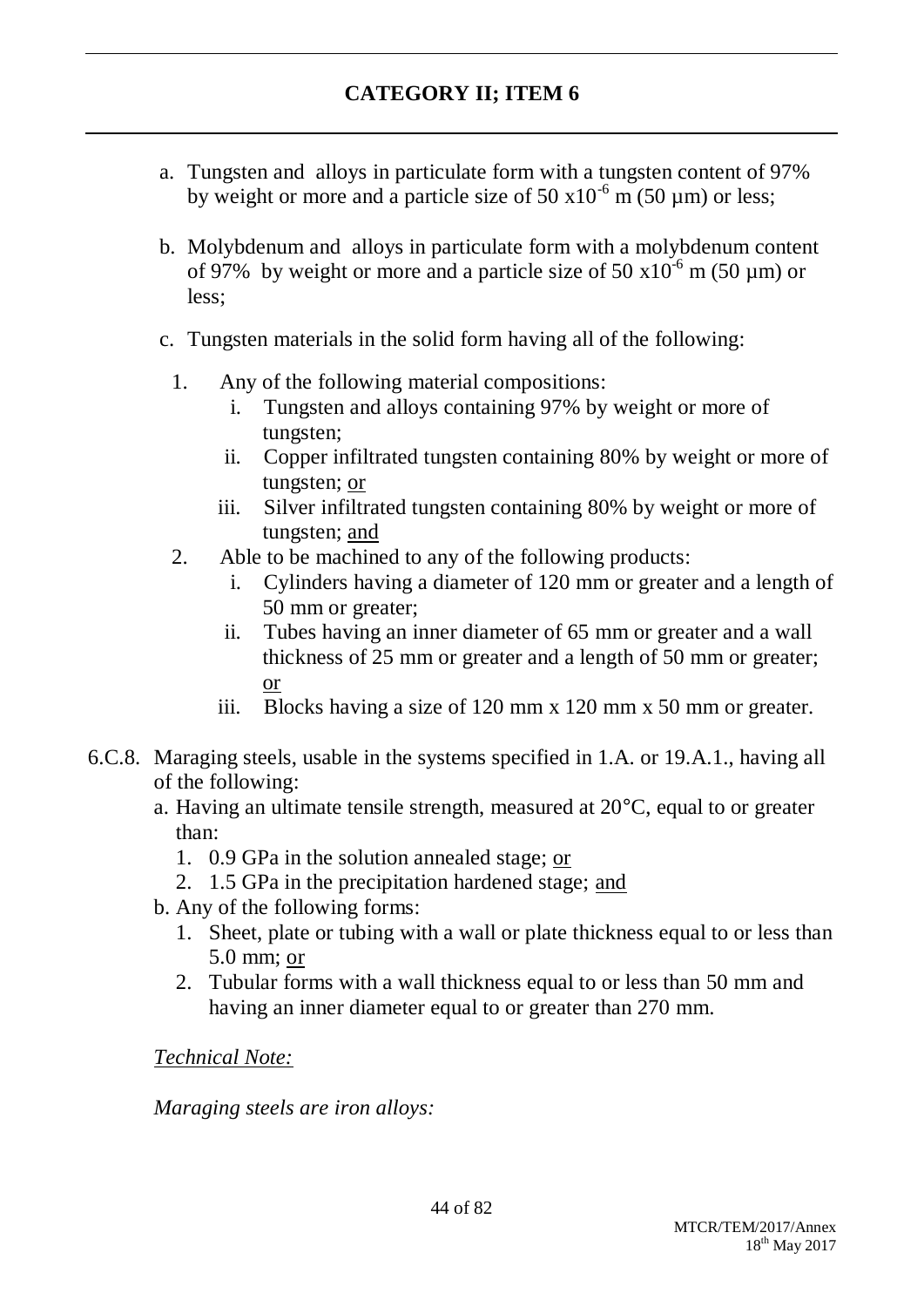## CATEGORY II; ITEM 6

a. Tungsten and alloys in particulate form with a tungsten content of 97% by weight or more and a particle size of $50 \times 10^{-6}$ m (50 µm) or less;

b. Molybdenum and alloys in particulate form with a molybdenum content of 97% by weight or more and a particle size of $50 \times 10^{-6}$ m (50 µm) or less;

c. Tungsten materials in the solid form having all of the following:

   1. Any of the following material compositions:
      i. Tungsten and alloys containing 97% by weight or more of tungsten;
      ii. Copper infiltrated tungsten containing 80% by weight or more of tungsten; <u>or</u>
      iii. Silver infiltrated tungsten containing 80% by weight or more of tungsten; <u>and</u>
   2. Able to be machined to any of the following products:
      i. Cylinders having a diameter of 120 mm or greater and a length of 50 mm or greater;
      ii. Tubes having an inner diameter of 65 mm or greater and a wall thickness of 25 mm or greater and a length of 50 mm or greater; <u>or</u>
      iii. Blocks having a size of 120 mm x 120 mm x 50 mm or greater.

6.C.8. Maraging steels, usable in the systems specified in 1.A. or 19.A.1., having all of the following:

a. Having an ultimate tensile strength, measured at 20°C, equal to or greater than:
   1. 0.9 GPa in the solution annealed stage; <u>or</u>
   2. 1.5 GPa in the precipitation hardened stage; <u>and</u>

b. Any of the following forms:
   1. Sheet, plate or tubing with a wall or plate thickness equal to or less than 5.0 mm; <u>or</u>
   2. Tubular forms with a wall thickness equal to or less than 50 mm and having an inner diameter equal to or greater than 270 mm.

*<u>Technical Note:</u>*

*Maraging steels are iron alloys:*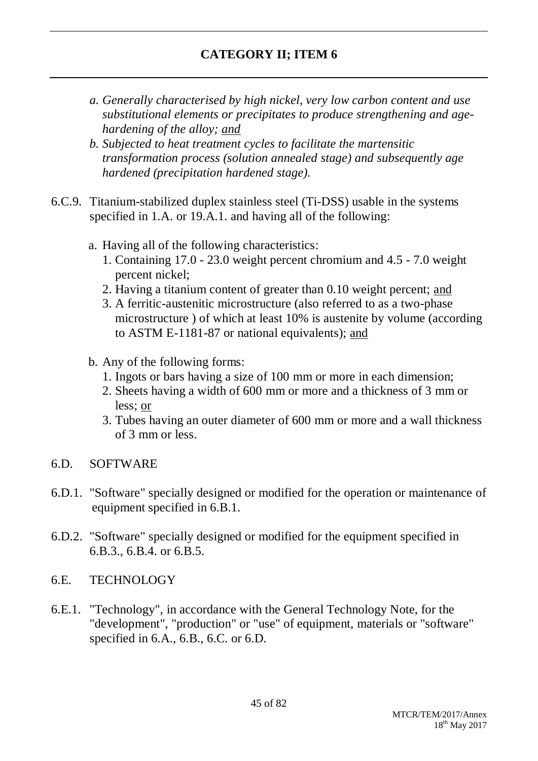*a. Generally characterised by high nickel, very low carbon content and use substitutional elements or precipitates to produce strengthening and age-hardening of the alloy; and*

*b. Subjected to heat treatment cycles to facilitate the martensitic transformation process (solution annealed stage) and subsequently age hardened (precipitation hardened stage).*

6.C.9. Titanium-stabilized duplex stainless steel (Ti-DSS) usable in the systems specified in 1.A. or 19.A.1. and having all of the following:

a. Having all of the following characteristics:
   1. Containing 17.0 - 23.0 weight percent chromium and 4.5 - 7.0 weight percent nickel;
   2. Having a titanium content of greater than 0.10 weight percent; and
   3. A ferritic-austenitic microstructure (also referred to as a two-phase microstructure ) of which at least 10% is austenite by volume (according to ASTM E-1181-87 or national equivalents); and

b. Any of the following forms:
   1. Ingots or bars having a size of 100 mm or more in each dimension;
   2. Sheets having a width of 600 mm or more and a thickness of 3 mm or less; or
   3. Tubes having an outer diameter of 600 mm or more and a wall thickness of 3 mm or less.

## 6.D. SOFTWARE

6.D.1. "Software" specially designed or modified for the operation or maintenance of equipment specified in 6.B.1.

6.D.2. "Software" specially designed or modified for the equipment specified in 6.B.3., 6.B.4. or 6.B.5.

## 6.E. TECHNOLOGY

6.E.1. "Technology", in accordance with the General Technology Note, for the "development", "production" or "use" of equipment, materials or "software" specified in 6.A., 6.B., 6.C. or 6.D.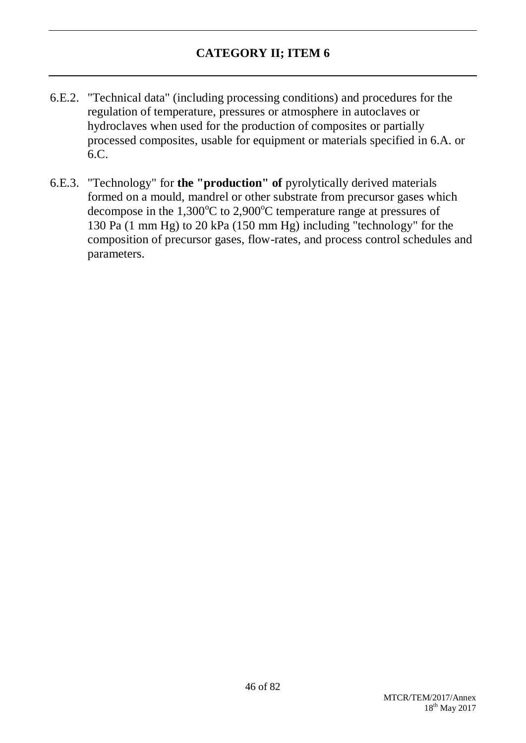## CATEGORY II; ITEM 6

6.E.2. "Technical data" (including processing conditions) and procedures for the regulation of temperature, pressures or atmosphere in autoclaves or hydroclaves when used for the production of composites or partially processed composites, usable for equipment or materials specified in 6.A. or 6.C.

6.E.3. "Technology" for **the "production" of** pyrolytically derived materials formed on a mould, mandrel or other substrate from precursor gases which decompose in the 1,300°C to 2,900°C temperature range at pressures of 130 Pa (1 mm Hg) to 20 kPa (150 mm Hg) including "technology" for the composition of precursor gases, flow-rates, and process control schedules and parameters.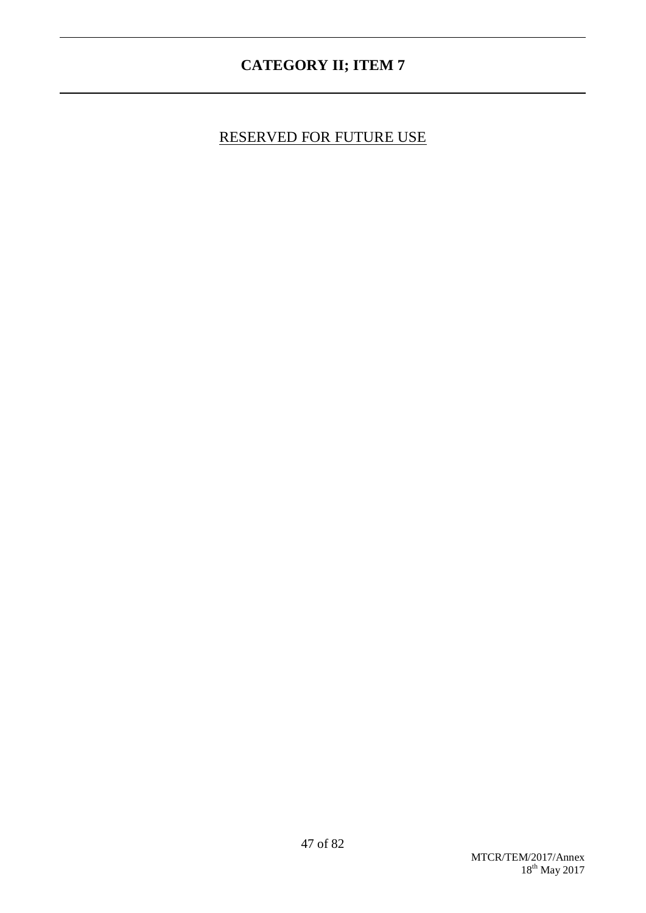# CATEGORY II; ITEM 7

<u>RESERVED FOR FUTURE USE</u>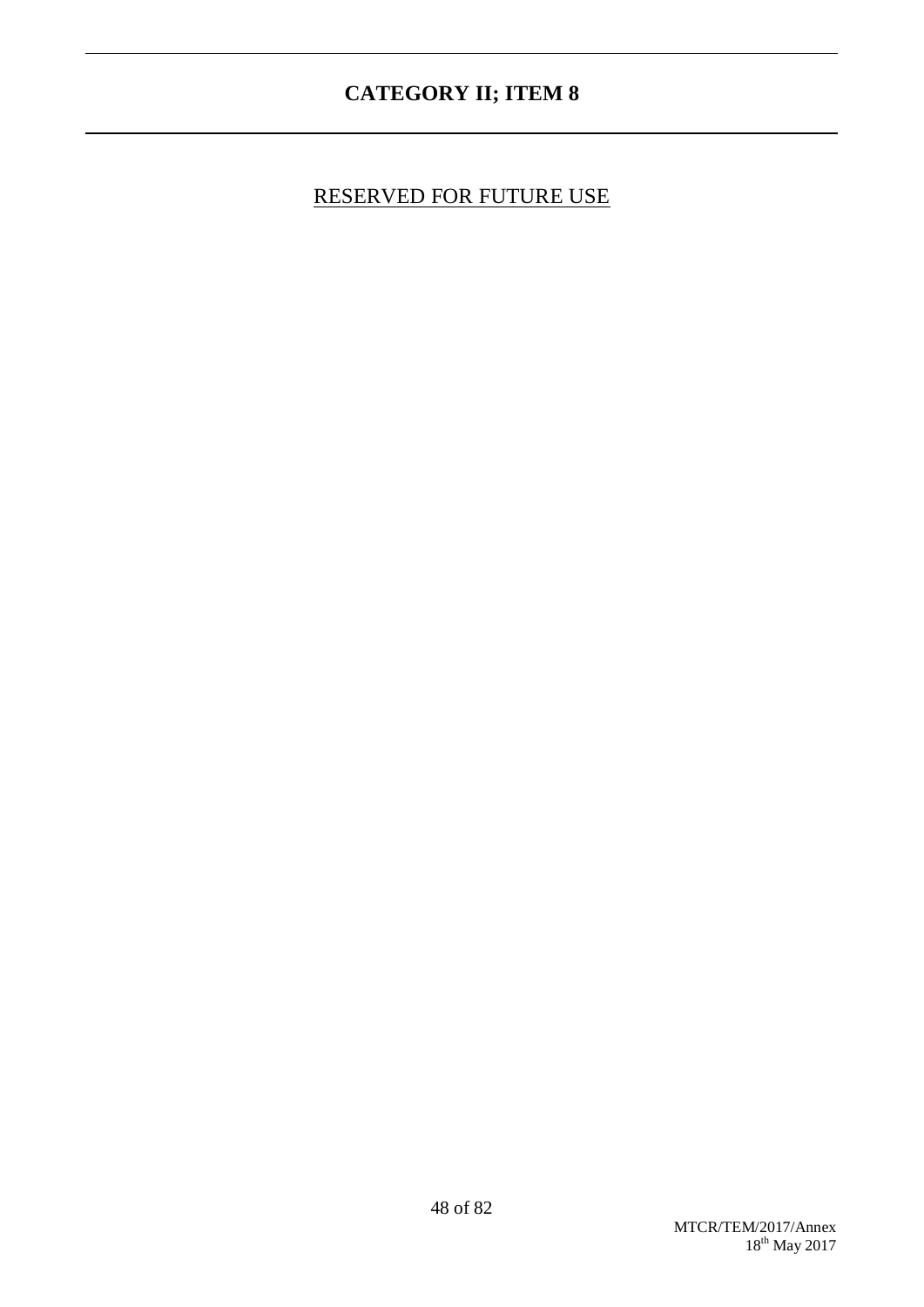# CATEGORY II; ITEM 8

<u>RESERVED FOR FUTURE USE</u>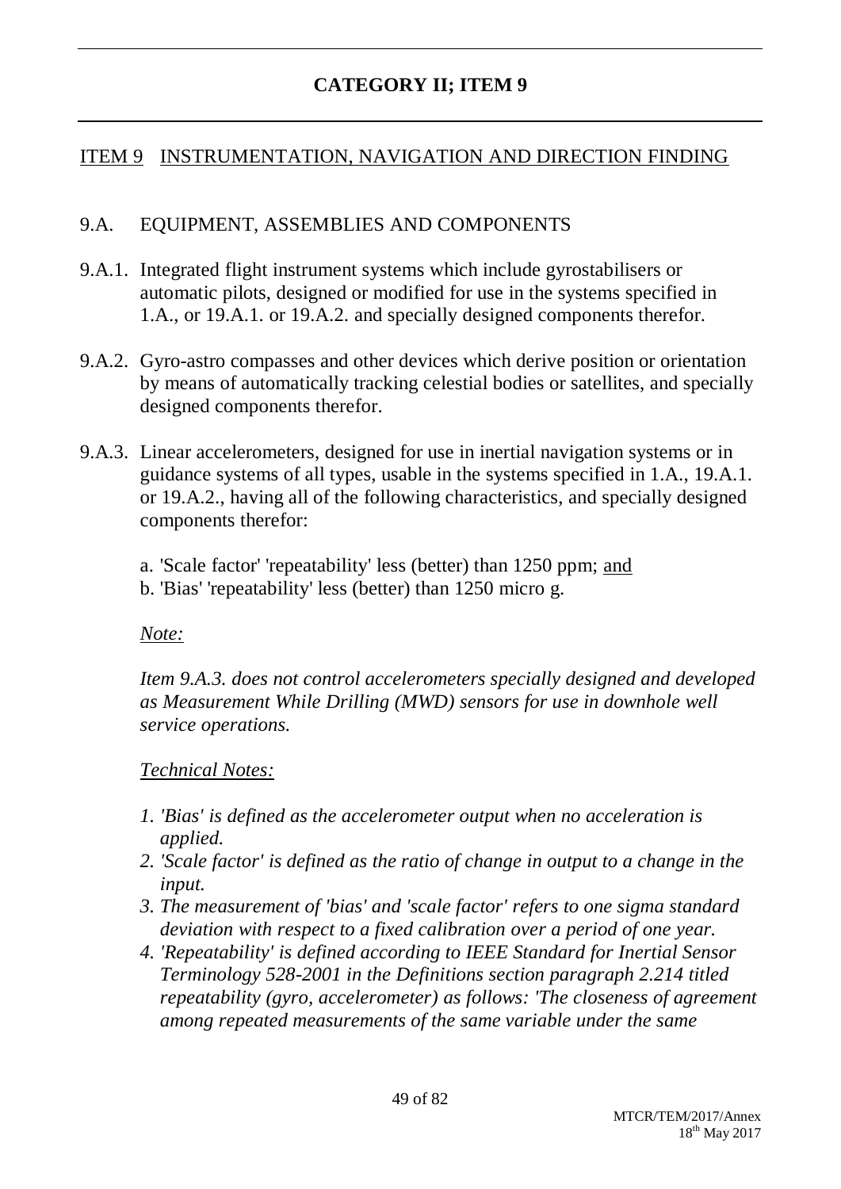# CATEGORY II; ITEM 9

## ITEM 9 INSTRUMENTATION, NAVIGATION AND DIRECTION FINDING

### 9.A. EQUIPMENT, ASSEMBLIES AND COMPONENTS

9.A.1. Integrated flight instrument systems which include gyrostabilisers or automatic pilots, designed or modified for use in the systems specified in 1.A., or 19.A.1. or 19.A.2. and specially designed components therefor.

9.A.2. Gyro-astro compasses and other devices which derive position or orientation by means of automatically tracking celestial bodies or satellites, and specially designed components therefor.

9.A.3. Linear accelerometers, designed for use in inertial navigation systems or in guidance systems of all types, usable in the systems specified in 1.A., 19.A.1. or 19.A.2., having all of the following characteristics, and specially designed components therefor:

a. 'Scale factor' 'repeatability' less (better) than 1250 ppm; and
b. 'Bias' 'repeatability' less (better) than 1250 micro g.

*Note:*

*Item 9.A.3. does not control accelerometers specially designed and developed as Measurement While Drilling (MWD) sensors for use in downhole well service operations.*

*Technical Notes:*

1. *'Bias' is defined as the accelerometer output when no acceleration is applied.*
2. *'Scale factor' is defined as the ratio of change in output to a change in the input.*
3. *The measurement of 'bias' and 'scale factor' refers to one sigma standard deviation with respect to a fixed calibration over a period of one year.*
4. *'Repeatability' is defined according to IEEE Standard for Inertial Sensor Terminology 528-2001 in the Definitions section paragraph 2.214 titled repeatability (gyro, accelerometer) as follows: 'The closeness of agreement among repeated measurements of the same variable under the same*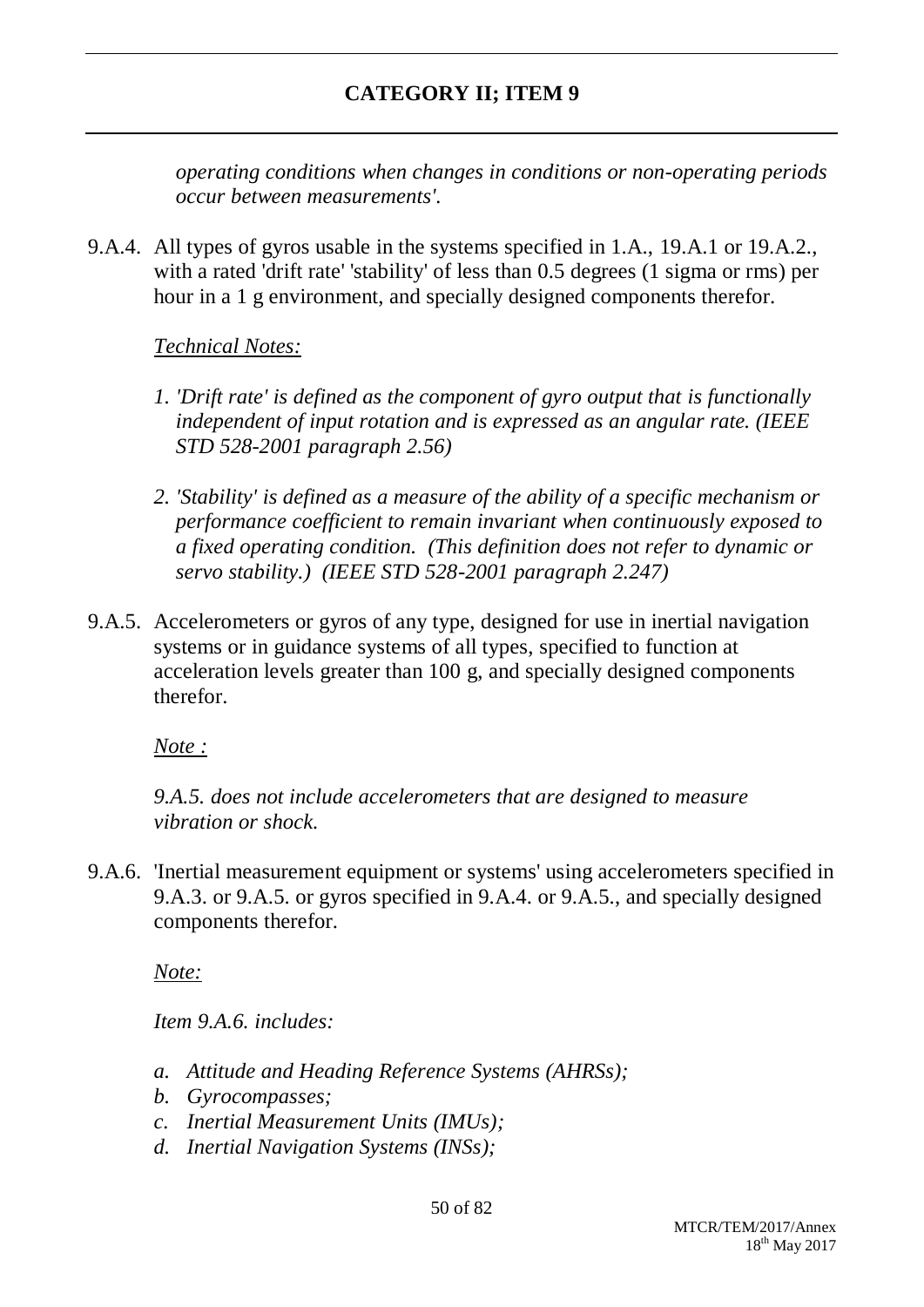*operating conditions when changes in conditions or non-operating periods occur between measurements'.*

9.A.4. All types of gyros usable in the systems specified in 1.A., 19.A.1 or 19.A.2., with a rated 'drift rate' 'stability' of less than 0.5 degrees (1 sigma or rms) per hour in a 1 g environment, and specially designed components therefor.

*Technical Notes:*

1. *'Drift rate' is defined as the component of gyro output that is functionally independent of input rotation and is expressed as an angular rate. (IEEE STD 528-2001 paragraph 2.56)*
2. *'Stability' is defined as a measure of the ability of a specific mechanism or performance coefficient to remain invariant when continuously exposed to a fixed operating condition. (This definition does not refer to dynamic or servo stability.) (IEEE STD 528-2001 paragraph 2.247)*

9.A.5. Accelerometers or gyros of any type, designed for use in inertial navigation systems or in guidance systems of all types, specified to function at acceleration levels greater than 100 g, and specially designed components therefor.

*Note :*

*9.A.5. does not include accelerometers that are designed to measure vibration or shock.*

9.A.6. 'Inertial measurement equipment or systems' using accelerometers specified in 9.A.3. or 9.A.5. or gyros specified in 9.A.4. or 9.A.5., and specially designed components therefor.

*Note:*

*Item 9.A.6. includes:*

- *a. Attitude and Heading Reference Systems (AHRSs);*
- *b. Gyrocompasses;*
- *c. Inertial Measurement Units (IMUs);*
- *d. Inertial Navigation Systems (INSs);*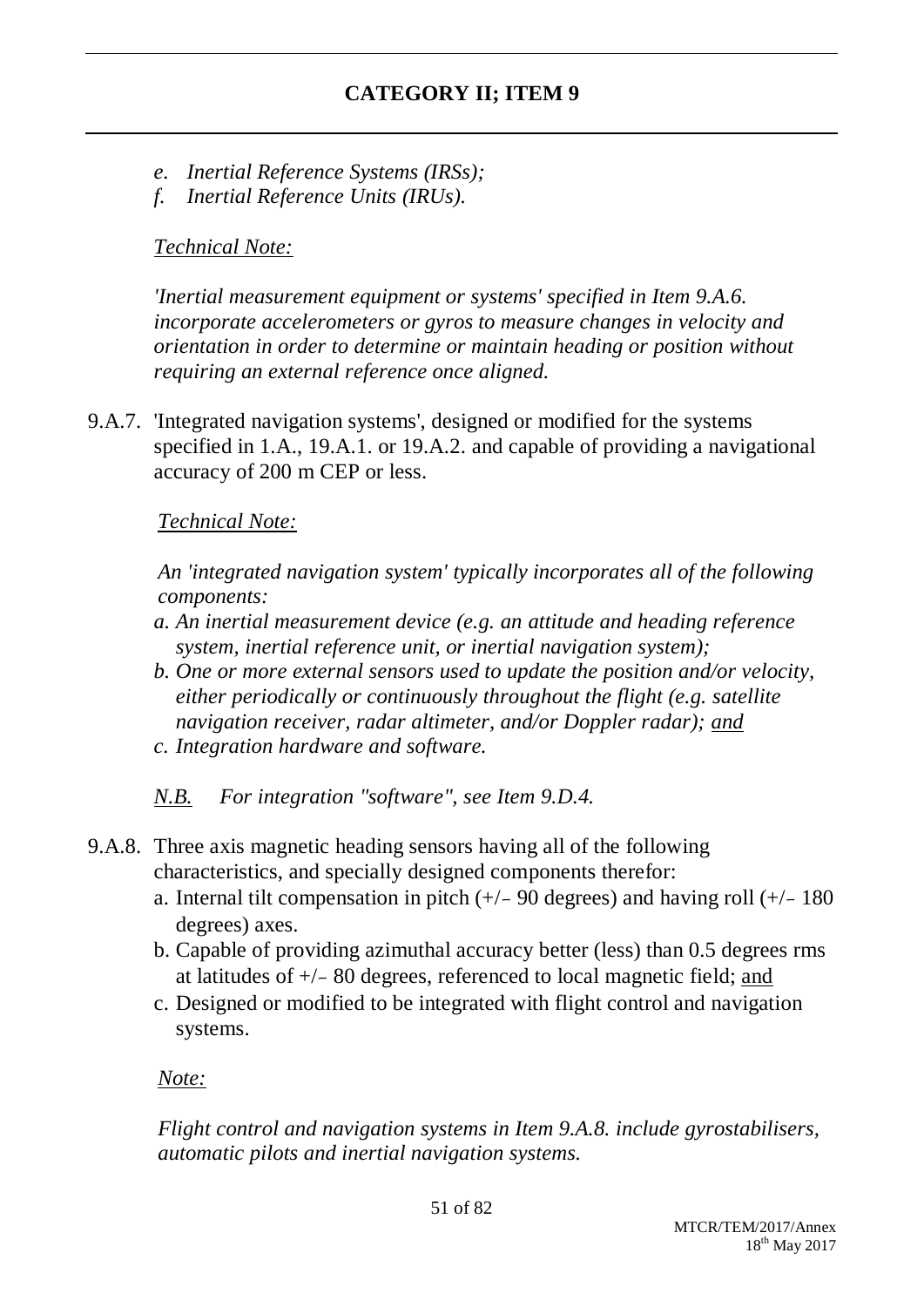e. *Inertial Reference Systems (IRSs);*
f. *Inertial Reference Units (IRUs).*

*Technical Note:*

*'Inertial measurement equipment or systems' specified in Item 9.A.6. incorporate accelerometers or gyros to measure changes in velocity and orientation in order to determine or maintain heading or position without requiring an external reference once aligned.*

9.A.7. 'Integrated navigation systems', designed or modified for the systems specified in 1.A., 19.A.1. or 19.A.2. and capable of providing a navigational accuracy of 200 m CEP or less.

*Technical Note:*

*An 'integrated navigation system' typically incorporates all of the following components:*

*a. An inertial measurement device (e.g. an attitude and heading reference system, inertial reference unit, or inertial navigation system);*
*b. One or more external sensors used to update the position and/or velocity, either periodically or continuously throughout the flight (e.g. satellite navigation receiver, radar altimeter, and/or Doppler radar); and*
*c. Integration hardware and software.*

*N.B. For integration "software", see Item 9.D.4.*

9.A.8. Three axis magnetic heading sensors having all of the following characteristics, and specially designed components therefor:

a. Internal tilt compensation in pitch (+/– 90 degrees) and having roll (+/– 180 degrees) axes.
b. Capable of providing azimuthal accuracy better (less) than 0.5 degrees rms at latitudes of +/– 80 degrees, referenced to local magnetic field; and
c. Designed or modified to be integrated with flight control and navigation systems.

*Note:*

*Flight control and navigation systems in Item 9.A.8. include gyrostabilisers, automatic pilots and inertial navigation systems.*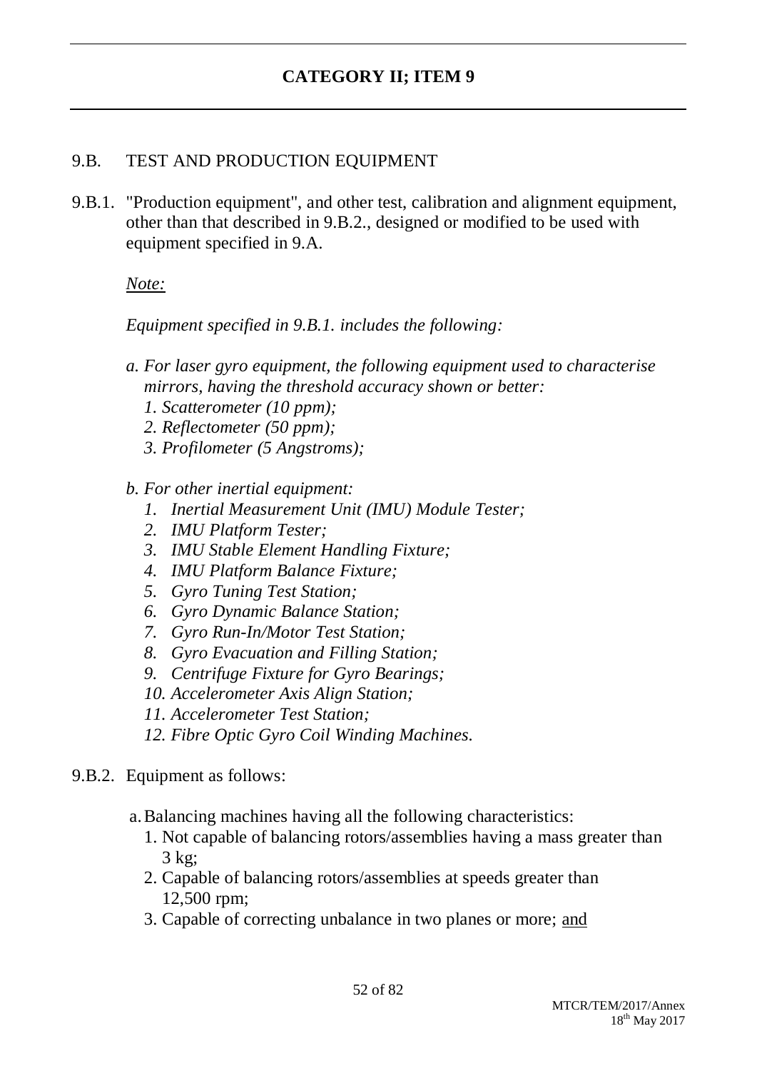## CATEGORY II; ITEM 9

9.B. TEST AND PRODUCTION EQUIPMENT

9.B.1. "Production equipment", and other test, calibration and alignment equipment, other than that described in 9.B.2., designed or modified to be used with equipment specified in 9.A.

*Note:*

*Equipment specified in 9.B.1. includes the following:*

*a. For laser gyro equipment, the following equipment used to characterise mirrors, having the threshold accuracy shown or better:*
   *1. Scatterometer (10 ppm);*
   *2. Reflectometer (50 ppm);*
   *3. Profilometer (5 Angstroms);*

*b. For other inertial equipment:*
   *1. Inertial Measurement Unit (IMU) Module Tester;*
   *2. IMU Platform Tester;*
   *3. IMU Stable Element Handling Fixture;*
   *4. IMU Platform Balance Fixture;*
   *5. Gyro Tuning Test Station;*
   *6. Gyro Dynamic Balance Station;*
   *7. Gyro Run-In/Motor Test Station;*
   *8. Gyro Evacuation and Filling Station;*
   *9. Centrifuge Fixture for Gyro Bearings;*
   *10. Accelerometer Axis Align Station;*
   *11. Accelerometer Test Station;*
   *12. Fibre Optic Gyro Coil Winding Machines.*

9.B.2. Equipment as follows:

a. Balancing machines having all the following characteristics:
   1. Not capable of balancing rotors/assemblies having a mass greater than 3 kg;
   2. Capable of balancing rotors/assemblies at speeds greater than 12,500 rpm;
   3. Capable of correcting unbalance in two planes or more; and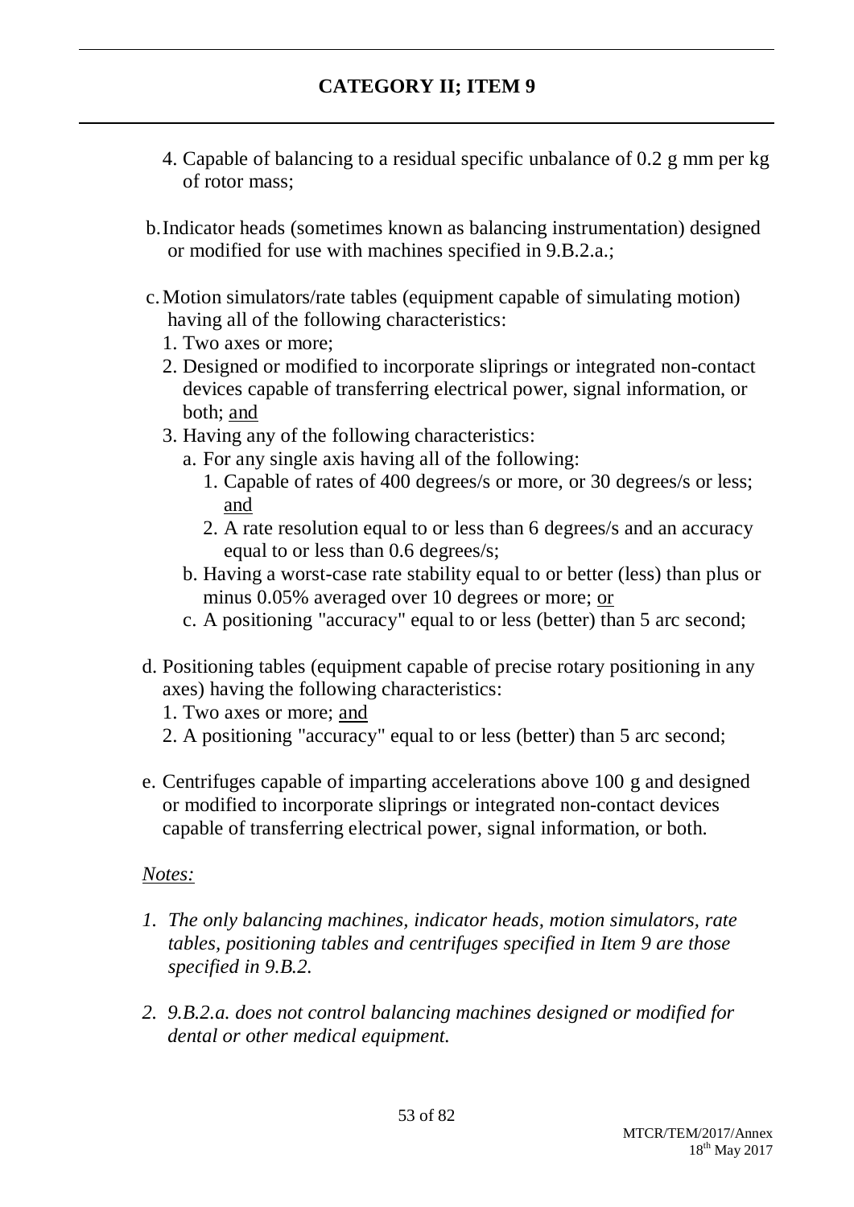## CATEGORY II; ITEM 9

4. Capable of balancing to a residual specific unbalance of 0.2 g mm per kg of rotor mass;

b. Indicator heads (sometimes known as balancing instrumentation) designed or modified for use with machines specified in 9.B.2.a.;

c. Motion simulators/rate tables (equipment capable of simulating motion) having all of the following characteristics:
   1. Two axes or more;
   2. Designed or modified to incorporate sliprings or integrated non-contact devices capable of transferring electrical power, signal information, or both; <u>and</u>
   3. Having any of the following characteristics:
      a. For any single axis having all of the following:
         1. Capable of rates of 400 degrees/s or more, or 30 degrees/s or less; <u>and</u>
         2. A rate resolution equal to or less than 6 degrees/s and an accuracy equal to or less than 0.6 degrees/s;
      b. Having a worst-case rate stability equal to or better (less) than plus or minus 0.05% averaged over 10 degrees or more; <u>or</u>
      c. A positioning "accuracy" equal to or less (better) than 5 arc second;

d. Positioning tables (equipment capable of precise rotary positioning in any axes) having the following characteristics:
   1. Two axes or more; <u>and</u>
   2. A positioning "accuracy" equal to or less (better) than 5 arc second;

e. Centrifuges capable of imparting accelerations above 100 g and designed or modified to incorporate sliprings or integrated non-contact devices capable of transferring electrical power, signal information, or both.

*<u>Notes:</u>*

1. *The only balancing machines, indicator heads, motion simulators, rate tables, positioning tables and centrifuges specified in Item 9 are those specified in 9.B.2.*

2. *9.B.2.a. does not control balancing machines designed or modified for dental or other medical equipment.*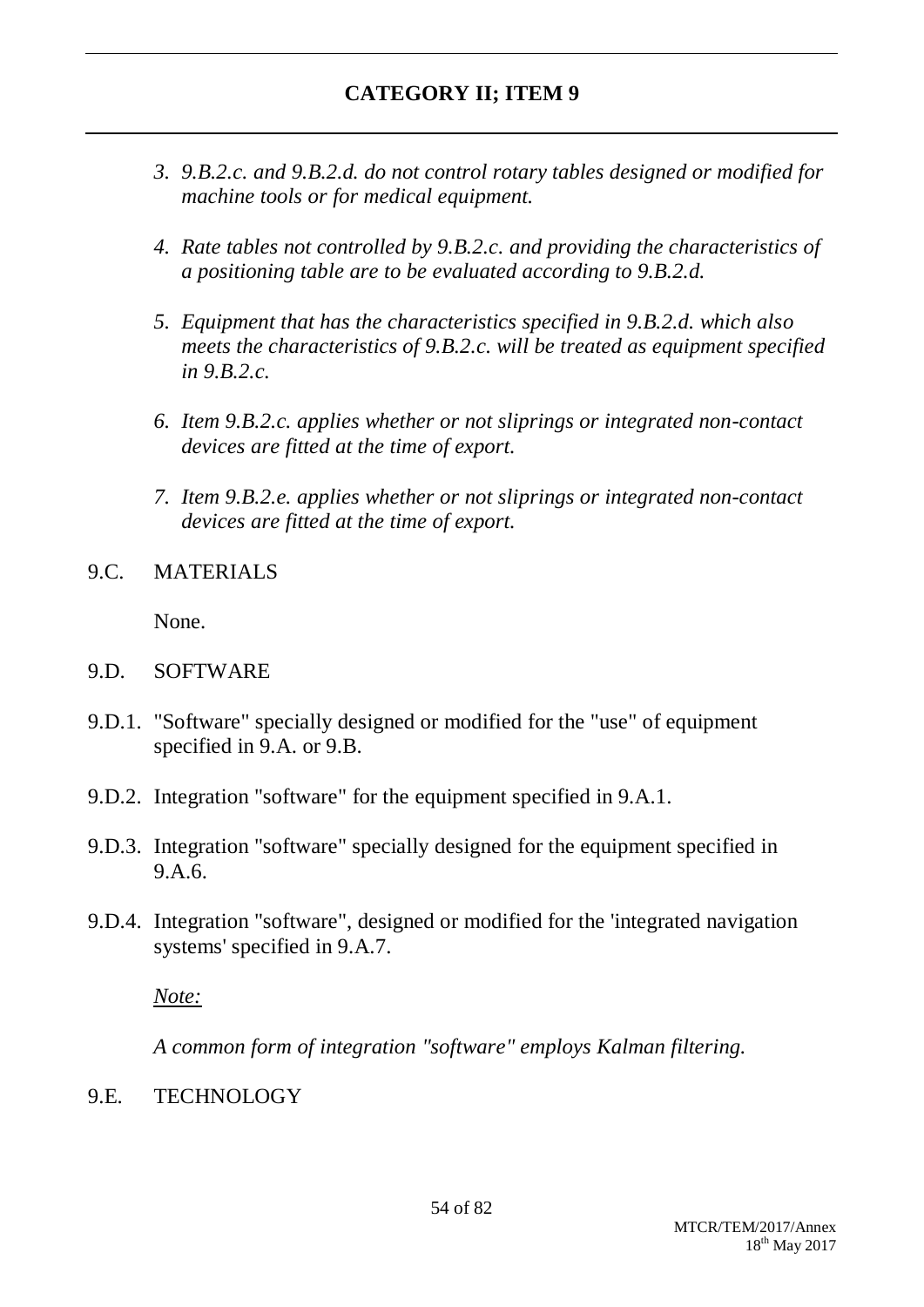3. *9.B.2.c. and 9.B.2.d. do not control rotary tables designed or modified for machine tools or for medical equipment.*

4. *Rate tables not controlled by 9.B.2.c. and providing the characteristics of a positioning table are to be evaluated according to 9.B.2.d.*

5. *Equipment that has the characteristics specified in 9.B.2.d. which also meets the characteristics of 9.B.2.c. will be treated as equipment specified in 9.B.2.c.*

6. *Item 9.B.2.c. applies whether or not sliprings or integrated non-contact devices are fitted at the time of export.*

7. *Item 9.B.2.e. applies whether or not sliprings or integrated non-contact devices are fitted at the time of export.*

## 9.C. MATERIALS

None.

## 9.D. SOFTWARE

9.D.1. "Software" specially designed or modified for the "use" of equipment specified in 9.A. or 9.B.

9.D.2. Integration "software" for the equipment specified in 9.A.1.

9.D.3. Integration "software" specially designed for the equipment specified in 9.A.6.

9.D.4. Integration "software", designed or modified for the 'integrated navigation systems' specified in 9.A.7.

*Note:*

*A common form of integration "software" employs Kalman filtering.*

## 9.E. TECHNOLOGY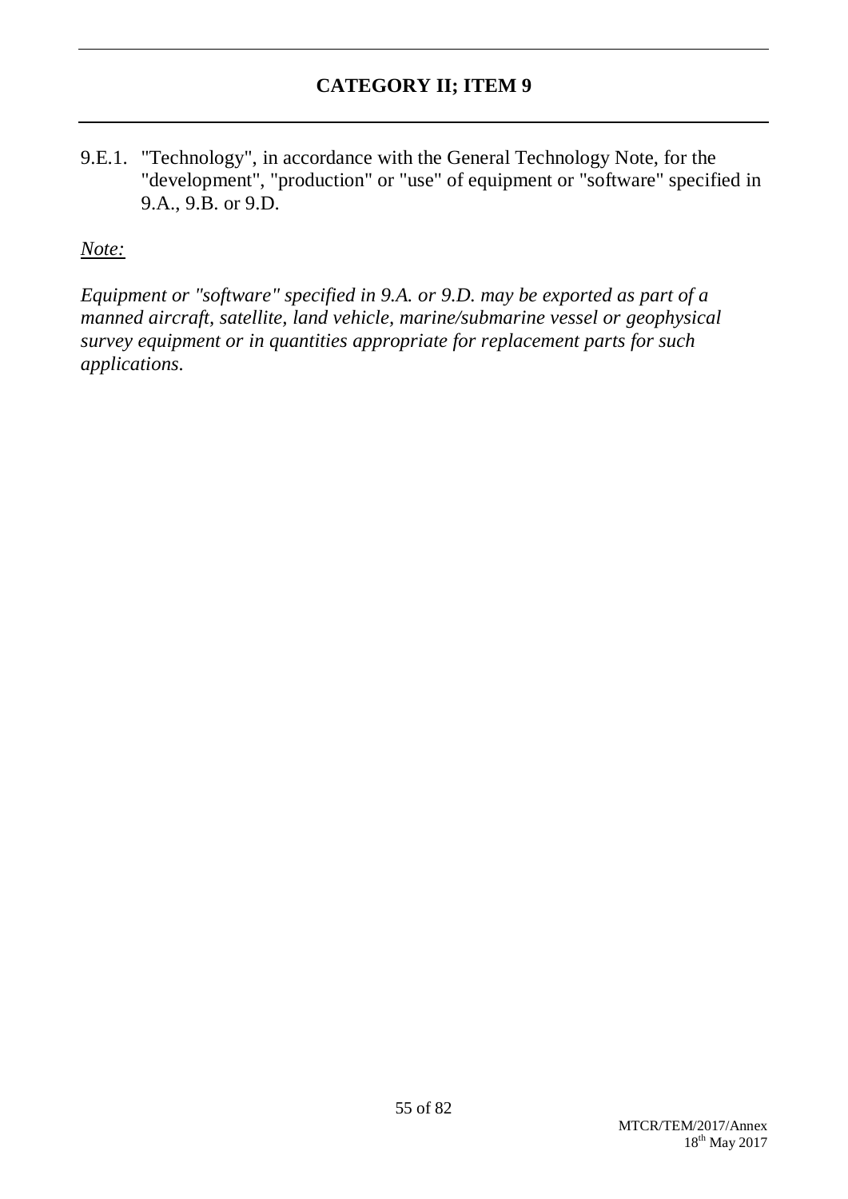## CATEGORY II; ITEM 9

9.E.1. "Technology", in accordance with the General Technology Note, for the "development", "production" or "use" of equipment or "software" specified in 9.A., 9.B. or 9.D.

*Note:*

*Equipment or "software" specified in 9.A. or 9.D. may be exported as part of a manned aircraft, satellite, land vehicle, marine/submarine vessel or geophysical survey equipment or in quantities appropriate for replacement parts for such applications.*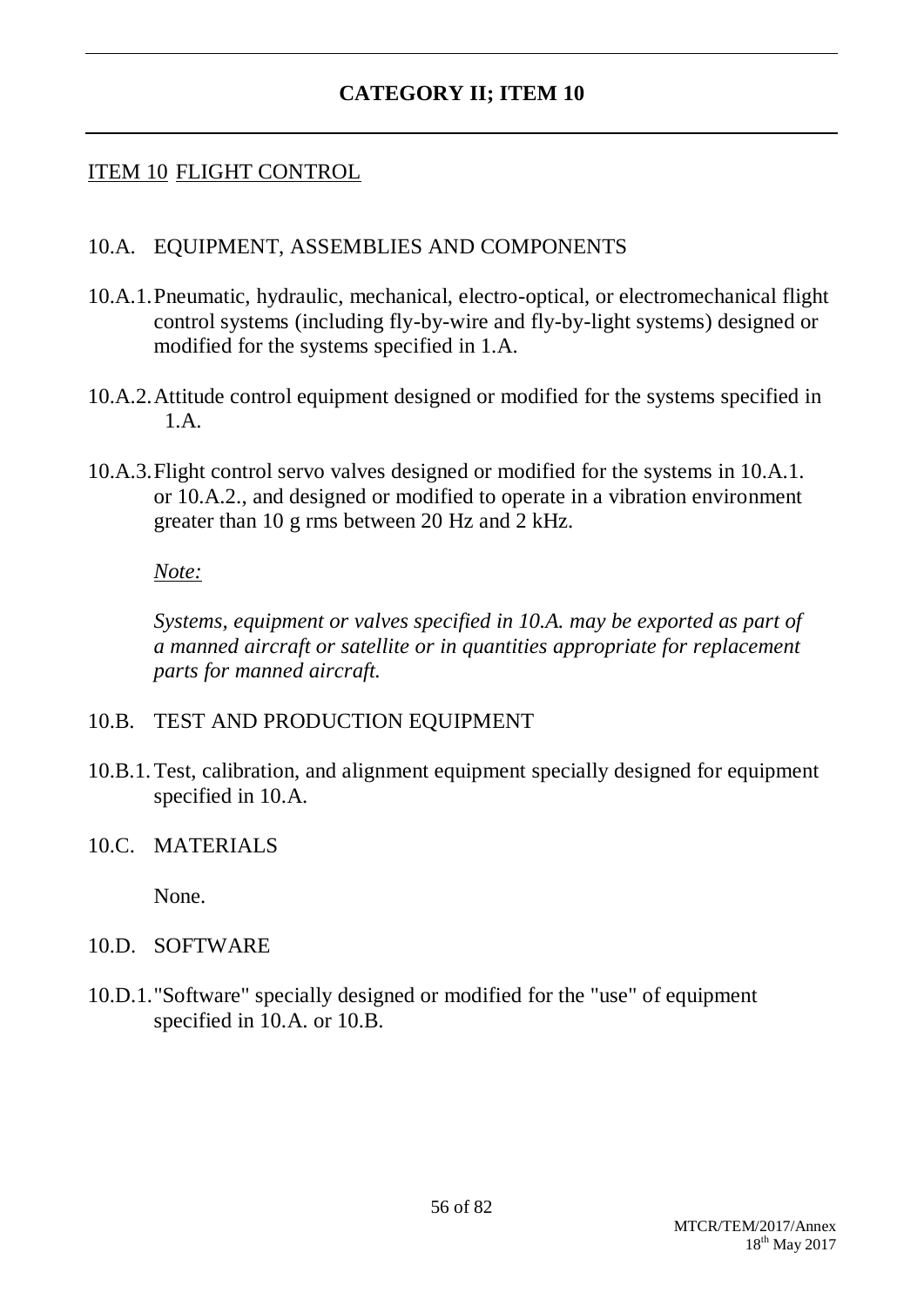# CATEGORY II; ITEM 10

## ITEM 10 FLIGHT CONTROL

### 10.A. EQUIPMENT, ASSEMBLIES AND COMPONENTS

10.A.1. Pneumatic, hydraulic, mechanical, electro-optical, or electromechanical flight control systems (including fly-by-wire and fly-by-light systems) designed or modified for the systems specified in 1.A.

10.A.2. Attitude control equipment designed or modified for the systems specified in 1.A.

10.A.3. Flight control servo valves designed or modified for the systems in 10.A.1. or 10.A.2., and designed or modified to operate in a vibration environment greater than 10 g rms between 20 Hz and 2 kHz.

*Note:*

*Systems, equipment or valves specified in 10.A. may be exported as part of a manned aircraft or satellite or in quantities appropriate for replacement parts for manned aircraft.*

### 10.B. TEST AND PRODUCTION EQUIPMENT

10.B.1. Test, calibration, and alignment equipment specially designed for equipment specified in 10.A.

### 10.C. MATERIALS

None.

### 10.D. SOFTWARE

10.D.1. "Software" specially designed or modified for the "use" of equipment specified in 10.A. or 10.B.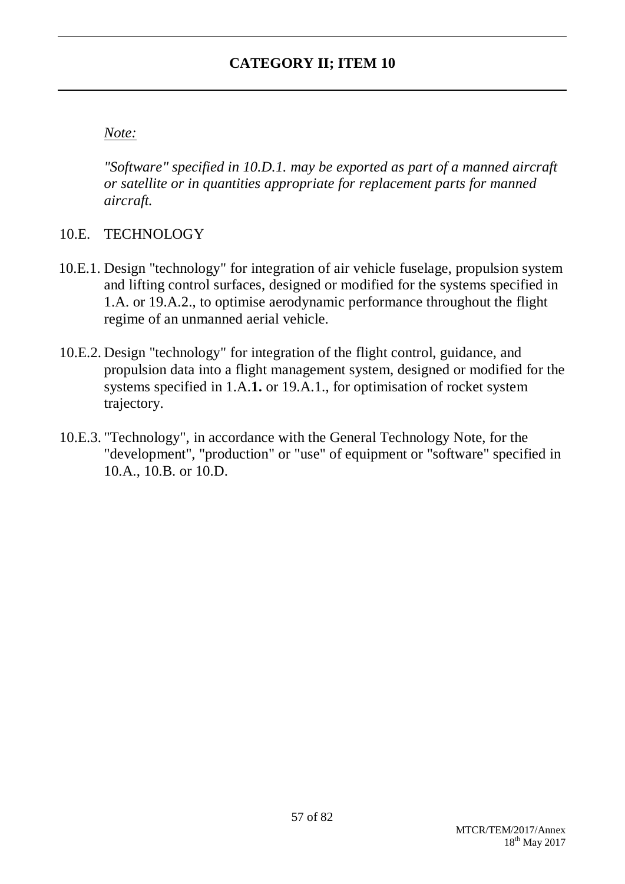## CATEGORY II; ITEM 10

*Note:*

*"Software" specified in 10.D.1. may be exported as part of a manned aircraft or satellite or in quantities appropriate for replacement parts for manned aircraft.*

10.E. TECHNOLOGY

10.E.1. Design "technology" for integration of air vehicle fuselage, propulsion system and lifting control surfaces, designed or modified for the systems specified in 1.A. or 19.A.2., to optimise aerodynamic performance throughout the flight regime of an unmanned aerial vehicle.

10.E.2. Design "technology" for integration of the flight control, guidance, and propulsion data into a flight management system, designed or modified for the systems specified in 1.A.**1.** or 19.A.1., for optimisation of rocket system trajectory.

10.E.3. "Technology", in accordance with the General Technology Note, for the "development", "production" or "use" of equipment or "software" specified in 10.A., 10.B. or 10.D.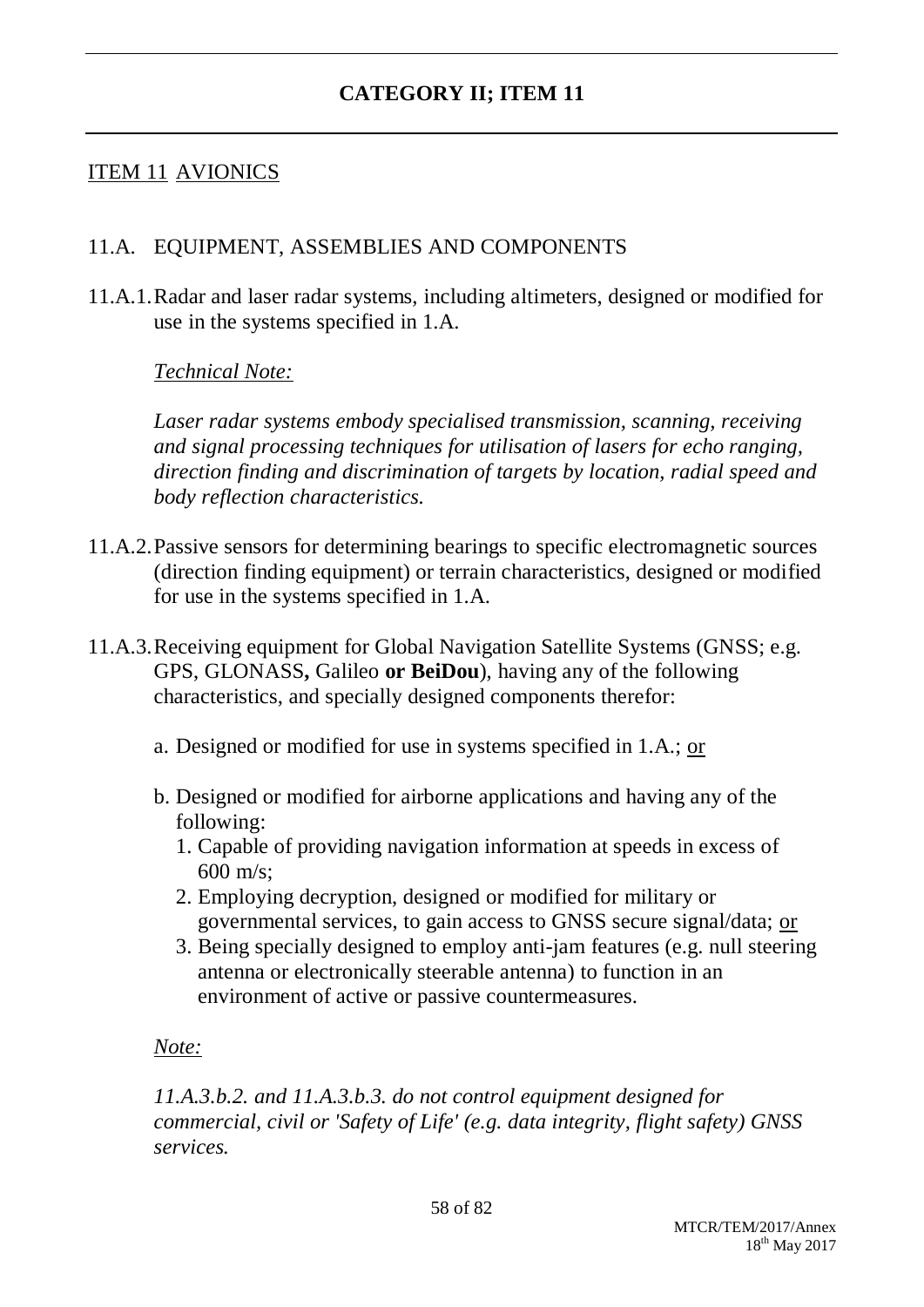# CATEGORY II; ITEM 11

## ITEM 11 AVIONICS

### 11.A. EQUIPMENT, ASSEMBLIES AND COMPONENTS

11.A.1. Radar and laser radar systems, including altimeters, designed or modified for use in the systems specified in 1.A.

*Technical Note:*

*Laser radar systems embody specialised transmission, scanning, receiving and signal processing techniques for utilisation of lasers for echo ranging, direction finding and discrimination of targets by location, radial speed and body reflection characteristics.*

11.A.2. Passive sensors for determining bearings to specific electromagnetic sources (direction finding equipment) or terrain characteristics, designed or modified for use in the systems specified in 1.A.

11.A.3. Receiving equipment for Global Navigation Satellite Systems (GNSS; e.g. GPS, GLONASS**,** Galileo **or BeiDou**), having any of the following characteristics, and specially designed components therefor:

a. Designed or modified for use in systems specified in 1.A.; or

b. Designed or modified for airborne applications and having any of the following:
   1. Capable of providing navigation information at speeds in excess of 600 m/s;
   2. Employing decryption, designed or modified for military or governmental services, to gain access to GNSS secure signal/data; or
   3. Being specially designed to employ anti-jam features (e.g. null steering antenna or electronically steerable antenna) to function in an environment of active or passive countermeasures.

*Note:*

*11.A.3.b.2. and 11.A.3.b.3. do not control equipment designed for commercial, civil or 'Safety of Life' (e.g. data integrity, flight safety) GNSS services.*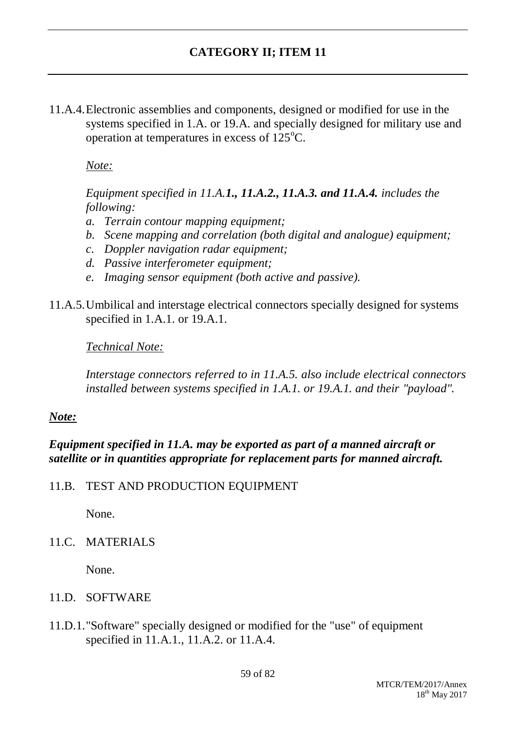## CATEGORY II; ITEM 11

11.A.4. Electronic assemblies and components, designed or modified for use in the systems specified in 1.A. or 19.A. and specially designed for military use and operation at temperatures in excess of 125$^{o}$C.

*Note:*

*Equipment specified in 11.A.**1., 11.A.2., 11.A.3. and 11.A.4.** includes the following:*

*a. Terrain contour mapping equipment;*
*b. Scene mapping and correlation (both digital and analogue) equipment;*
*c. Doppler navigation radar equipment;*
*d. Passive interferometer equipment;*
*e. Imaging sensor equipment (both active and passive).*

11.A.5. Umbilical and interstage electrical connectors specially designed for systems specified in 1.A.1. or 19.A.1.

*Technical Note:*

*Interstage connectors referred to in 11.A.5. also include electrical connectors installed between systems specified in 1.A.1. or 19.A.1. and their "payload".*

***Note:***

***Equipment specified in 11.A. may be exported as part of a manned aircraft or satellite or in quantities appropriate for replacement parts for manned aircraft.***

11.B. TEST AND PRODUCTION EQUIPMENT

None.

11.C. MATERIALS

None.

11.D. SOFTWARE

11.D.1. "Software" specially designed or modified for the "use" of equipment specified in 11.A.1., 11.A.2. or 11.A.4.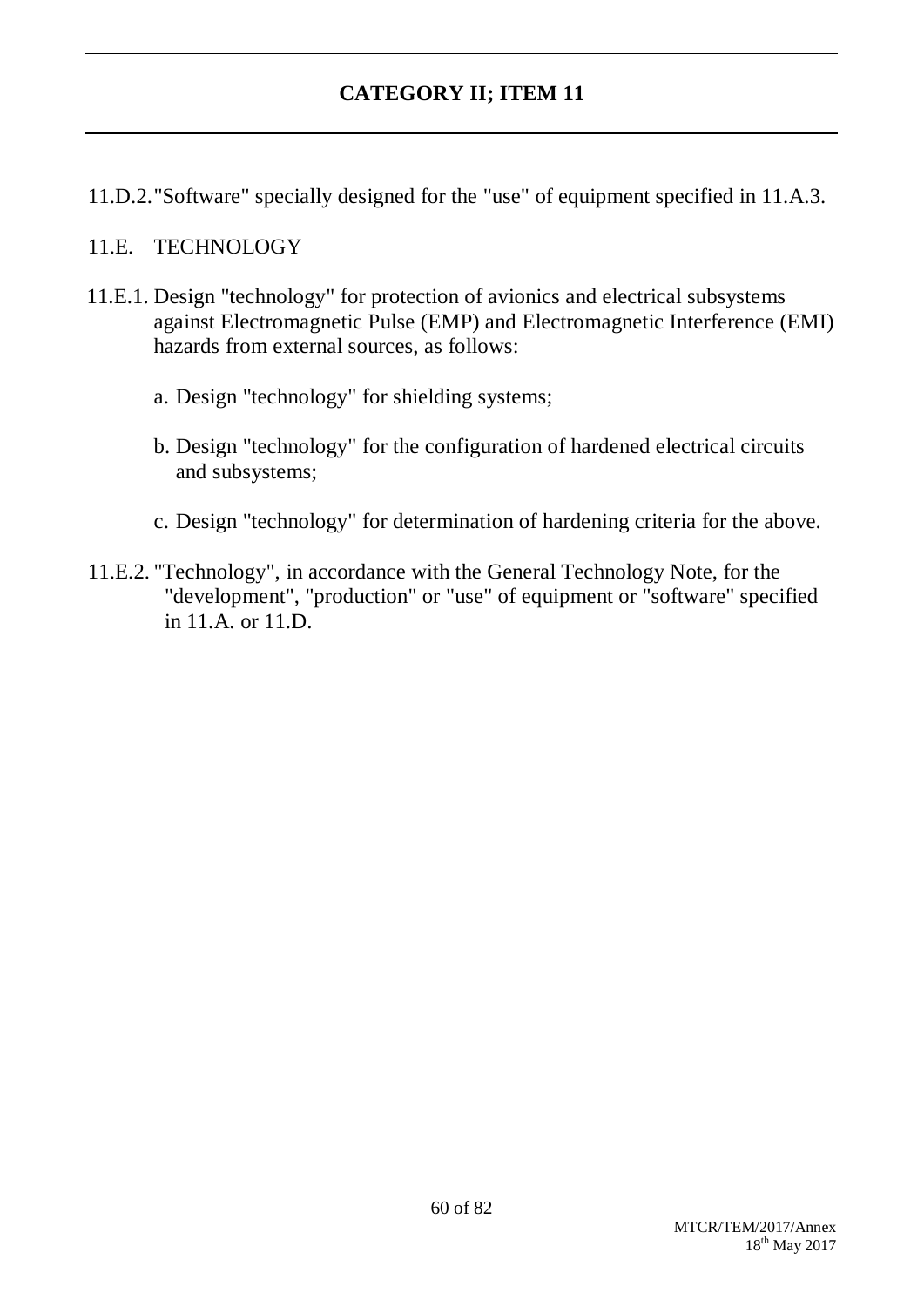# CATEGORY II; ITEM 11

11.D.2. "Software" specially designed for the "use" of equipment specified in 11.A.3.

## 11.E. TECHNOLOGY

11.E.1. Design "technology" for protection of avionics and electrical subsystems against Electromagnetic Pulse (EMP) and Electromagnetic Interference (EMI) hazards from external sources, as follows:

a. Design "technology" for shielding systems;

b. Design "technology" for the configuration of hardened electrical circuits and subsystems;

c. Design "technology" for determination of hardening criteria for the above.

11.E.2. "Technology", in accordance with the General Technology Note, for the "development", "production" or "use" of equipment or "software" specified in 11.A. or 11.D.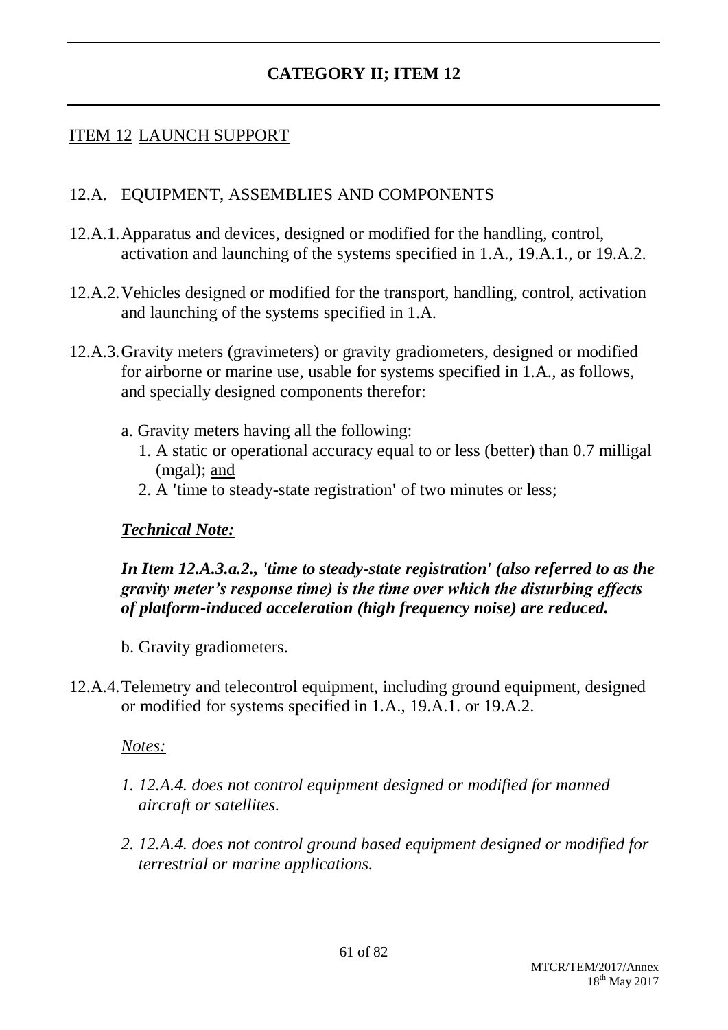## CATEGORY II; ITEM 12

### ITEM 12 LAUNCH SUPPORT

12.A. EQUIPMENT, ASSEMBLIES AND COMPONENTS

12.A.1. Apparatus and devices, designed or modified for the handling, control, activation and launching of the systems specified in 1.A., 19.A.1., or 19.A.2.

12.A.2. Vehicles designed or modified for the transport, handling, control, activation and launching of the systems specified in 1.A.

12.A.3. Gravity meters (gravimeters) or gravity gradiometers, designed or modified for airborne or marine use, usable for systems specified in 1.A., as follows, and specially designed components therefor:

a. Gravity meters having all the following:
   1. A static or operational accuracy equal to or less (better) than 0.7 milligal (mgal); and
   2. A 'time to steady-state registration' of two minutes or less;

***Technical Note:***

***In Item 12.A.3.a.2., 'time to steady-state registration' (also referred to as the gravity meter's response time) is the time over which the disturbing effects of platform-induced acceleration (high frequency noise) are reduced.***

b. Gravity gradiometers.

12.A.4. Telemetry and telecontrol equipment, including ground equipment, designed or modified for systems specified in 1.A., 19.A.1. or 19.A.2.

*Notes:*

*1. 12.A.4. does not control equipment designed or modified for manned aircraft or satellites.*

*2. 12.A.4. does not control ground based equipment designed or modified for terrestrial or marine applications.*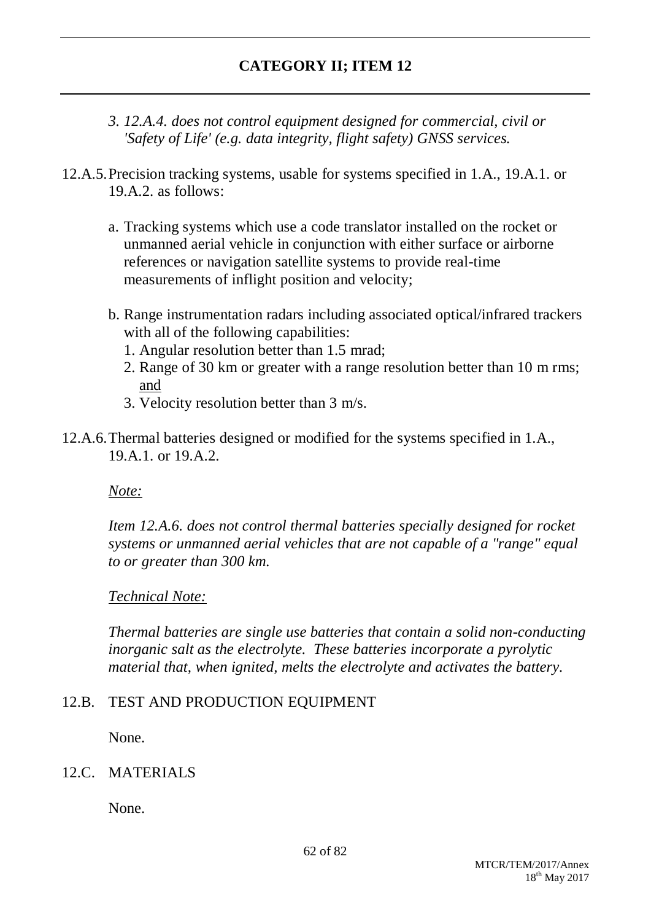*3. 12.A.4. does not control equipment designed for commercial, civil or 'Safety of Life' (e.g. data integrity, flight safety) GNSS services.*

12.A.5. Precision tracking systems, usable for systems specified in 1.A., 19.A.1. or 19.A.2. as follows:

a. Tracking systems which use a code translator installed on the rocket or unmanned aerial vehicle in conjunction with either surface or airborne references or navigation satellite systems to provide real-time measurements of inflight position and velocity;

b. Range instrumentation radars including associated optical/infrared trackers with all of the following capabilities:
   1. Angular resolution better than 1.5 mrad;
   2. Range of 30 km or greater with a range resolution better than 10 m rms; <u>and</u>
   3. Velocity resolution better than 3 m/s.

12.A.6. Thermal batteries designed or modified for the systems specified in 1.A., 19.A.1. or 19.A.2.

<u>*Note:*</u>

*Item 12.A.6. does not control thermal batteries specially designed for rocket systems or unmanned aerial vehicles that are not capable of a "range" equal to or greater than 300 km.*

<u>*Technical Note:*</u>

*Thermal batteries are single use batteries that contain a solid non-conducting inorganic salt as the electrolyte. These batteries incorporate a pyrolytic material that, when ignited, melts the electrolyte and activates the battery.*

12.B. TEST AND PRODUCTION EQUIPMENT

None.

12.C. MATERIALS

None.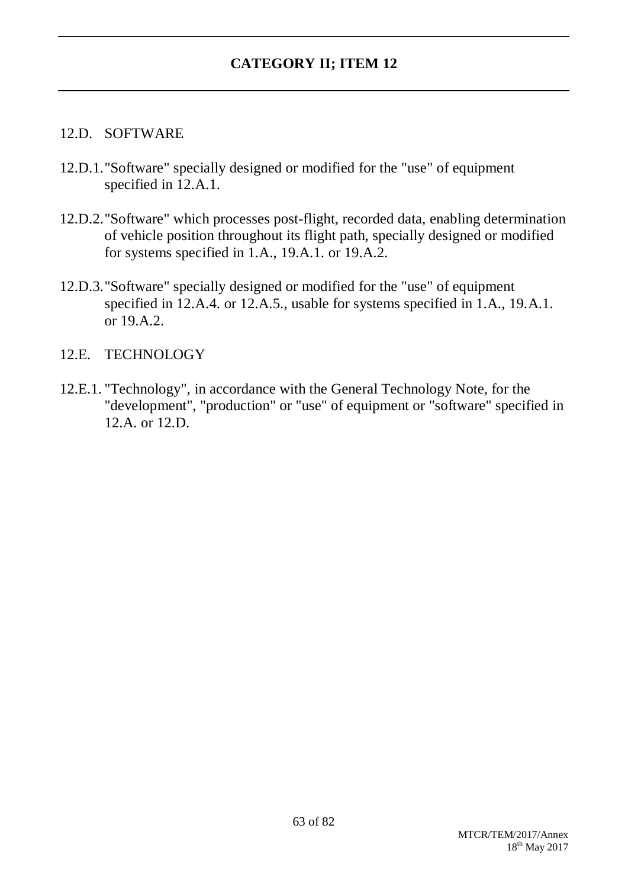## CATEGORY II; ITEM 12

12.D. SOFTWARE

12.D.1. "Software" specially designed or modified for the "use" of equipment specified in 12.A.1.

12.D.2. "Software" which processes post-flight, recorded data, enabling determination of vehicle position throughout its flight path, specially designed or modified for systems specified in 1.A., 19.A.1. or 19.A.2.

12.D.3. "Software" specially designed or modified for the "use" of equipment specified in 12.A.4. or 12.A.5., usable for systems specified in 1.A., 19.A.1. or 19.A.2.

12.E. TECHNOLOGY

12.E.1. "Technology", in accordance with the General Technology Note, for the "development", "production" or "use" of equipment or "software" specified in 12.A. or 12.D.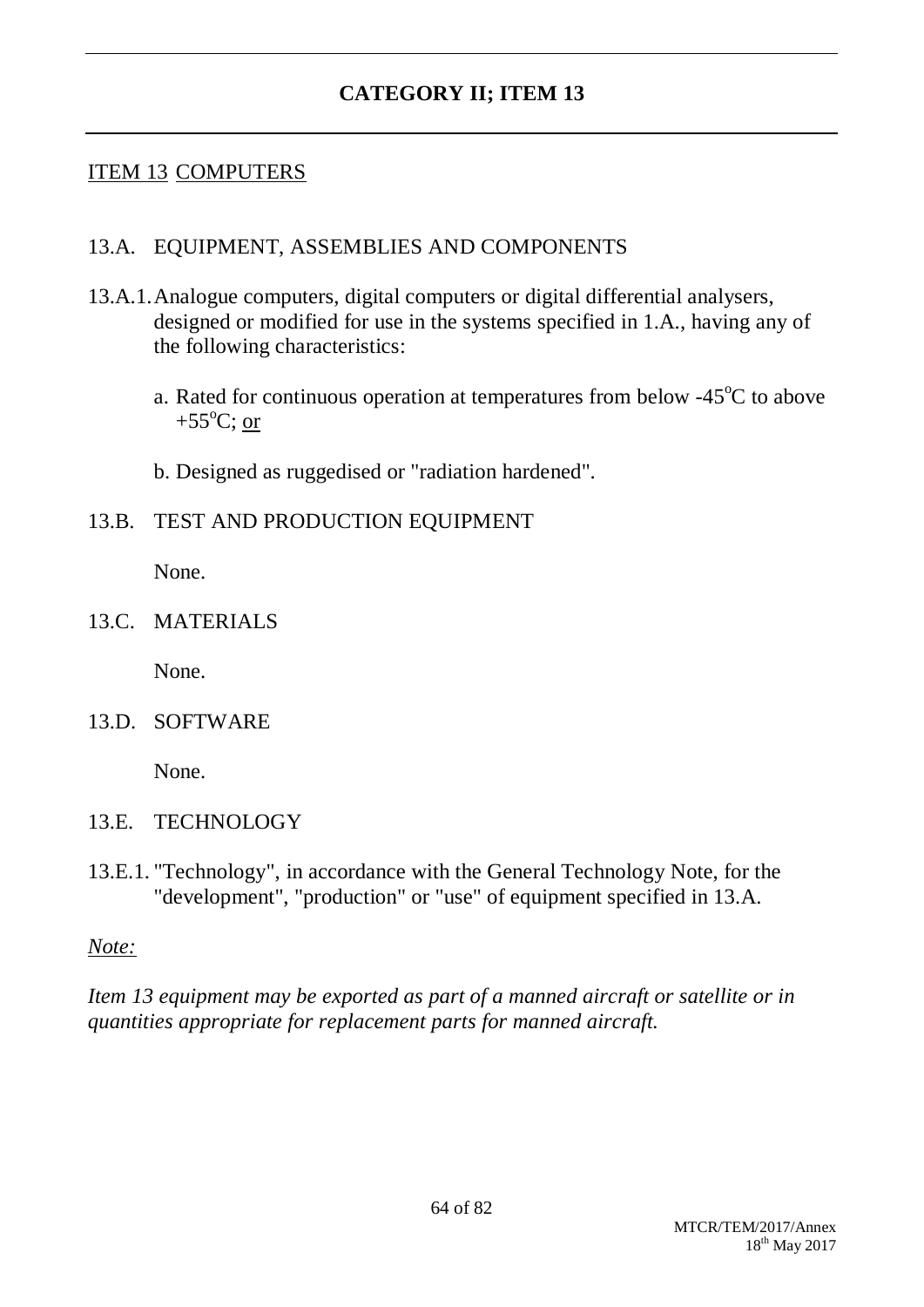## CATEGORY II; ITEM 13

### ITEM 13 COMPUTERS

13.A. EQUIPMENT, ASSEMBLIES AND COMPONENTS

13.A.1. Analogue computers, digital computers or digital differential analysers, designed or modified for use in the systems specified in 1.A., having any of the following characteristics:

a. Rated for continuous operation at temperatures from below -45°C to above +55°C; or

b. Designed as ruggedised or "radiation hardened".

13.B. TEST AND PRODUCTION EQUIPMENT

None.

13.C. MATERIALS

None.

13.D. SOFTWARE

None.

13.E. TECHNOLOGY

13.E.1. "Technology", in accordance with the General Technology Note, for the "development", "production" or "use" of equipment specified in 13.A.

*Note:*

*Item 13 equipment may be exported as part of a manned aircraft or satellite or in quantities appropriate for replacement parts for manned aircraft.*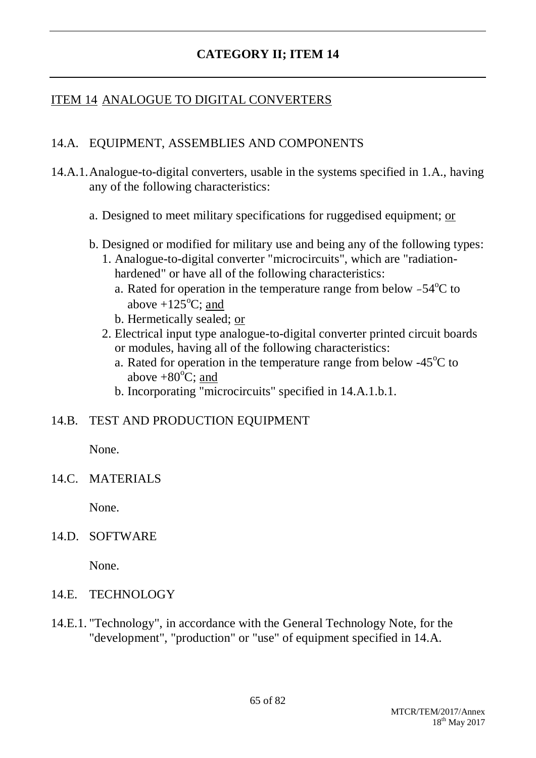# CATEGORY II; ITEM 14

## ITEM 14 ANALOGUE TO DIGITAL CONVERTERS

### 14.A. EQUIPMENT, ASSEMBLIES AND COMPONENTS

14.A.1. Analogue-to-digital converters, usable in the systems specified in 1.A., having any of the following characteristics:

a. Designed to meet military specifications for ruggedised equipment; or

b. Designed or modified for military use and being any of the following types:

1. Analogue-to-digital converter "microcircuits", which are "radiation-hardened" or have all of the following characteristics:
   a. Rated for operation in the temperature range from below $-54^{o}C$ to above $+125^{o}C$; and
   b. Hermetically sealed; or
2. Electrical input type analogue-to-digital converter printed circuit boards or modules, having all of the following characteristics:
   a. Rated for operation in the temperature range from below $-45^{o}C$ to above $+80^{o}C$; and
   b. Incorporating "microcircuits" specified in 14.A.1.b.1.

### 14.B. TEST AND PRODUCTION EQUIPMENT

None.

### 14.C. MATERIALS

None.

### 14.D. SOFTWARE

None.

### 14.E. TECHNOLOGY

14.E.1. "Technology", in accordance with the General Technology Note, for the "development", "production" or "use" of equipment specified in 14.A.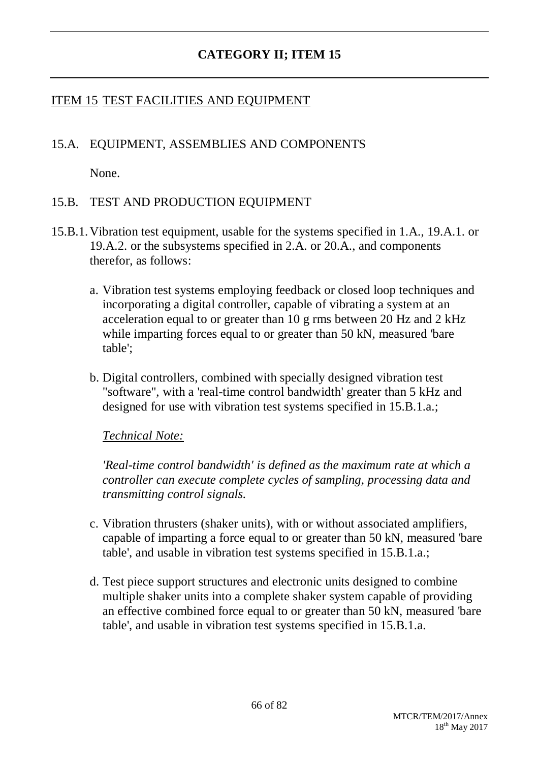# CATEGORY II; ITEM 15

## ITEM 15 TEST FACILITIES AND EQUIPMENT

### 15.A. EQUIPMENT, ASSEMBLIES AND COMPONENTS

None.

### 15.B. TEST AND PRODUCTION EQUIPMENT

15.B.1. Vibration test equipment, usable for the systems specified in 1.A., 19.A.1. or 19.A.2. or the subsystems specified in 2.A. or 20.A., and components therefor, as follows:

a. Vibration test systems employing feedback or closed loop techniques and incorporating a digital controller, capable of vibrating a system at an acceleration equal to or greater than 10 g rms between 20 Hz and 2 kHz while imparting forces equal to or greater than 50 kN, measured 'bare table';

b. Digital controllers, combined with specially designed vibration test "software", with a 'real-time control bandwidth' greater than 5 kHz and designed for use with vibration test systems specified in 15.B.1.a.;

*Technical Note:*

*'Real-time control bandwidth' is defined as the maximum rate at which a controller can execute complete cycles of sampling, processing data and transmitting control signals.*

c. Vibration thrusters (shaker units), with or without associated amplifiers, capable of imparting a force equal to or greater than 50 kN, measured 'bare table', and usable in vibration test systems specified in 15.B.1.a.;

d. Test piece support structures and electronic units designed to combine multiple shaker units into a complete shaker system capable of providing an effective combined force equal to or greater than 50 kN, measured 'bare table', and usable in vibration test systems specified in 15.B.1.a.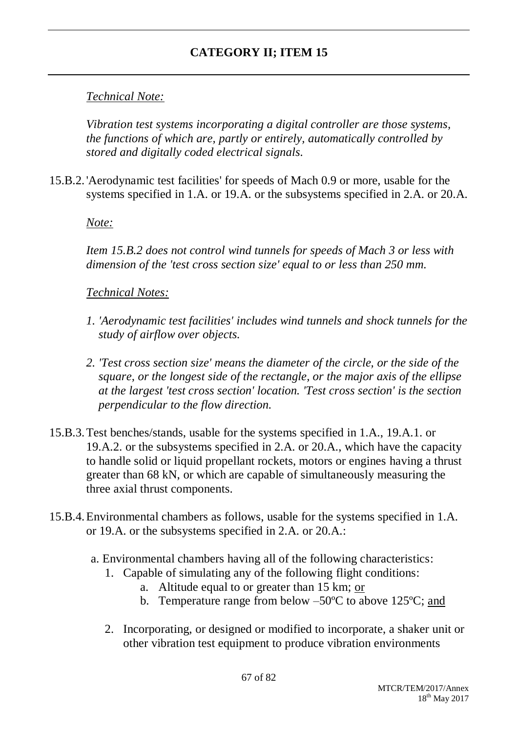*Technical Note:*

*Vibration test systems incorporating a digital controller are those systems, the functions of which are, partly or entirely, automatically controlled by stored and digitally coded electrical signals.*

15.B.2. 'Aerodynamic test facilities' for speeds of Mach 0.9 or more, usable for the systems specified in 1.A. or 19.A. or the subsystems specified in 2.A. or 20.A.

*Note:*

*Item 15.B.2 does not control wind tunnels for speeds of Mach 3 or less with dimension of the 'test cross section size' equal to or less than 250 mm.*

*Technical Notes:*

1. *'Aerodynamic test facilities' includes wind tunnels and shock tunnels for the study of airflow over objects.*
2. *'Test cross section size' means the diameter of the circle, or the side of the square, or the longest side of the rectangle, or the major axis of the ellipse at the largest 'test cross section' location. 'Test cross section' is the section perpendicular to the flow direction.*

15.B.3. Test benches/stands, usable for the systems specified in 1.A., 19.A.1. or 19.A.2. or the subsystems specified in 2.A. or 20.A., which have the capacity to handle solid or liquid propellant rockets, motors or engines having a thrust greater than 68 kN, or which are capable of simultaneously measuring the three axial thrust components.

15.B.4. Environmental chambers as follows, usable for the systems specified in 1.A. or 19.A. or the subsystems specified in 2.A. or 20.A.:

a. Environmental chambers having all of the following characteristics:
   1. Capable of simulating any of the following flight conditions:
      a. Altitude equal to or greater than 15 km; or
      b. Temperature range from below –50ºC to above 125ºC; and
   2. Incorporating, or designed or modified to incorporate, a shaker unit or other vibration test equipment to produce vibration environments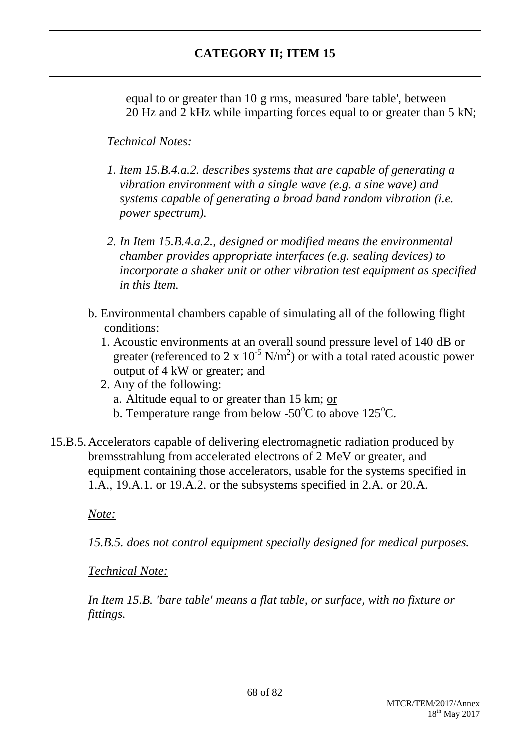equal to or greater than 10 g rms, measured 'bare table', between 20 Hz and 2 kHz while imparting forces equal to or greater than 5 kN;

*Technical Notes:*

*1. Item 15.B.4.a.2. describes systems that are capable of generating a vibration environment with a single wave (e.g. a sine wave) and systems capable of generating a broad band random vibration (i.e. power spectrum).*

*2. In Item 15.B.4.a.2., designed or modified means the environmental chamber provides appropriate interfaces (e.g. sealing devices) to incorporate a shaker unit or other vibration test equipment as specified in this Item.*

b. Environmental chambers capable of simulating all of the following flight conditions:
   1. Acoustic environments at an overall sound pressure level of 140 dB or greater (referenced to 2 x $10^{-5}$ N/$m^2$) or with a total rated acoustic power output of 4 kW or greater; and
   2. Any of the following:
      a. Altitude equal to or greater than 15 km; or
      b. Temperature range from below -50°C to above 125°C.

15.B.5. Accelerators capable of delivering electromagnetic radiation produced by bremsstrahlung from accelerated electrons of 2 MeV or greater, and equipment containing those accelerators, usable for the systems specified in 1.A., 19.A.1. or 19.A.2. or the subsystems specified in 2.A. or 20.A.

*Note:*

*15.B.5. does not control equipment specially designed for medical purposes.*

*Technical Note:*

*In Item 15.B. 'bare table' means a flat table, or surface, with no fixture or fittings.*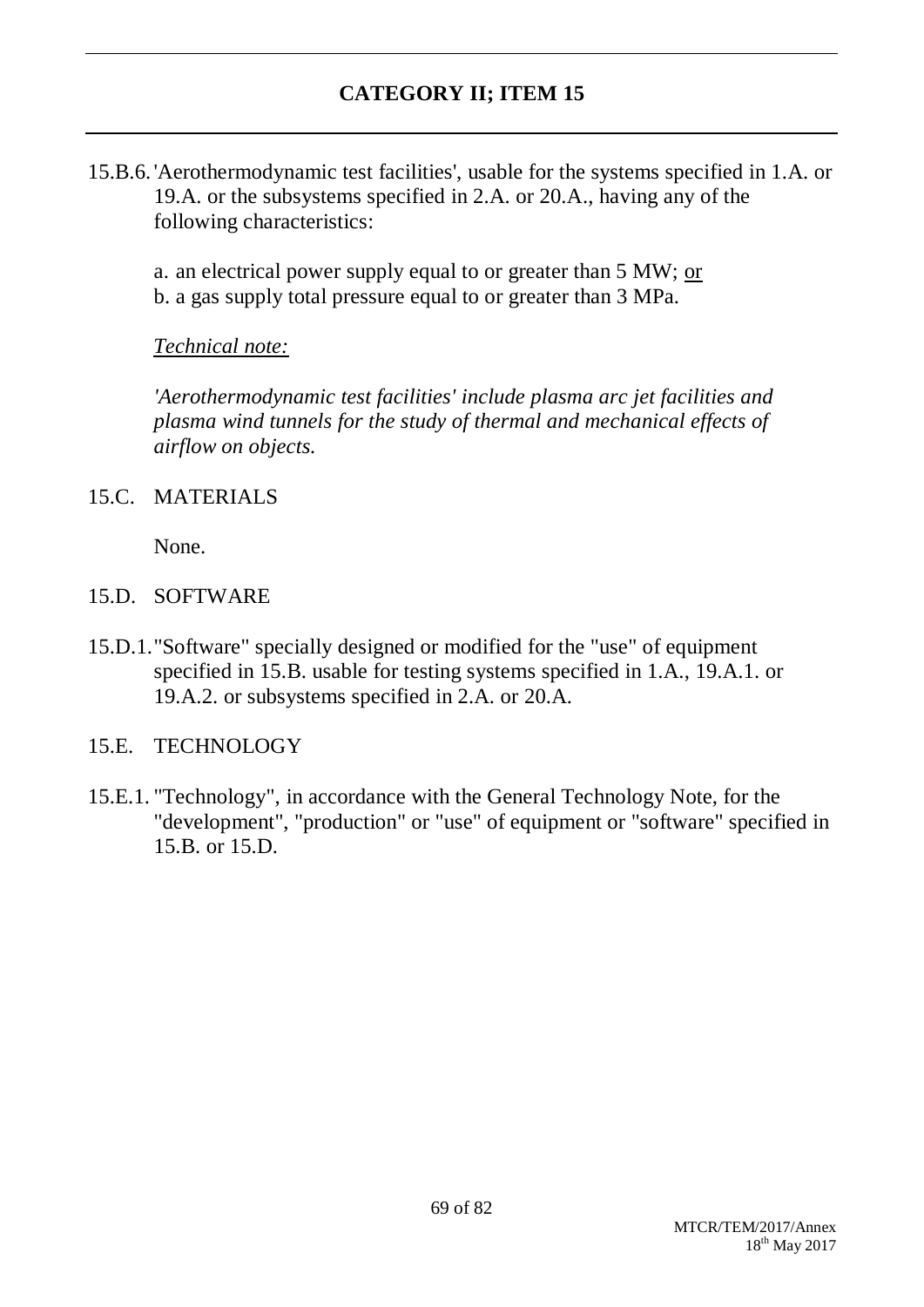## CATEGORY II; ITEM 15

15.B.6. 'Aerothermodynamic test facilities', usable for the systems specified in 1.A. or 19.A. or the subsystems specified in 2.A. or 20.A., having any of the following characteristics:

a. an electrical power supply equal to or greater than 5 MW; <u>or</u>
b. a gas supply total pressure equal to or greater than 3 MPa.

*<u>Technical note:</u>*

*'Aerothermodynamic test facilities' include plasma arc jet facilities and plasma wind tunnels for the study of thermal and mechanical effects of airflow on objects.*

15.C. MATERIALS

None.

15.D. SOFTWARE

15.D.1. "Software" specially designed or modified for the "use" of equipment specified in 15.B. usable for testing systems specified in 1.A., 19.A.1. or 19.A.2. or subsystems specified in 2.A. or 20.A.

15.E. TECHNOLOGY

15.E.1. "Technology", in accordance with the General Technology Note, for the "development", "production" or "use" of equipment or "software" specified in 15.B. or 15.D.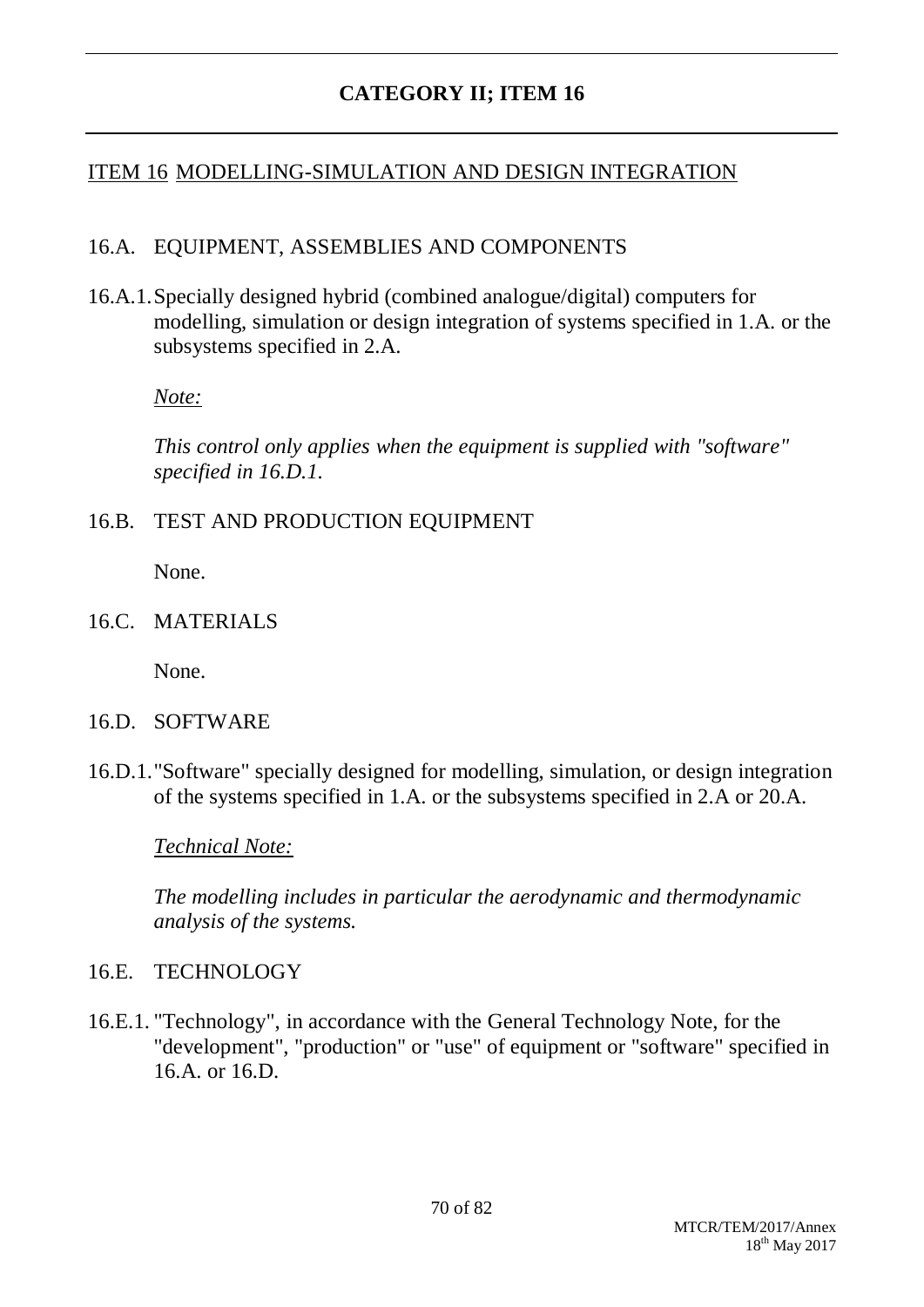# CATEGORY II; ITEM 16

## ITEM 16 MODELLING-SIMULATION AND DESIGN INTEGRATION

### 16.A. EQUIPMENT, ASSEMBLIES AND COMPONENTS

16.A.1. Specially designed hybrid (combined analogue/digital) computers for modelling, simulation or design integration of systems specified in 1.A. or the subsystems specified in 2.A.

*Note:*

*This control only applies when the equipment is supplied with "software" specified in 16.D.1.*

### 16.B. TEST AND PRODUCTION EQUIPMENT

None.

### 16.C. MATERIALS

None.

### 16.D. SOFTWARE

16.D.1. "Software" specially designed for modelling, simulation, or design integration of the systems specified in 1.A. or the subsystems specified in 2.A or 20.A.

*Technical Note:*

*The modelling includes in particular the aerodynamic and thermodynamic analysis of the systems.*

### 16.E. TECHNOLOGY

16.E.1. "Technology", in accordance with the General Technology Note, for the "development", "production" or "use" of equipment or "software" specified in 16.A. or 16.D.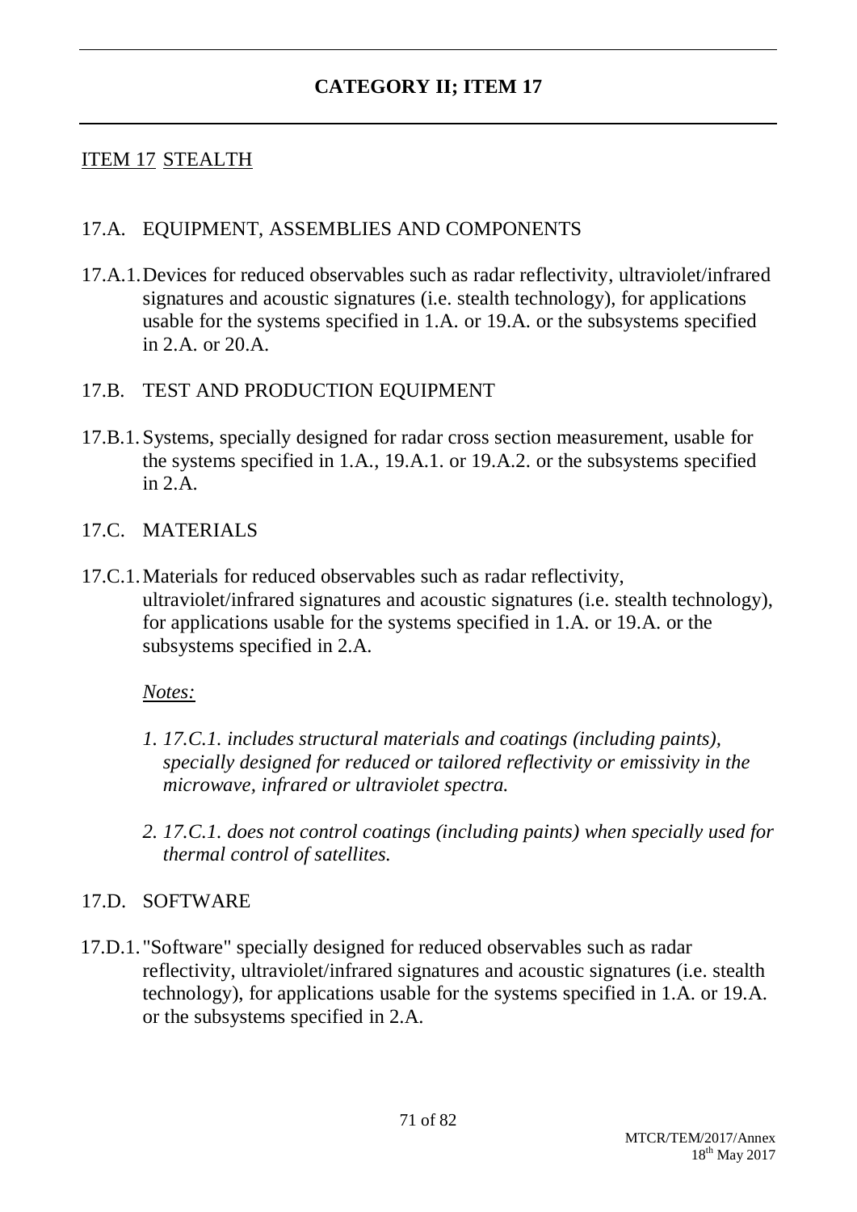# CATEGORY II; ITEM 17

## ITEM 17 STEALTH

### 17.A. EQUIPMENT, ASSEMBLIES AND COMPONENTS

17.A.1. Devices for reduced observables such as radar reflectivity, ultraviolet/infrared signatures and acoustic signatures (i.e. stealth technology), for applications usable for the systems specified in 1.A. or 19.A. or the subsystems specified in 2.A. or 20.A.

### 17.B. TEST AND PRODUCTION EQUIPMENT

17.B.1. Systems, specially designed for radar cross section measurement, usable for the systems specified in 1.A., 19.A.1. or 19.A.2. or the subsystems specified in 2.A.

### 17.C. MATERIALS

17.C.1. Materials for reduced observables such as radar reflectivity, ultraviolet/infrared signatures and acoustic signatures (i.e. stealth technology), for applications usable for the systems specified in 1.A. or 19.A. or the subsystems specified in 2.A.

*Notes:*

1. *17.C.1. includes structural materials and coatings (including paints), specially designed for reduced or tailored reflectivity or emissivity in the microwave, infrared or ultraviolet spectra.*

2. *17.C.1. does not control coatings (including paints) when specially used for thermal control of satellites.*

### 17.D. SOFTWARE

17.D.1. "Software" specially designed for reduced observables such as radar reflectivity, ultraviolet/infrared signatures and acoustic signatures (i.e. stealth technology), for applications usable for the systems specified in 1.A. or 19.A. or the subsystems specified in 2.A.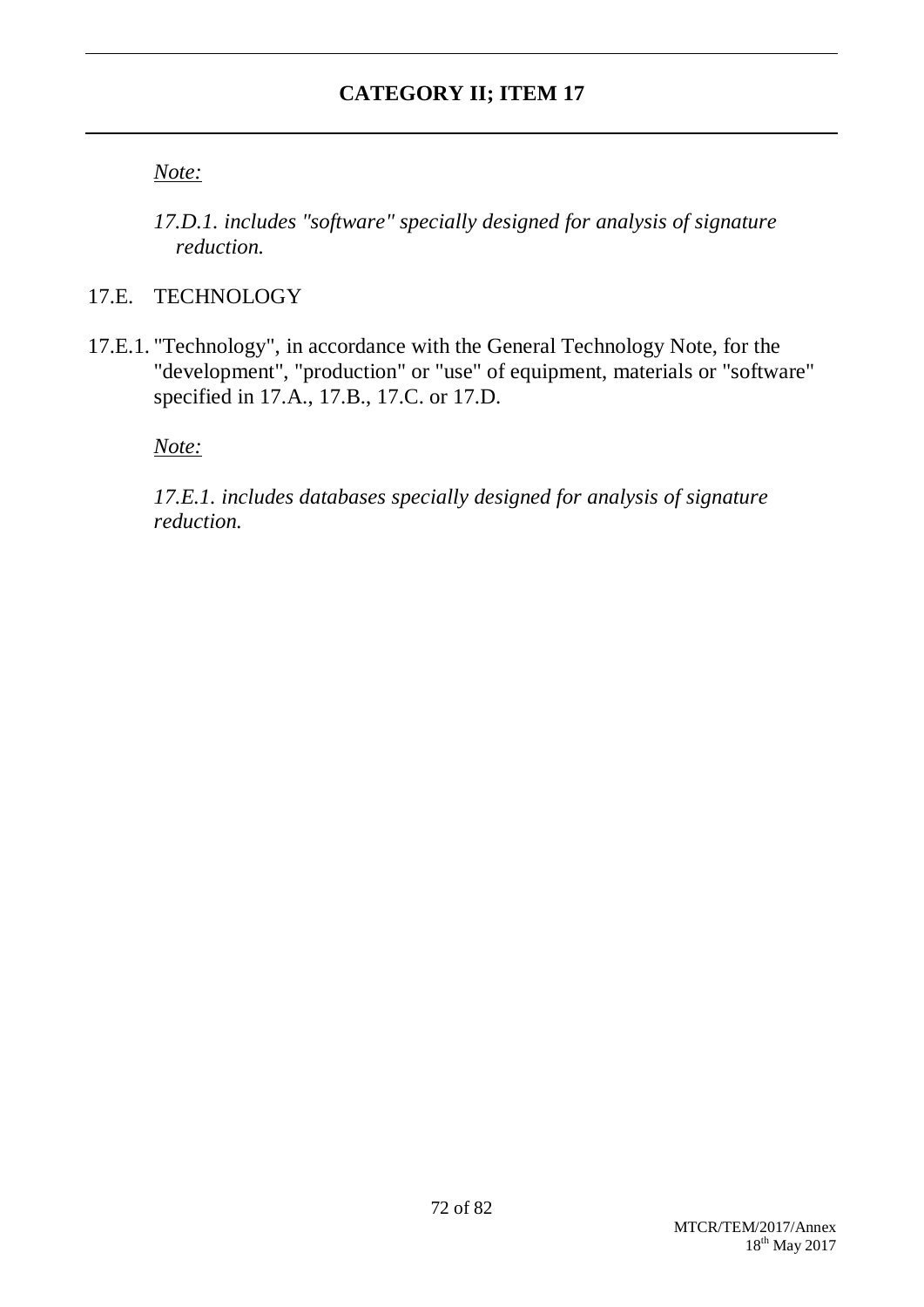## CATEGORY II; ITEM 17

*Note:*

*17.D.1. includes "software" specially designed for analysis of signature reduction.*

17.E. TECHNOLOGY

17.E.1. "Technology", in accordance with the General Technology Note, for the "development", "production" or "use" of equipment, materials or "software" specified in 17.A., 17.B., 17.C. or 17.D.

*Note:*

*17.E.1. includes databases specially designed for analysis of signature reduction.*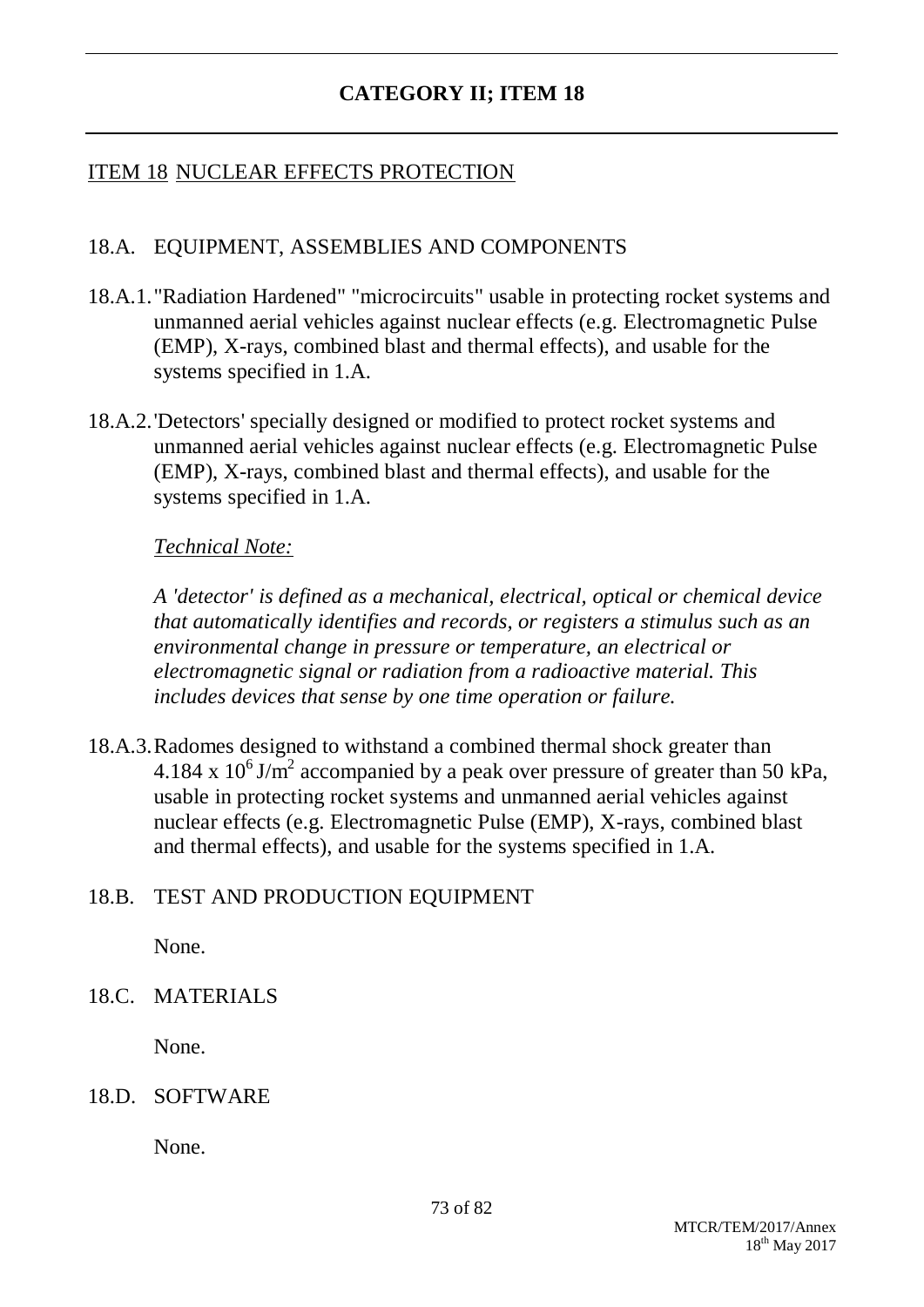## CATEGORY II; ITEM 18

### ITEM 18 NUCLEAR EFFECTS PROTECTION

18.A. EQUIPMENT, ASSEMBLIES AND COMPONENTS

18.A.1. "Radiation Hardened" "microcircuits" usable in protecting rocket systems and unmanned aerial vehicles against nuclear effects (e.g. Electromagnetic Pulse (EMP), X-rays, combined blast and thermal effects), and usable for the systems specified in 1.A.

18.A.2. 'Detectors' specially designed or modified to protect rocket systems and unmanned aerial vehicles against nuclear effects (e.g. Electromagnetic Pulse (EMP), X-rays, combined blast and thermal effects), and usable for the systems specified in 1.A.

*Technical Note:*

*A 'detector' is defined as a mechanical, electrical, optical or chemical device that automatically identifies and records, or registers a stimulus such as an environmental change in pressure or temperature, an electrical or electromagnetic signal or radiation from a radioactive material. This includes devices that sense by one time operation or failure.*

18.A.3. Radomes designed to withstand a combined thermal shock greater than $4.184 \times 10^6$ J/m$^2$ accompanied by a peak over pressure of greater than 50 kPa, usable in protecting rocket systems and unmanned aerial vehicles against nuclear effects (e.g. Electromagnetic Pulse (EMP), X-rays, combined blast and thermal effects), and usable for the systems specified in 1.A.

18.B. TEST AND PRODUCTION EQUIPMENT

None.

18.C. MATERIALS

None.

18.D. SOFTWARE

None.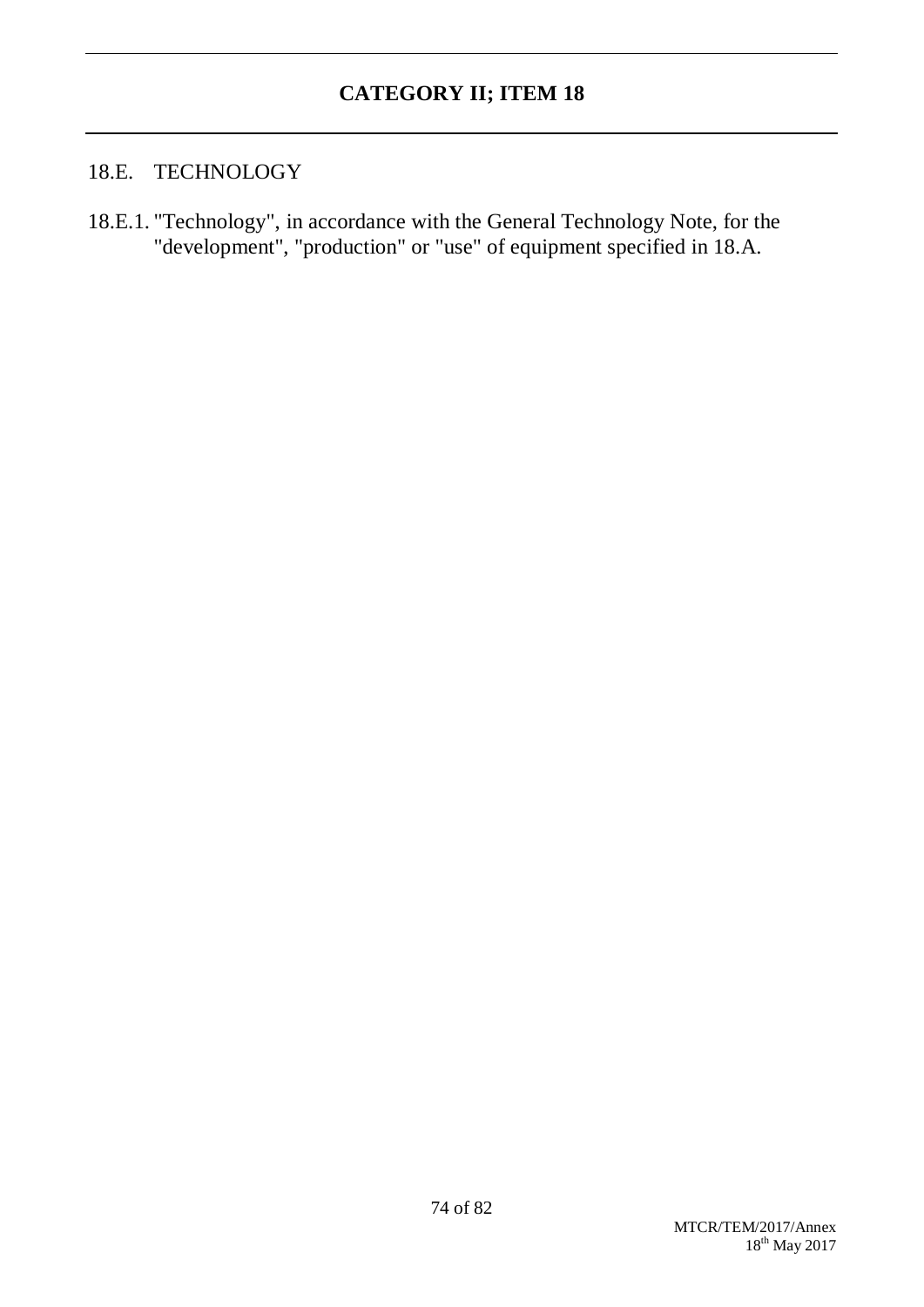## CATEGORY II; ITEM 18

### 18.E. TECHNOLOGY

18.E.1. "Technology", in accordance with the General Technology Note, for the "development", "production" or "use" of equipment specified in 18.A.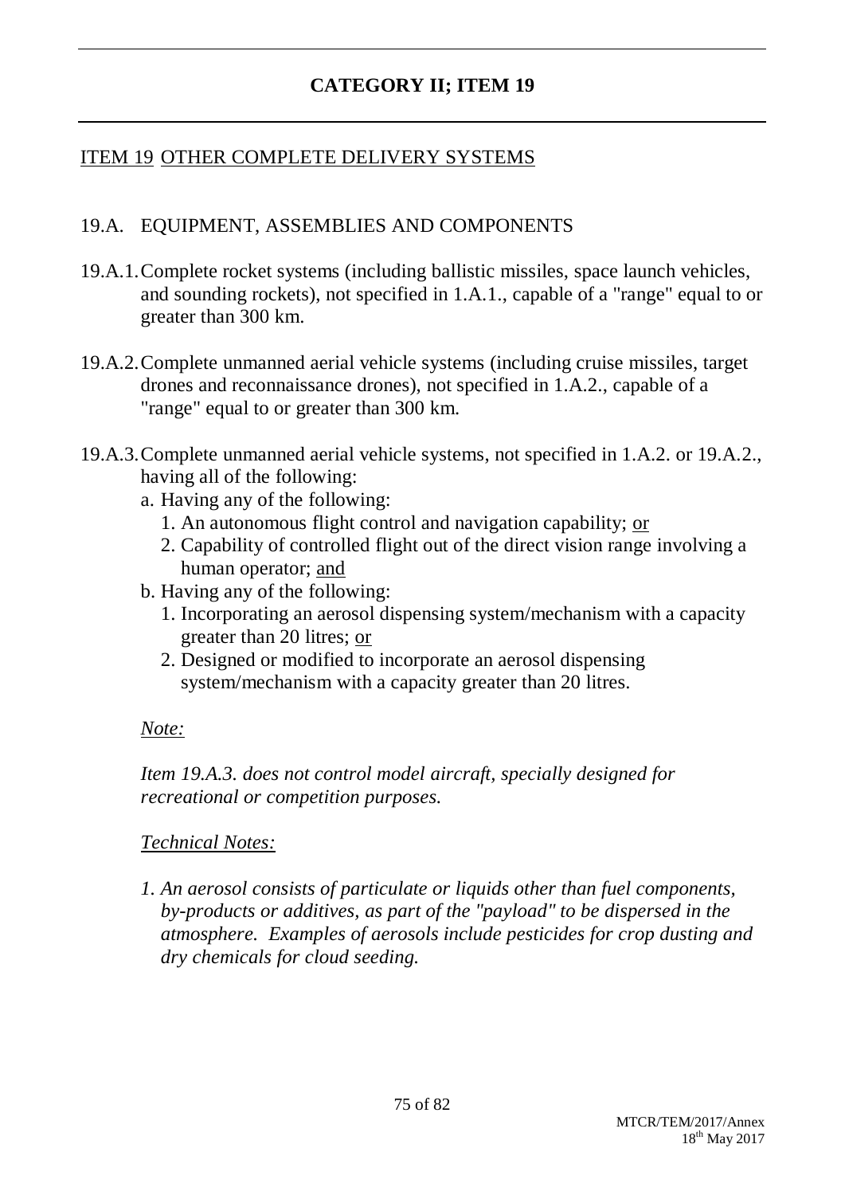# CATEGORY II; ITEM 19

## ITEM 19 OTHER COMPLETE DELIVERY SYSTEMS

### 19.A. EQUIPMENT, ASSEMBLIES AND COMPONENTS

19.A.1. Complete rocket systems (including ballistic missiles, space launch vehicles, and sounding rockets), not specified in 1.A.1., capable of a "range" equal to or greater than 300 km.

19.A.2. Complete unmanned aerial vehicle systems (including cruise missiles, target drones and reconnaissance drones), not specified in 1.A.2., capable of a "range" equal to or greater than 300 km.

19.A.3. Complete unmanned aerial vehicle systems, not specified in 1.A.2. or 19.A.2., having all of the following:

a. Having any of the following:
   1. An autonomous flight control and navigation capability; or
   2. Capability of controlled flight out of the direct vision range involving a human operator; and

b. Having any of the following:
   1. Incorporating an aerosol dispensing system/mechanism with a capacity greater than 20 litres; or
   2. Designed or modified to incorporate an aerosol dispensing system/mechanism with a capacity greater than 20 litres.

*Note:*

*Item 19.A.3. does not control model aircraft, specially designed for recreational or competition purposes.*

*Technical Notes:*

1. *An aerosol consists of particulate or liquids other than fuel components, by-products or additives, as part of the "payload" to be dispersed in the atmosphere. Examples of aerosols include pesticides for crop dusting and dry chemicals for cloud seeding.*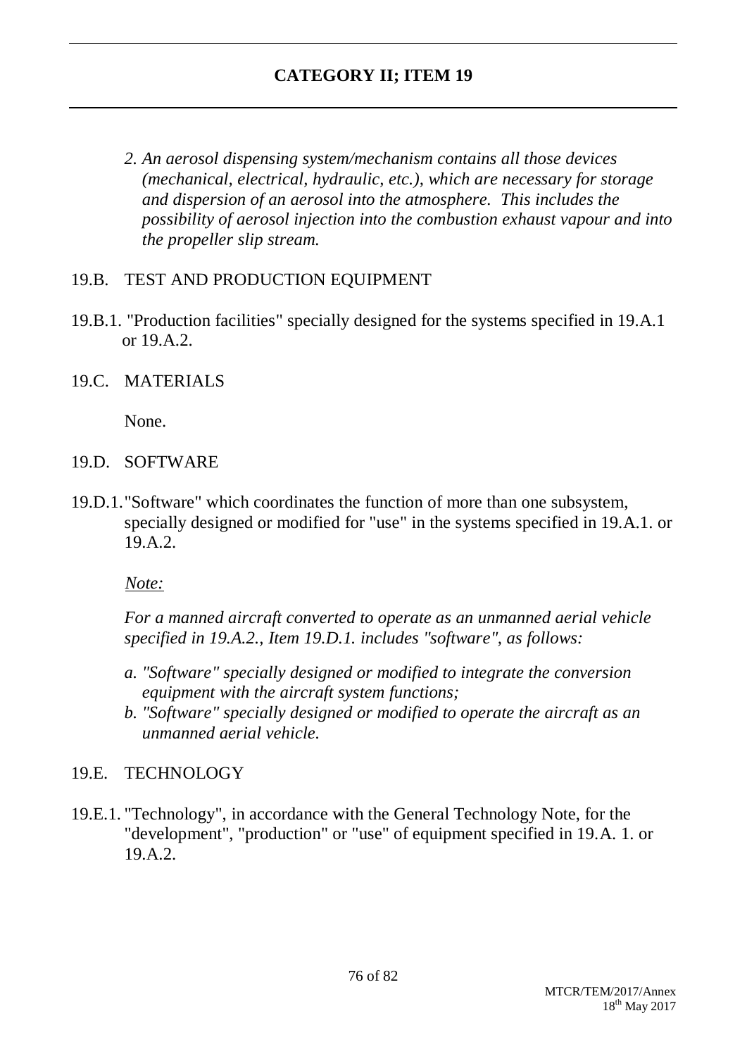## CATEGORY II; ITEM 19

*2. An aerosol dispensing system/mechanism contains all those devices (mechanical, electrical, hydraulic, etc.), which are necessary for storage and dispersion of an aerosol into the atmosphere. This includes the possibility of aerosol injection into the combustion exhaust vapour and into the propeller slip stream.*

19.B. TEST AND PRODUCTION EQUIPMENT

19.B.1. "Production facilities" specially designed for the systems specified in 19.A.1 or 19.A.2.

19.C. MATERIALS

None.

19.D. SOFTWARE

19.D.1. "Software" which coordinates the function of more than one subsystem, specially designed or modified for "use" in the systems specified in 19.A.1. or 19.A.2.

*Note:*

*For a manned aircraft converted to operate as an unmanned aerial vehicle specified in 19.A.2., Item 19.D.1. includes "software", as follows:*

*a. "Software" specially designed or modified to integrate the conversion equipment with the aircraft system functions;*
*b. "Software" specially designed or modified to operate the aircraft as an unmanned aerial vehicle.*

19.E. TECHNOLOGY

19.E.1. "Technology", in accordance with the General Technology Note, for the "development", "production" or "use" of equipment specified in 19.A. 1. or 19.A.2.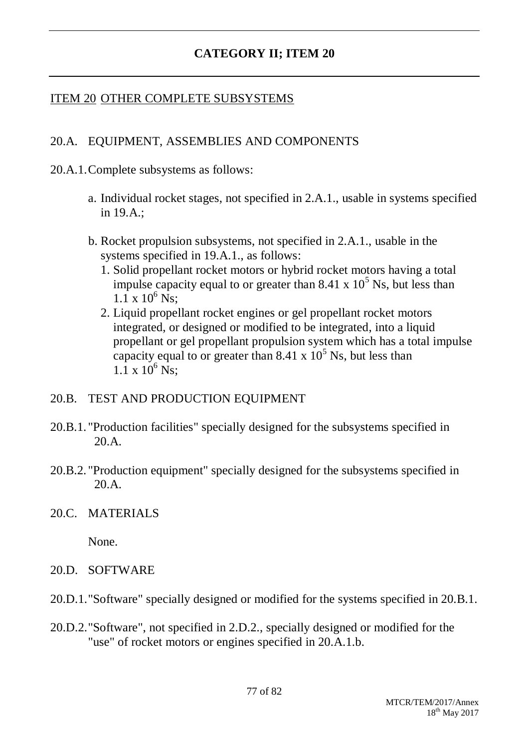## CATEGORY II; ITEM 20

### ITEM 20 OTHER COMPLETE SUBSYSTEMS

20.A. EQUIPMENT, ASSEMBLIES AND COMPONENTS

20.A.1. Complete subsystems as follows:

a. Individual rocket stages, not specified in 2.A.1., usable in systems specified in 19.A.;

b. Rocket propulsion subsystems, not specified in 2.A.1., usable in the systems specified in 19.A.1., as follows:

1. Solid propellant rocket motors or hybrid rocket motors having a total impulse capacity equal to or greater than $8.41 \times 10^5$ Ns, but less than $1.1 \times 10^6$ Ns;
2. Liquid propellant rocket engines or gel propellant rocket motors integrated, or designed or modified to be integrated, into a liquid propellant or gel propellant propulsion system which has a total impulse capacity equal to or greater than $8.41 \times 10^5$ Ns, but less than $1.1 \times 10^6$ Ns;

20.B. TEST AND PRODUCTION EQUIPMENT

20.B.1. "Production facilities" specially designed for the subsystems specified in 20.A.

20.B.2. "Production equipment" specially designed for the subsystems specified in 20.A.

20.C. MATERIALS

None.

20.D. SOFTWARE

20.D.1. "Software" specially designed or modified for the systems specified in 20.B.1.

20.D.2. "Software", not specified in 2.D.2., specially designed or modified for the "use" of rocket motors or engines specified in 20.A.1.b.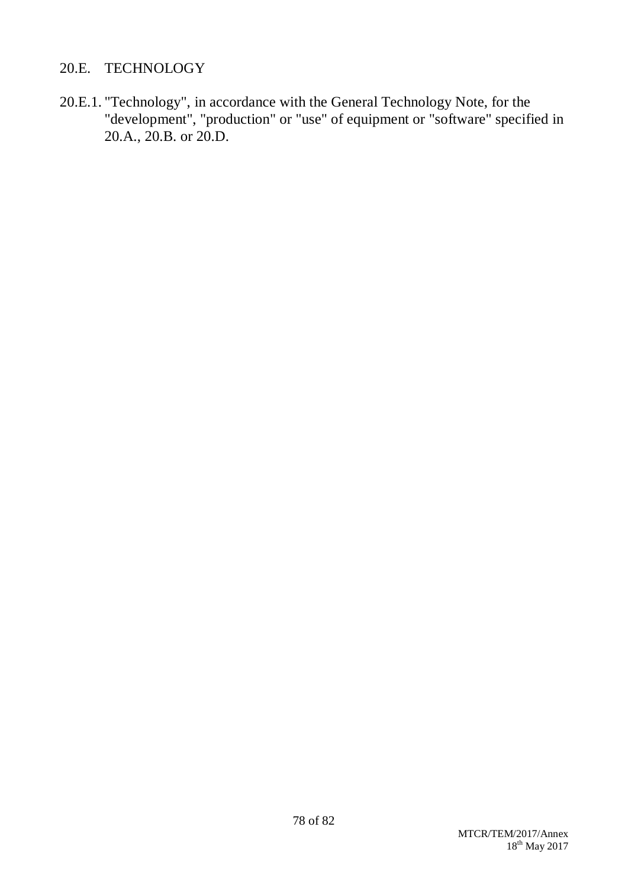## 20.E. TECHNOLOGY

20.E.1. "Technology", in accordance with the General Technology Note, for the "development", "production" or "use" of equipment or "software" specified in 20.A., 20.B. or 20.D.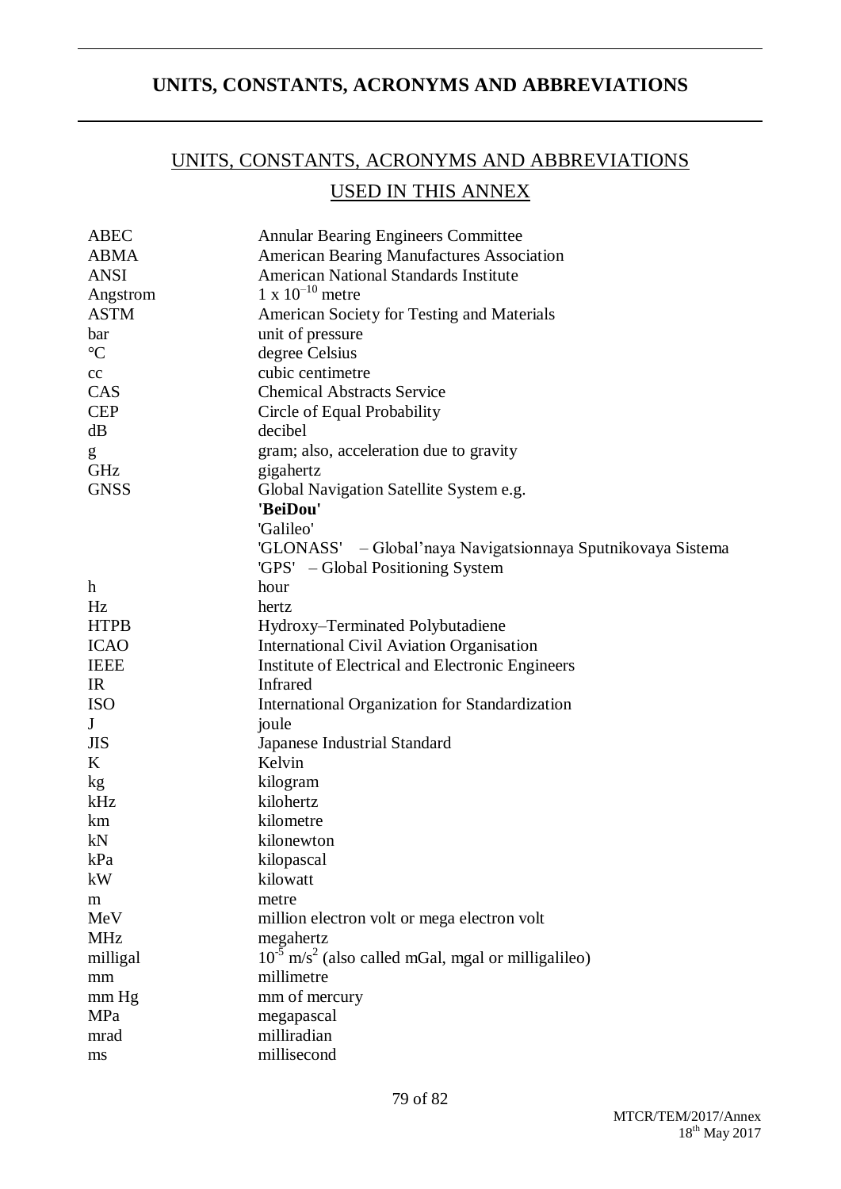# UNITS, CONSTANTS, ACRONYMS AND ABBREVIATIONS

## UNITS, CONSTANTS, ACRONYMS AND ABBREVIATIONS USED IN THIS ANNEX

| | |
|---|---|
| ABEC | Annular Bearing Engineers Committee |
| ABMA | American Bearing Manufactures Association |
| ANSI | American National Standards Institute |
| Angstrom | $1 \times 10^{-10}$ metre |
| ASTM | American Society for Testing and Materials |
| bar | unit of pressure |
| °C | degree Celsius |
| cc | cubic centimetre |
| CAS | Chemical Abstracts Service |
| CEP | Circle of Equal Probability |
| dB | decibel |
| g | gram; also, acceleration due to gravity |
| GHz | gigahertz |
| GNSS | Global Navigation Satellite System e.g.<br>**'BeiDou'**<br>'Galileo'<br>'GLONASS' – Global'naya Navigatsionnaya Sputnikovaya Sistema<br>'GPS' – Global Positioning System |
| h | hour |
| Hz | hertz |
| HTPB | Hydroxy–Terminated Polybutadiene |
| ICAO | International Civil Aviation Organisation |
| IEEE | Institute of Electrical and Electronic Engineers |
| IR | Infrared |
| ISO | International Organization for Standardization |
| J | joule |
| JIS | Japanese Industrial Standard |
| K | Kelvin |
| kg | kilogram |
| kHz | kilohertz |
| km | kilometre |
| kN | kilonewton |
| kPa | kilopascal |
| kW | kilowatt |
| m | metre |
| MeV | million electron volt or mega electron volt |
| MHz | megahertz |
| milligal | $10^{-5}$ m/s$^2$ (also called mGal, mgal or milligalileo) |
| mm | millimetre |
| mm Hg | mm of mercury |
| MPa | megapascal |
| mrad | milliradian |
| ms | millisecond |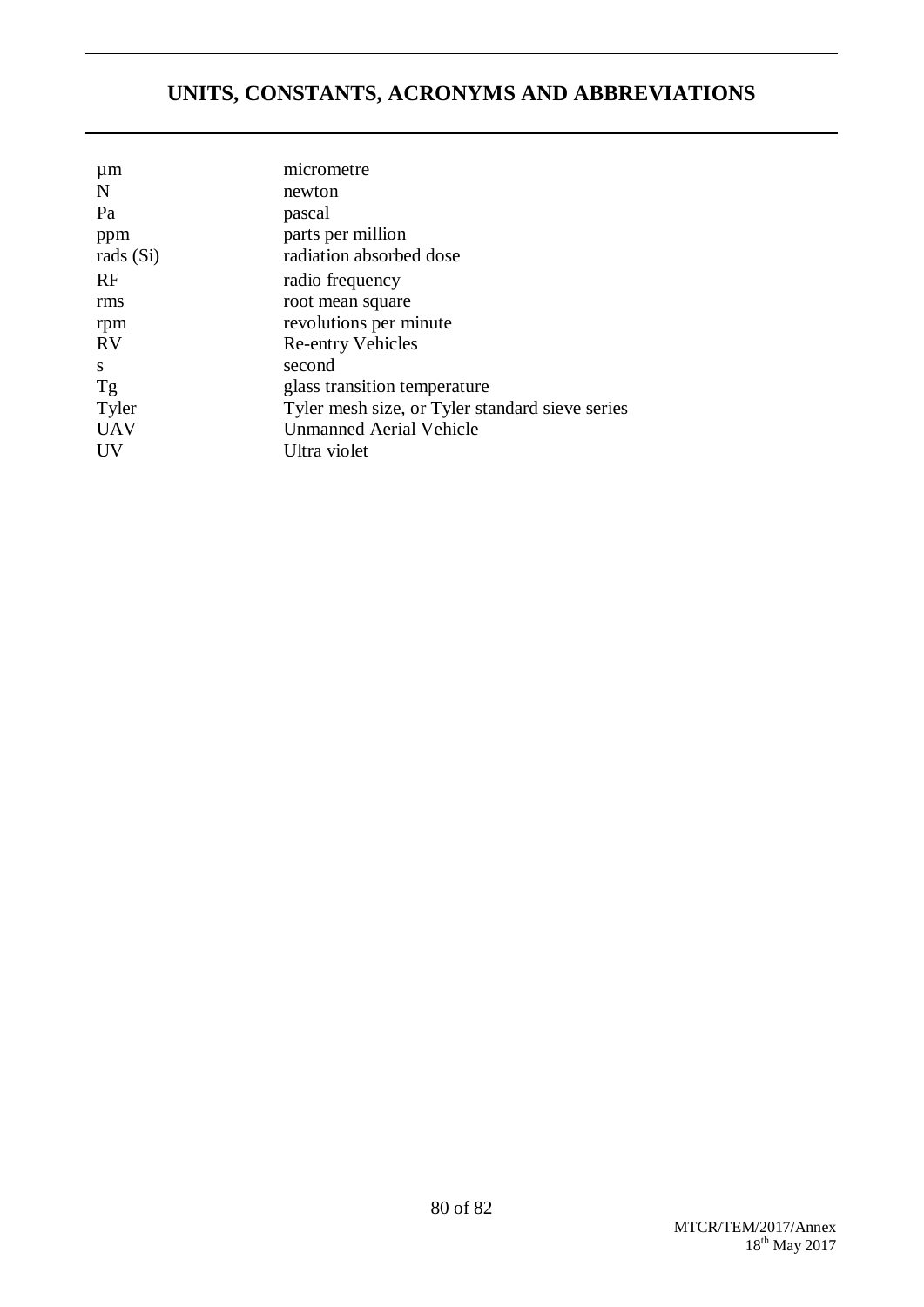# UNITS, CONSTANTS, ACRONYMS AND ABBREVIATIONS

| | |
|---|---|
| µm | micrometre |
| N | newton |
| Pa | pascal |
| ppm | parts per million |
| rads (Si) | radiation absorbed dose |
| RF | radio frequency |
| rms | root mean square |
| rpm | revolutions per minute |
| RV | Re-entry Vehicles |
| s | second |
| Tg | glass transition temperature |
| Tyler | Tyler mesh size, or Tyler standard sieve series |
| UAV | Unmanned Aerial Vehicle |
| UV | Ultra violet |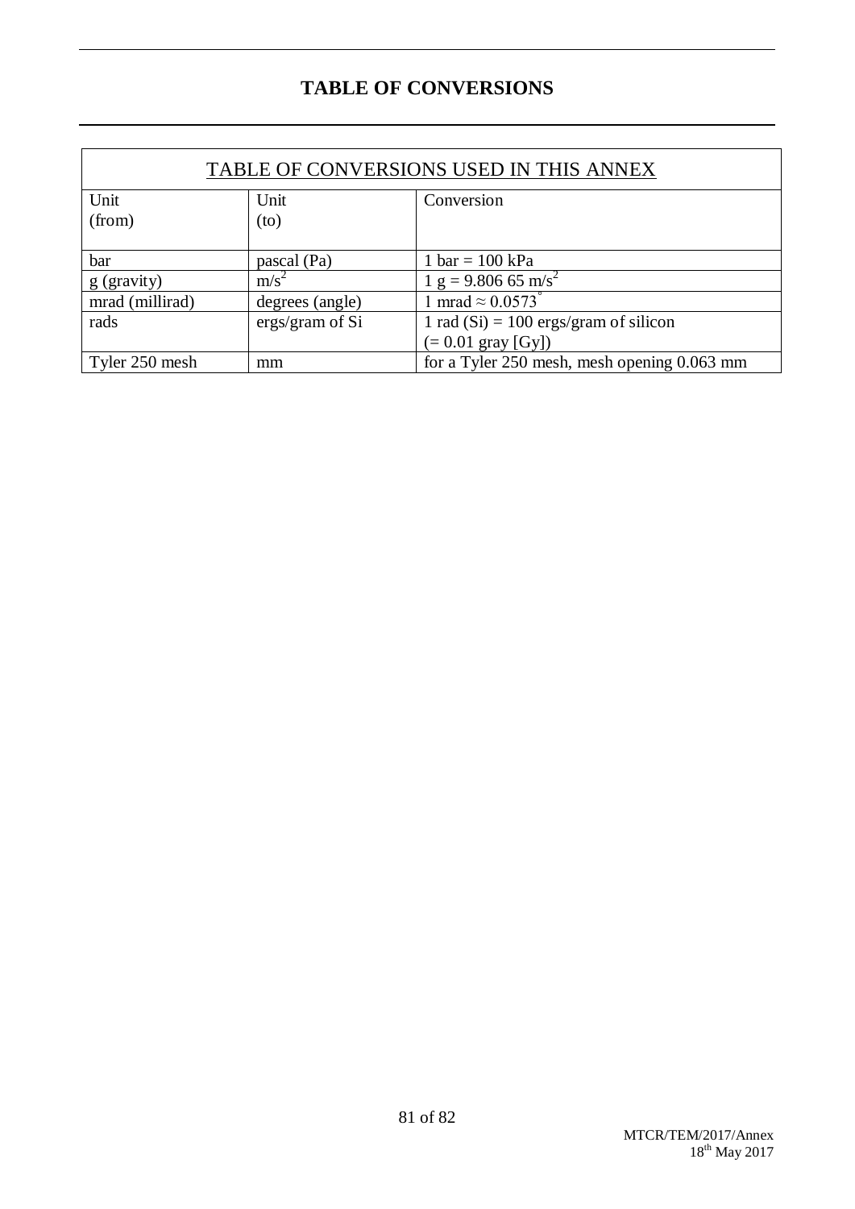# TABLE OF CONVERSIONS

| TABLE OF CONVERSIONS USED IN THIS ANNEX | | |
|---|---|---|
| Unit (from) | Unit (to) | Conversion |
| bar | pascal (Pa) | 1 bar = 100 kPa |
| g (gravity) | $m/s^2$ | 1 g = 9.806 65 $m/s^2$ |
| mrad (millirad) | degrees (angle) | 1 mrad ≈ 0.0573° |
| rads | ergs/gram of Si | 1 rad (Si) = 100 ergs/gram of silicon (= 0.01 gray [Gy]) |
| Tyler 250 mesh | mm | for a Tyler 250 mesh, mesh opening 0.063 mm |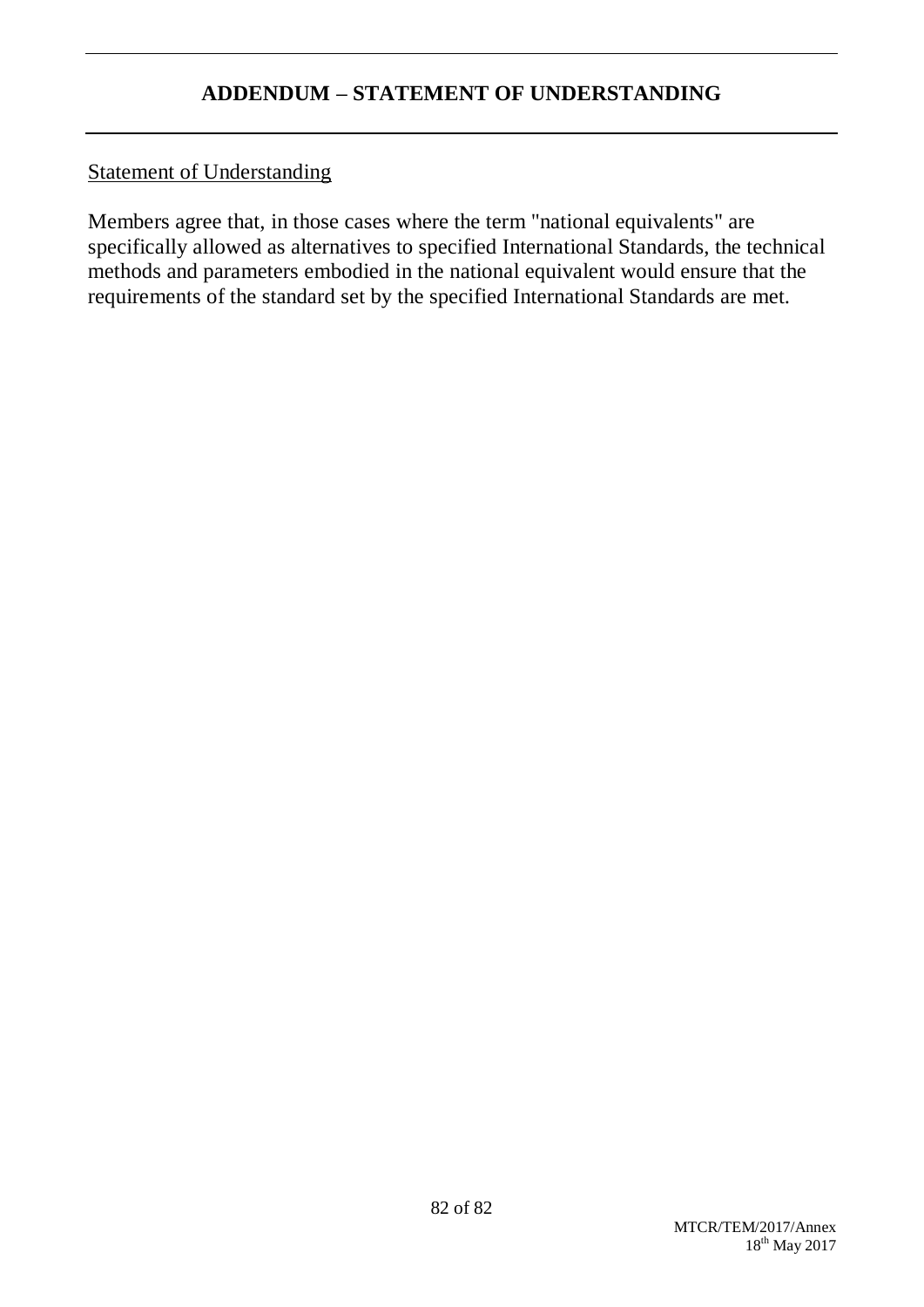## ADDENDUM – STATEMENT OF UNDERSTANDING

Statement of Understanding

Members agree that, in those cases where the term "national equivalents" are specifically allowed as alternatives to specified International Standards, the technical methods and parameters embodied in the national equivalent would ensure that the requirements of the standard set by the specified International Standards are met.